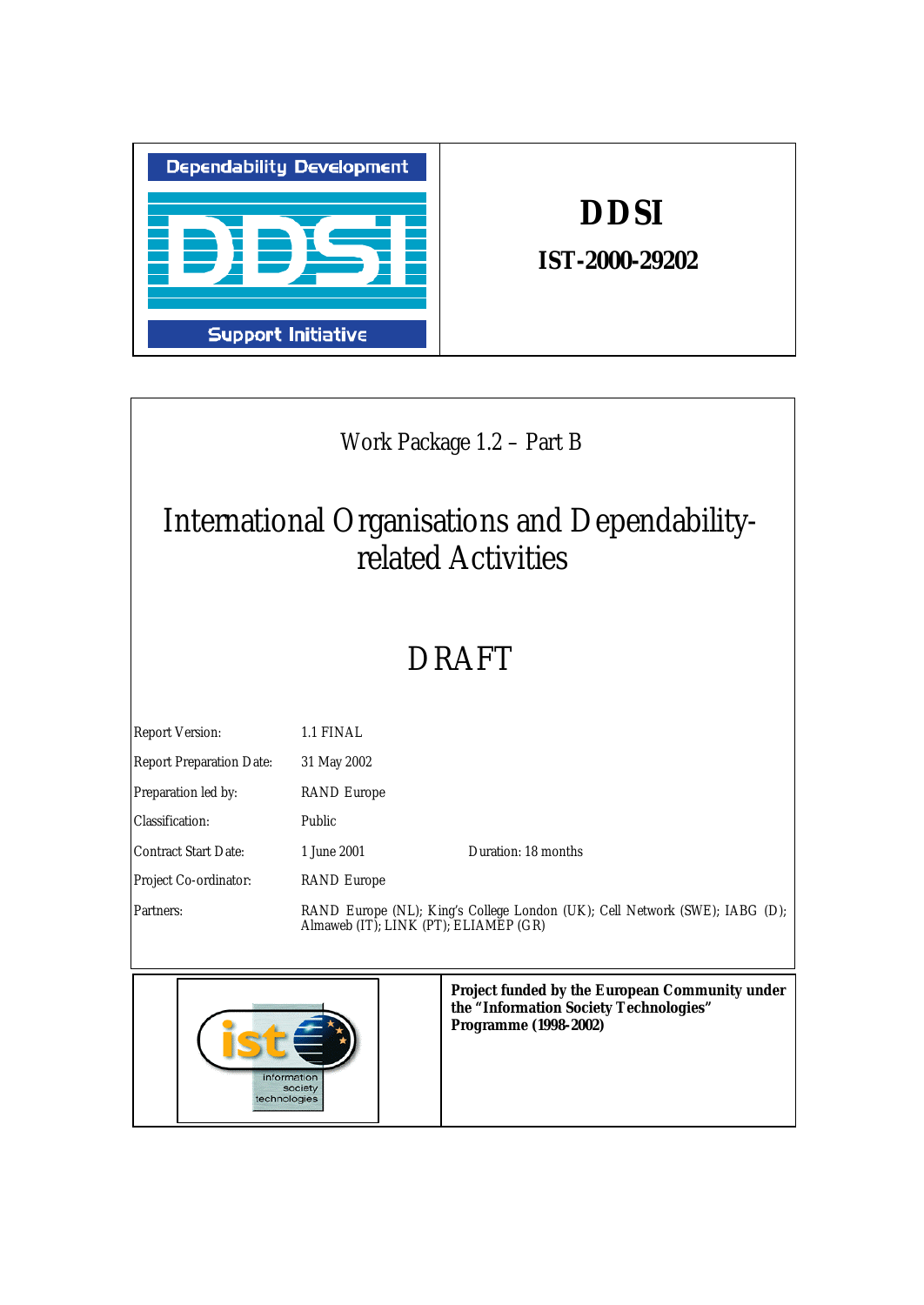Dependability Development

DDSI

Support Initiative

# DDSI

**IST-2000-29202**

Work Package 1.2 – Part B

# International Organisations and Dependability-related Activities

# DRAFT

| | | |
|---|---|---|
| Report Version: | 1.1 FINAL | |
| Report Preparation Date: | 31 May 2002 | |
| Preparation led by: | RAND Europe | |
| Classification: | Public | |
| Contract Start Date: | 1 June 2001 | Duration: 18 months |
| Project Co-ordinator: | RAND Europe | |
| Partners: | RAND Europe (NL); King's College London (UK); Cell Network (SWE); IABG (D); Almaweb (IT); LINK (PT); ELIAMEP (GR) | |

ist information society technologies

**Project funded by the European Community under the "Information Society Technologies" Programme (1998-2002)**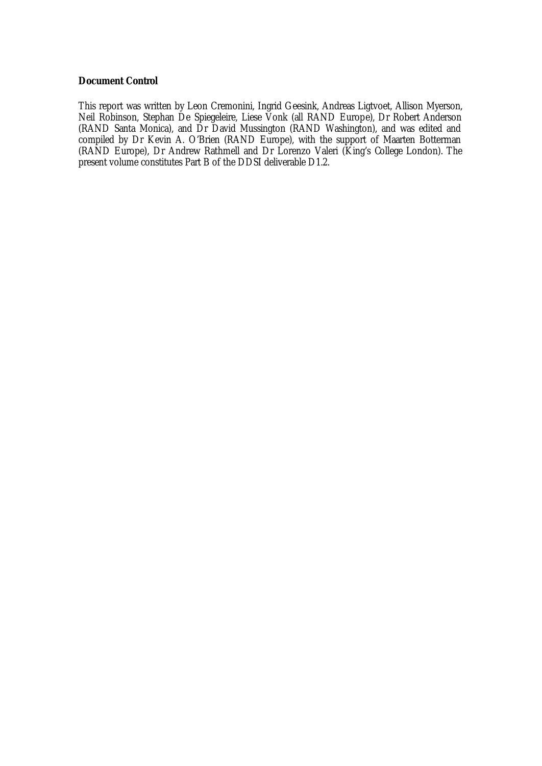**Document Control**

This report was written by Leon Cremonini, Ingrid Geesink, Andreas Ligtvoet, Allison Myerson, Neil Robinson, Stephan De Spiegeleire, Liese Vonk (all RAND Europe), Dr Robert Anderson (RAND Santa Monica), and Dr David Mussington (RAND Washington), and was edited and compiled by Dr Kevin A. O'Brien (RAND Europe), with the support of Maarten Botterman (RAND Europe), Dr Andrew Rathmell and Dr Lorenzo Valeri (King's College London). The present volume constitutes Part B of the DDSI deliverable D1.2.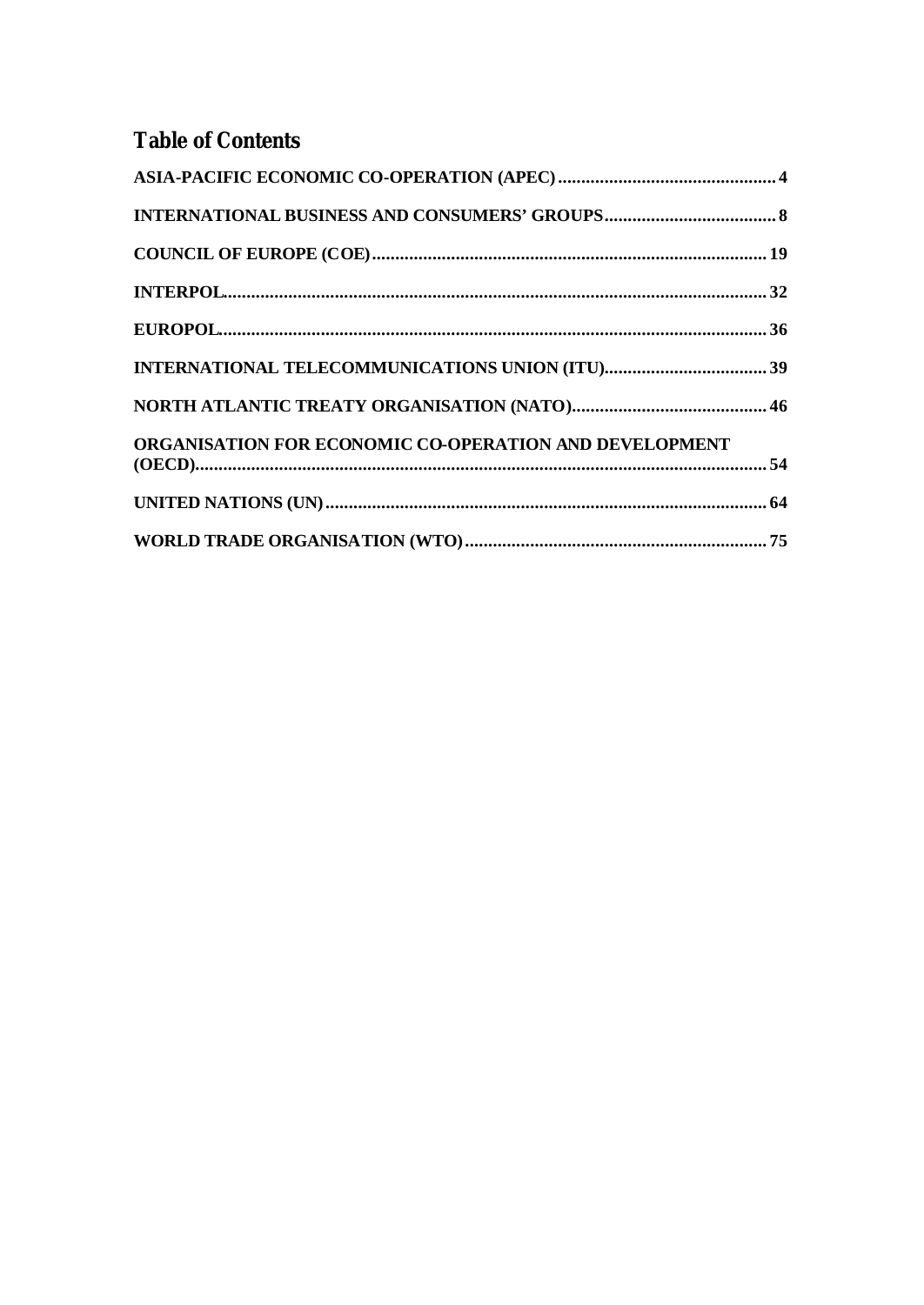## Table of Contents

**ASIA-PACIFIC ECONOMIC CO-OPERATION (APEC)................................................ 4**

**INTERNATIONAL BUSINESS AND CONSUMERS' GROUPS..................................... 8**

**COUNCIL OF EUROPE (COE).................................................................................... 19**

**INTERPOL..................................................................................................................... 32**

**EUROPOL..................................................................................................................... 36**

**INTERNATIONAL TELECOMMUNICATIONS UNION (ITU)................................... 39**

**NORTH ATLANTIC TREATY ORGANISATION (NATO).......................................... 46**

**ORGANISATION FOR ECONOMIC CO-OPERATION AND DEVELOPMENT (OECD)......................................................................................................................... 54**

**UNITED NATIONS (UN).............................................................................................. 64**

**WORLD TRADE ORGANISATION (WTO)................................................................. 75**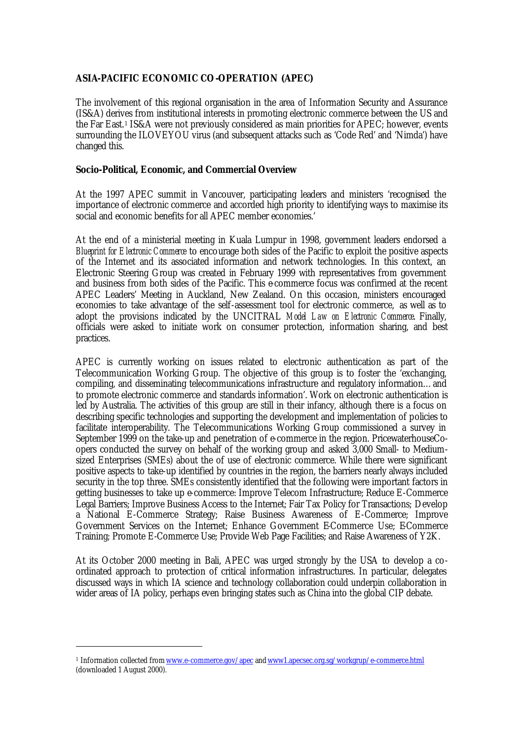**ASIA-PACIFIC ECONOMIC CO-OPERATION (APEC)**

The involvement of this regional organisation in the area of Information Security and Assurance (IS&A) derives from institutional interests in promoting electronic commerce between the US and the Far East.[1] IS&A were not previously considered as main priorities for APEC; however, events surrounding the ILOVEYOU virus (and subsequent attacks such as 'Code Red' and 'Nimda') have changed this.

**Socio-Political, Economic, and Commercial Overview**

At the 1997 APEC summit in Vancouver, participating leaders and ministers 'recognised the importance of electronic commerce and accorded high priority to identifying ways to maximise its social and economic benefits for all APEC member economies.'

At the end of a ministerial meeting in Kuala Lumpur in 1998, government leaders endorsed a *Blueprint for Electronic Commerce* to encourage both sides of the Pacific to exploit the positive aspects of the Internet and its associated information and network technologies. In this context, an Electronic Steering Group was created in February 1999 with representatives from government and business from both sides of the Pacific. This e-commerce focus was confirmed at the recent APEC Leaders' Meeting in Auckland, New Zealand. On this occasion, ministers encouraged economies to take advantage of the self-assessment tool for electronic commerce, as well as to adopt the provisions indicated by the UNCITRAL *Model Law on Electronic Commerce*. Finally, officials were asked to initiate work on consumer protection, information sharing, and best practices.

APEC is currently working on issues related to electronic authentication as part of the Telecommunication Working Group. The objective of this group is to foster the 'exchanging, compiling, and disseminating telecommunications infrastructure and regulatory information… and to promote electronic commerce and standards information'. Work on electronic authentication is led by Australia. The activities of this group are still in their infancy, although there is a focus on describing specific technologies and supporting the development and implementation of policies to facilitate interoperability. The Telecommunications Working Group commissioned a survey in September 1999 on the take-up and penetration of e-commerce in the region. PricewaterhouseCoopers conducted the survey on behalf of the working group and asked 3,000 Small- to Medium-sized Enterprises (SMEs) about the use of use of electronic commerce. While there were significant positive aspects to take-up identified by countries in the region, the barriers nearly always included security in the top three. SMEs consistently identified that the following were important factors in getting businesses to take up e-commerce: Improve Telecom Infrastructure; Reduce E-Commerce Legal Barriers; Improve Business Access to the Internet; Fair Tax Policy for Transactions; Develop a National E-Commerce Strategy; Raise Business Awareness of E-Commerce; Improve Government Services on the Internet; Enhance Government E-Commerce Use; E-Commerce Training; Promote E-Commerce Use; Provide Web Page Facilities; and Raise Awareness of Y2K.

At its October 2000 meeting in Bali, APEC was urged strongly by the USA to develop a co-ordinated approach to protection of critical information infrastructures. In particular, delegates discussed ways in which IA science and technology collaboration could underpin collaboration in wider areas of IA policy, perhaps even bringing states such as China into the global CIP debate.

---

[1] Information collected from www.e-commerce.gov/apec and www1.apecsec.org.sg/workgrup/e-commerce.html (downloaded 1 August 2000).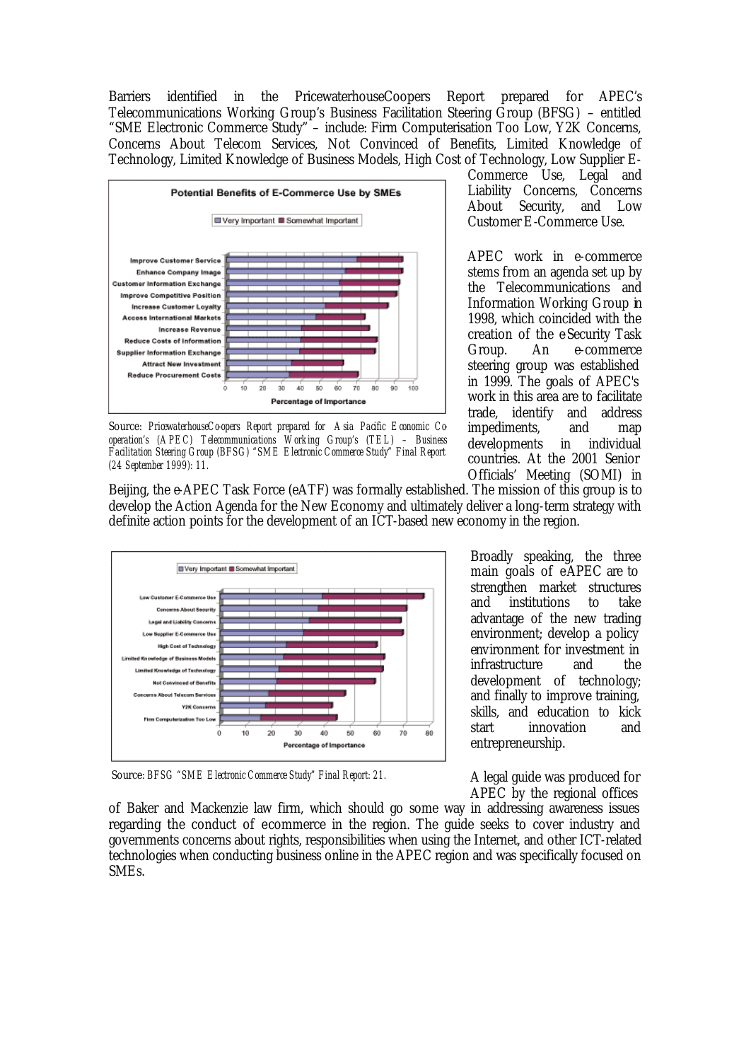Barriers identified in the PricewaterhouseCoopers Report prepared for APEC's Telecommunications Working Group's Business Facilitation Steering Group (BFSG) – entitled "SME Electronic Commerce Study" – include: Firm Computerisation Too Low, Y2K Concerns, Concerns About Telecom Services, Not Convinced of Benefits, Limited Knowledge of Technology, Limited Knowledge of Business Models, High Cost of Technology, Low Supplier E-Commerce Use, Legal and Liability Concerns, Concerns About Security, and Low Customer E-Commerce Use.

Source: *PricewaterhouseCoopers Report prepared for Asia Pacific Economic Co-operation's (APEC) Telecommunications Working Group's (TEL) – Business Facilitation Steering Group (BFSG) "SME Electronic Commerce Study" Final Report (24 September 1999): 11.*

APEC work in e-commerce stems from an agenda set up by the Telecommunications and Information Working Group in 1998, which coincided with the creation of the e-Security Task Group. An e-commerce steering group was established in 1999. The goals of APEC's work in this area are to facilitate trade, identify and address impediments, and map developments in individual countries. At the 2001 Senior Officials' Meeting (SOMI) in Beijing, the e-APEC Task Force (eATF) was formally established. The mission of this group is to develop the Action Agenda for the New Economy and ultimately deliver a long-term strategy with definite action points for the development of an ICT-based new economy in the region.

Broadly speaking, the three main goals of eAPEC are to strengthen market structures and institutions to take advantage of the new trading environment; develop a policy environment for investment in infrastructure and the development of technology; and finally to improve training, skills, and education to kick start innovation and entrepreneurship.

Source: *BFSG "SME Electronic Commerce Study" Final Report: 21.*

A legal guide was produced for APEC by the regional offices of Baker and Mackenzie law firm, which should go some way in addressing awareness issues regarding the conduct of ecommerce in the region. The guide seeks to cover industry and governments concerns about rights, responsibilities when using the Internet, and other ICT-related technologies when conducting business online in the APEC region and was specifically focused on SMEs.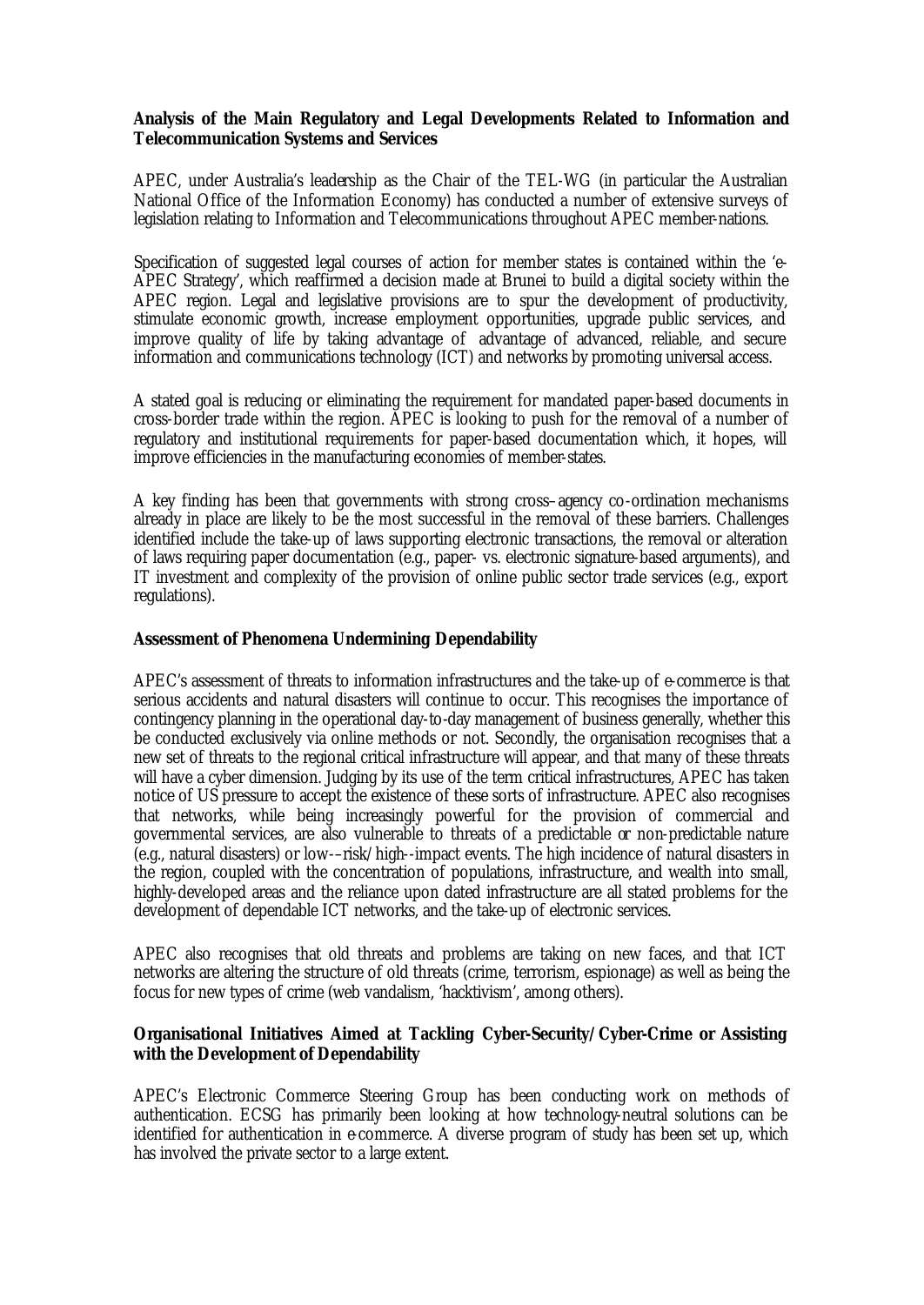**Analysis of the Main Regulatory and Legal Developments Related to Information and Telecommunication Systems and Services**

APEC, under Australia's leadership as the Chair of the TEL-WG (in particular the Australian National Office of the Information Economy) has conducted a number of extensive surveys of legislation relating to Information and Telecommunications throughout APEC member-nations.

Specification of suggested legal courses of action for member states is contained within the 'e-APEC Strategy', which reaffirmed a decision made at Brunei to build a digital society within the APEC region. Legal and legislative provisions are to spur the development of productivity, stimulate economic growth, increase employment opportunities, upgrade public services, and improve quality of life by taking advantage of advantage of advanced, reliable, and secure information and communications technology (ICT) and networks by promoting universal access.

A stated goal is reducing or eliminating the requirement for mandated paper-based documents in cross-border trade within the region. APEC is looking to push for the removal of a number of regulatory and institutional requirements for paper-based documentation which, it hopes, will improve efficiencies in the manufacturing economies of member-states.

A key finding has been that governments with strong cross–agency co-ordination mechanisms already in place are likely to be the most successful in the removal of these barriers. Challenges identified include the take-up of laws supporting electronic transactions, the removal or alteration of laws requiring paper documentation (e.g., paper- vs. electronic signature-based arguments), and IT investment and complexity of the provision of online public sector trade services (e.g., export regulations).

**Assessment of Phenomena Undermining Dependability**

APEC's assessment of threats to information infrastructures and the take-up of e-commerce is that serious accidents and natural disasters will continue to occur. This recognises the importance of contingency planning in the operational day-to-day management of business generally, whether this be conducted exclusively via online methods or not. Secondly, the organisation recognises that a new set of threats to the regional critical infrastructure will appear, and that many of these threats will have a cyber dimension. Judging by its use of the term critical infrastructures, APEC has taken notice of US pressure to accept the existence of these sorts of infrastructure. APEC also recognises that networks, while being increasingly powerful for the provision of commercial and governmental services, are also vulnerable to threats of a predictable or non-predictable nature (e.g., natural disasters) or low-–risk/high-–impact events. The high incidence of natural disasters in the region, coupled with the concentration of populations, infrastructure, and wealth into small, highly-developed areas and the reliance upon dated infrastructure are all stated problems for the development of dependable ICT networks, and the take-up of electronic services.

APEC also recognises that old threats and problems are taking on new faces, and that ICT networks are altering the structure of old threats (crime, terrorism, espionage) as well as being the focus for new types of crime (web vandalism, 'hacktivism', among others).

**Organisational Initiatives Aimed at Tackling Cyber-Security/Cyber-Crime or Assisting with the Development of Dependability**

APEC's Electronic Commerce Steering Group has been conducting work on methods of authentication. ECSG has primarily been looking at how technology-neutral solutions can be identified for authentication in e-commerce. A diverse program of study has been set up, which has involved the private sector to a large extent.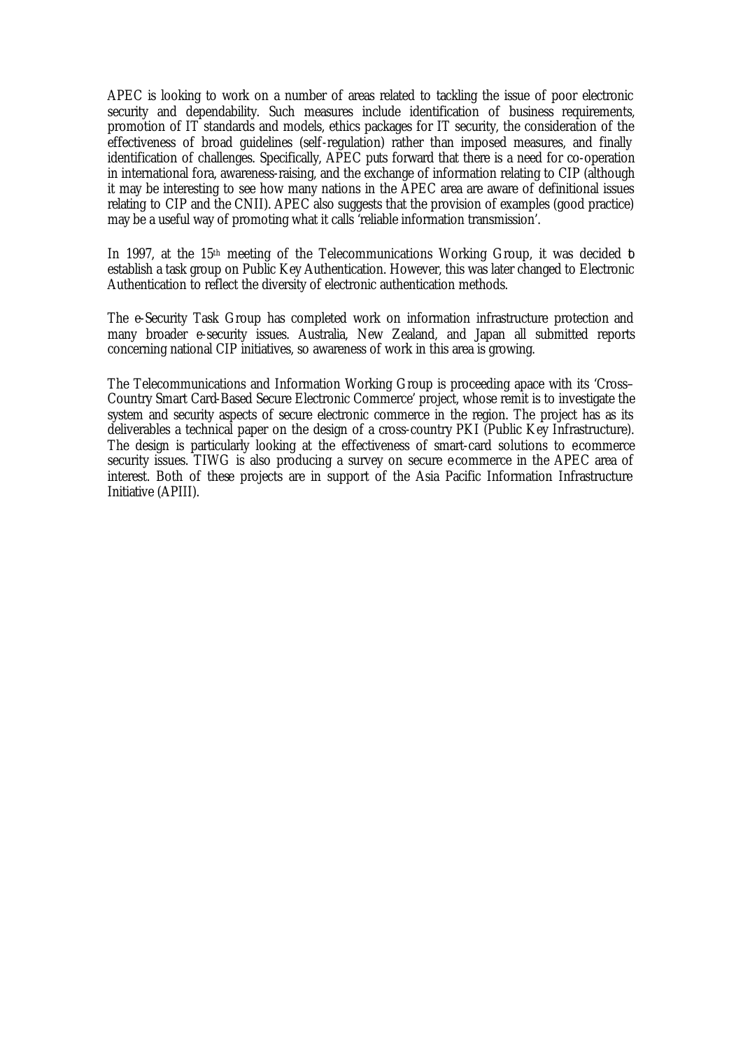APEC is looking to work on a number of areas related to tackling the issue of poor electronic security and dependability. Such measures include identification of business requirements, promotion of IT standards and models, ethics packages for IT security, the consideration of the effectiveness of broad guidelines (self-regulation) rather than imposed measures, and finally identification of challenges. Specifically, APEC puts forward that there is a need for co-operation in international fora, awareness-raising, and the exchange of information relating to CIP (although it may be interesting to see how many nations in the APEC area are aware of definitional issues relating to CIP and the CNII). APEC also suggests that the provision of examples (good practice) may be a useful way of promoting what it calls 'reliable information transmission'.

In 1997, at the 15th meeting of the Telecommunications Working Group, it was decided to establish a task group on Public Key Authentication. However, this was later changed to Electronic Authentication to reflect the diversity of electronic authentication methods.

The e-Security Task Group has completed work on information infrastructure protection and many broader e-security issues. Australia, New Zealand, and Japan all submitted reports concerning national CIP initiatives, so awareness of work in this area is growing.

The Telecommunications and Information Working Group is proceeding apace with its 'Cross–Country Smart Card-Based Secure Electronic Commerce' project, whose remit is to investigate the system and security aspects of secure electronic commerce in the region. The project has as its deliverables a technical paper on the design of a cross-country PKI (Public Key Infrastructure). The design is particularly looking at the effectiveness of smart-card solutions to ecommerce security issues. TIWG is also producing a survey on secure e-commerce in the APEC area of interest. Both of these projects are in support of the Asia Pacific Information Infrastructure Initiative (APIII).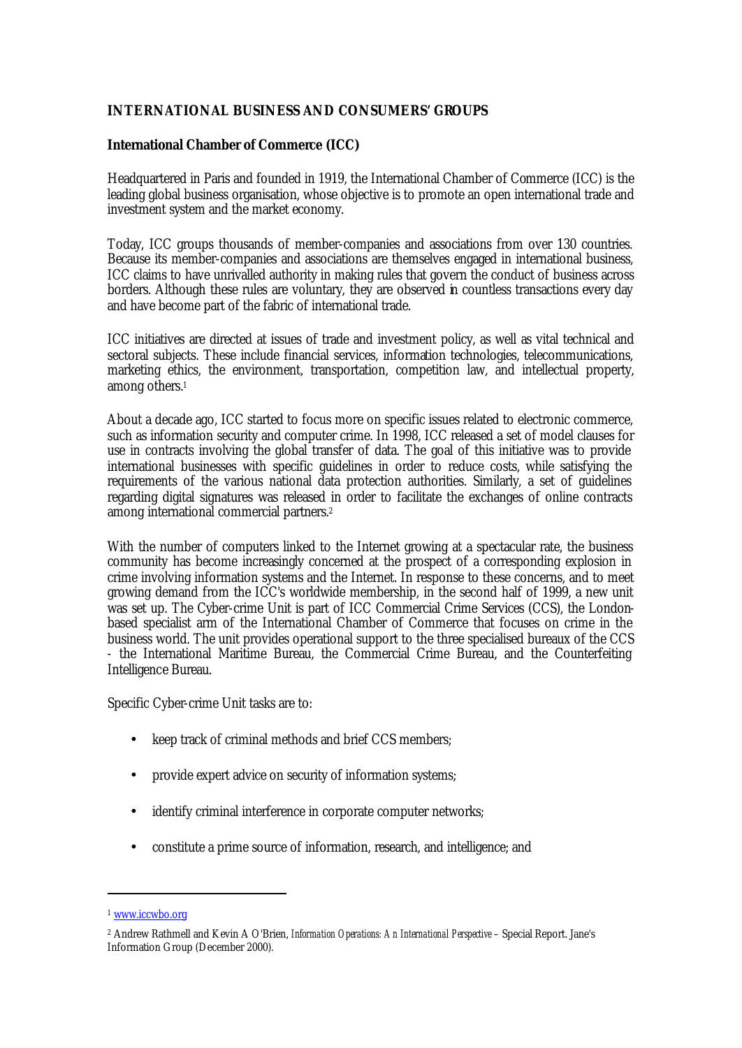## INTERNATIONAL BUSINESS AND CONSUMERS' GROUPS

### International Chamber of Commerce (ICC)

Headquartered in Paris and founded in 1919, the International Chamber of Commerce (ICC) is the leading global business organisation, whose objective is to promote an open international trade and investment system and the market economy.

Today, ICC groups thousands of member-companies and associations from over 130 countries. Because its member-companies and associations are themselves engaged in international business, ICC claims to have unrivalled authority in making rules that govern the conduct of business across borders. Although these rules are voluntary, they are observed in countless transactions every day and have become part of the fabric of international trade.

ICC initiatives are directed at issues of trade and investment policy, as well as vital technical and sectoral subjects. These include financial services, information technologies, telecommunications, marketing ethics, the environment, transportation, competition law, and intellectual property, among others.[1]

About a decade ago, ICC started to focus more on specific issues related to electronic commerce, such as information security and computer crime. In 1998, ICC released a set of model clauses for use in contracts involving the global transfer of data. The goal of this initiative was to provide international businesses with specific guidelines in order to reduce costs, while satisfying the requirements of the various national data protection authorities. Similarly, a set of guidelines regarding digital signatures was released in order to facilitate the exchanges of online contracts among international commercial partners.[2]

With the number of computers linked to the Internet growing at a spectacular rate, the business community has become increasingly concerned at the prospect of a corresponding explosion in crime involving information systems and the Internet. In response to these concerns, and to meet growing demand from the ICC's worldwide membership, in the second half of 1999, a new unit was set up. The Cyber-crime Unit is part of ICC Commercial Crime Services (CCS), the London-based specialist arm of the International Chamber of Commerce that focuses on crime in the business world. The unit provides operational support to the three specialised bureaux of the CCS - the International Maritime Bureau, the Commercial Crime Bureau, and the Counterfeiting Intelligence Bureau.

Specific Cyber-crime Unit tasks are to:

- keep track of criminal methods and brief CCS members;
- provide expert advice on security of information systems;
- identify criminal interference in corporate computer networks;
- constitute a prime source of information, research, and intelligence; and

---

[1] www.iccwbo.org

[2] Andrew Rathmell and Kevin A O'Brien, *Information Operations: An International Perspective* – Special Report. Jane's Information Group (December 2000).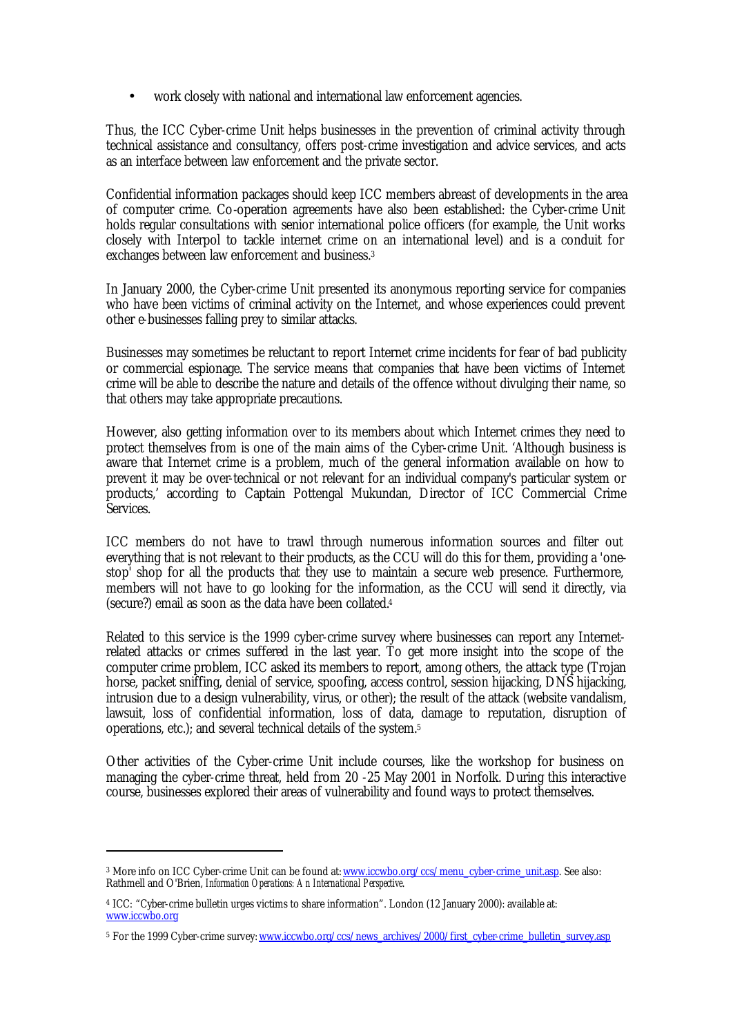- work closely with national and international law enforcement agencies.

Thus, the ICC Cyber-crime Unit helps businesses in the prevention of criminal activity through technical assistance and consultancy, offers post-crime investigation and advice services, and acts as an interface between law enforcement and the private sector.

Confidential information packages should keep ICC members abreast of developments in the area of computer crime. Co-operation agreements have also been established: the Cyber-crime Unit holds regular consultations with senior international police officers (for example, the Unit works closely with Interpol to tackle internet crime on an international level) and is a conduit for exchanges between law enforcement and business.[3]

In January 2000, the Cyber-crime Unit presented its anonymous reporting service for companies who have been victims of criminal activity on the Internet, and whose experiences could prevent other e-businesses falling prey to similar attacks.

Businesses may sometimes be reluctant to report Internet crime incidents for fear of bad publicity or commercial espionage. The service means that companies that have been victims of Internet crime will be able to describe the nature and details of the offence without divulging their name, so that others may take appropriate precautions.

However, also getting information over to its members about which Internet crimes they need to protect themselves from is one of the main aims of the Cyber-crime Unit. 'Although business is aware that Internet crime is a problem, much of the general information available on how to prevent it may be over-technical or not relevant for an individual company's particular system or products,' according to Captain Pottengal Mukundan, Director of ICC Commercial Crime Services.

ICC members do not have to trawl through numerous information sources and filter out everything that is not relevant to their products, as the CCU will do this for them, providing a 'one-stop' shop for all the products that they use to maintain a secure web presence. Furthermore, members will not have to go looking for the information, as the CCU will send it directly, via (secure?) email as soon as the data have been collated.[4]

Related to this service is the 1999 cyber-crime survey where businesses can report any Internet-related attacks or crimes suffered in the last year. To get more insight into the scope of the computer crime problem, ICC asked its members to report, among others, the attack type (Trojan horse, packet sniffing, denial of service, spoofing, access control, session hijacking, DNS hijacking, intrusion due to a design vulnerability, virus, or other); the result of the attack (website vandalism, lawsuit, loss of confidential information, loss of data, damage to reputation, disruption of operations, etc.); and several technical details of the system.[5]

Other activities of the Cyber-crime Unit include courses, like the workshop for business on managing the cyber-crime threat, held from 20 -25 May 2001 in Norfolk. During this interactive course, businesses explored their areas of vulnerability and found ways to protect themselves.

---

[3] More info on ICC Cyber-crime Unit can be found at: www.iccwbo.org/ccs/menu_cyber-crime_unit.asp. See also: Rathmell and O'Brien, *Information Operations: An International Perspective*.

[4] ICC: "Cyber-crime bulletin urges victims to share information". London (12 January 2000): available at: www.iccwbo.org

[5] For the 1999 Cyber-crime survey: www.iccwbo.org/ccs/news_archives/2000/first_cyber-crime_bulletin_survey.asp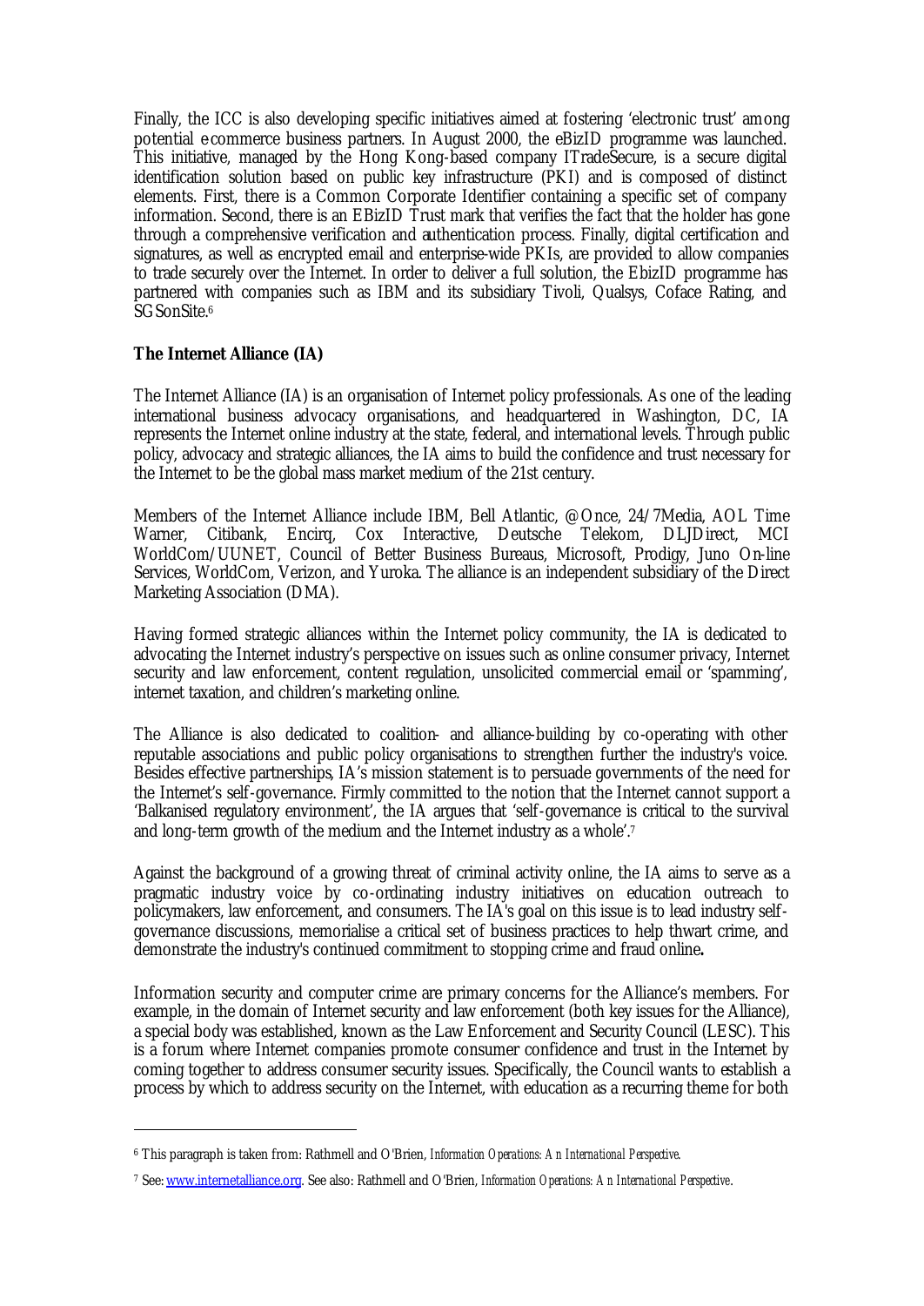Finally, the ICC is also developing specific initiatives aimed at fostering 'electronic trust' among potential e-commerce business partners. In August 2000, the eBizID programme was launched. This initiative, managed by the Hong Kong-based company ITradeSecure, is a secure digital identification solution based on public key infrastructure (PKI) and is composed of distinct elements. First, there is a Common Corporate Identifier containing a specific set of company information. Second, there is an EBizID Trust mark that verifies the fact that the holder has gone through a comprehensive verification and authentication process. Finally, digital certification and signatures, as well as encrypted email and enterprise-wide PKIs, are provided to allow companies to trade securely over the Internet. In order to deliver a full solution, the EbizID programme has partnered with companies such as IBM and its subsidiary Tivoli, Qualsys, Coface Rating, and SGSonSite.[6]

**The Internet Alliance (IA)**

The Internet Alliance (IA) is an organisation of Internet policy professionals. As one of the leading international business advocacy organisations, and headquartered in Washington, DC, IA represents the Internet online industry at the state, federal, and international levels. Through public policy, advocacy and strategic alliances, the IA aims to build the confidence and trust necessary for the Internet to be the global mass market medium of the 21st century.

Members of the Internet Alliance include IBM, Bell Atlantic, @Once, 24/7Media, AOL Time Warner, Citibank, Encirq, Cox Interactive, Deutsche Telekom, DLJDirect, MCI WorldCom/UUNET, Council of Better Business Bureaus, Microsoft, Prodigy, Juno On-line Services, WorldCom, Verizon, and Yuroka. The alliance is an independent subsidiary of the Direct Marketing Association (DMA).

Having formed strategic alliances within the Internet policy community, the IA is dedicated to advocating the Internet industry's perspective on issues such as online consumer privacy, Internet security and law enforcement, content regulation, unsolicited commercial email or 'spamming', internet taxation, and children's marketing online.

The Alliance is also dedicated to coalition- and alliance-building by co-operating with other reputable associations and public policy organisations to strengthen further the industry's voice. Besides effective partnerships, IA's mission statement is to persuade governments of the need for the Internet's self-governance. Firmly committed to the notion that the Internet cannot support a 'Balkanised regulatory environment', the IA argues that 'self-governance is critical to the survival and long-term growth of the medium and the Internet industry as a whole'.[7]

Against the background of a growing threat of criminal activity online, the IA aims to serve as a pragmatic industry voice by co-ordinating industry initiatives on education outreach to policymakers, law enforcement, and consumers. The IA's goal on this issue is to lead industry self-governance discussions, memorialise a critical set of business practices to help thwart crime, and demonstrate the industry's continued commitment to stopping crime and fraud online**.**

Information security and computer crime are primary concerns for the Alliance's members. For example, in the domain of Internet security and law enforcement (both key issues for the Alliance), a special body was established, known as the Law Enforcement and Security Council (LESC). This is a forum where Internet companies promote consumer confidence and trust in the Internet by coming together to address consumer security issues. Specifically, the Council wants to establish a process by which to address security on the Internet, with education as a recurring theme for both

---

[6] This paragraph is taken from: Rathmell and O'Brien, *Information Operations: An International Perspective*.

[7] See: www.internetalliance.org. See also: Rathmell and O'Brien, *Information Operations: An International Perspective*.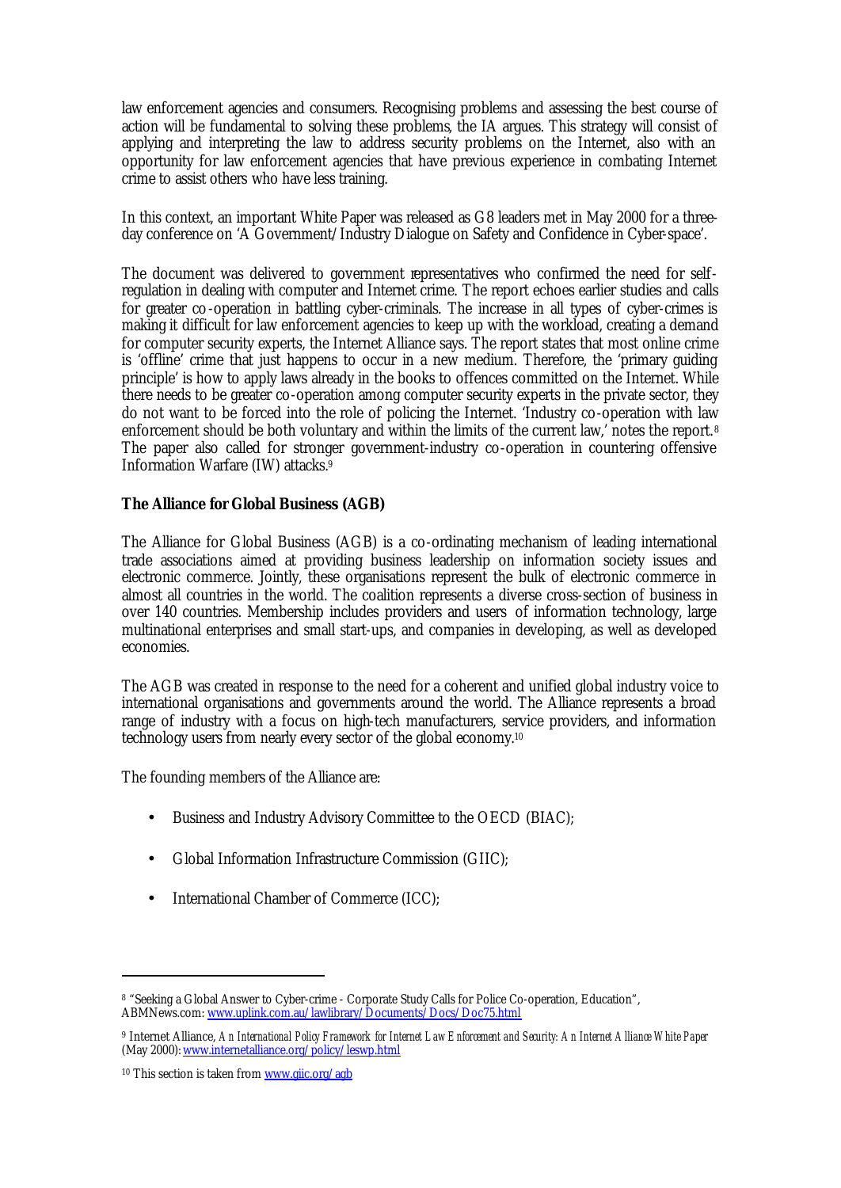law enforcement agencies and consumers. Recognising problems and assessing the best course of action will be fundamental to solving these problems, the IA argues. This strategy will consist of applying and interpreting the law to address security problems on the Internet, also with an opportunity for law enforcement agencies that have previous experience in combating Internet crime to assist others who have less training.

In this context, an important White Paper was released as G8 leaders met in May 2000 for a three-day conference on 'A Government/Industry Dialogue on Safety and Confidence in Cyber-space'.

The document was delivered to government representatives who confirmed the need for self-regulation in dealing with computer and Internet crime. The report echoes earlier studies and calls for greater co-operation in battling cyber-criminals. The increase in all types of cyber-crimes is making it difficult for law enforcement agencies to keep up with the workload, creating a demand for computer security experts, the Internet Alliance says. The report states that most online crime is 'offline' crime that just happens to occur in a new medium. Therefore, the 'primary guiding principle' is how to apply laws already in the books to offences committed on the Internet. While there needs to be greater co-operation among computer security experts in the private sector, they do not want to be forced into the role of policing the Internet. 'Industry co-operation with law enforcement should be both voluntary and within the limits of the current law,' notes the report.[8] The paper also called for stronger government-industry co-operation in countering offensive Information Warfare (IW) attacks.[9]

**The Alliance for Global Business (AGB)**

The Alliance for Global Business (AGB) is a co-ordinating mechanism of leading international trade associations aimed at providing business leadership on information society issues and electronic commerce. Jointly, these organisations represent the bulk of electronic commerce in almost all countries in the world. The coalition represents a diverse cross-section of business in over 140 countries. Membership includes providers and users of information technology, large multinational enterprises and small start-ups, and companies in developing, as well as developed economies.

The AGB was created in response to the need for a coherent and unified global industry voice to international organisations and governments around the world. The Alliance represents a broad range of industry with a focus on high-tech manufacturers, service providers, and information technology users from nearly every sector of the global economy.[10]

The founding members of the Alliance are:

- Business and Industry Advisory Committee to the OECD (BIAC);
- Global Information Infrastructure Commission (GIIC);
- International Chamber of Commerce (ICC);

---

[8] "Seeking a Global Answer to Cyber-crime - Corporate Study Calls for Police Co-operation, Education", ABMNews.com: www.uplink.com.au/lawlibrary/Documents/Docs/Doc75.html

[9] Internet Alliance, *An International Policy Framework for Internet Law Enforcement and Security: An Internet Alliance White Paper* (May 2000): www.internetalliance.org/policy/leswp.html

[10] This section is taken from www.giic.org/agb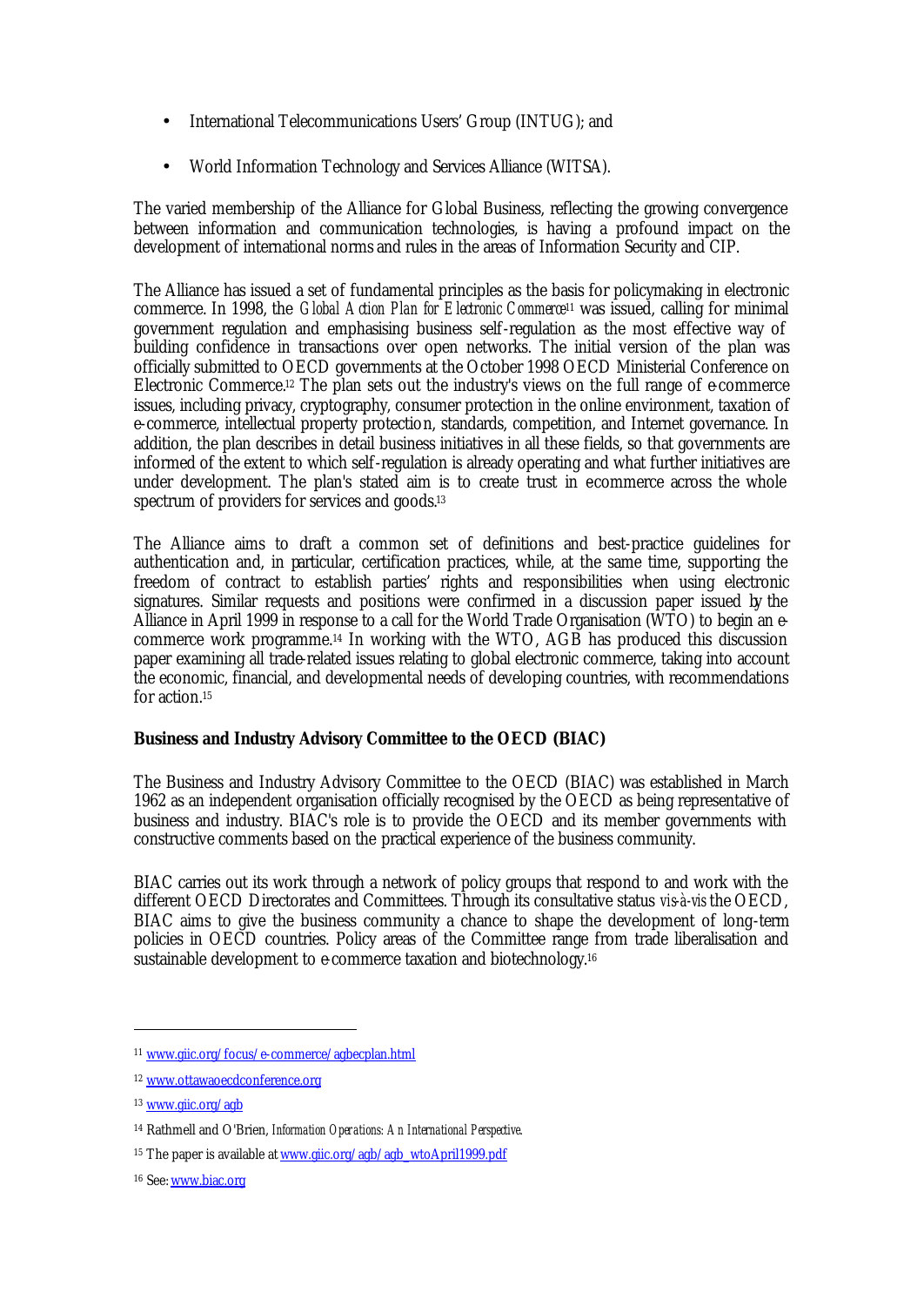- International Telecommunications Users' Group (INTUG); and
- World Information Technology and Services Alliance (WITSA).

The varied membership of the Alliance for Global Business, reflecting the growing convergence between information and communication technologies, is having a profound impact on the development of international norms and rules in the areas of Information Security and CIP.

The Alliance has issued a set of fundamental principles as the basis for policymaking in electronic commerce. In 1998, the *Global Action Plan for Electronic Commerce*[11] was issued, calling for minimal government regulation and emphasising business self-regulation as the most effective way of building confidence in transactions over open networks. The initial version of the plan was officially submitted to OECD governments at the October 1998 OECD Ministerial Conference on Electronic Commerce.[12] The plan sets out the industry's views on the full range of e-commerce issues, including privacy, cryptography, consumer protection in the online environment, taxation of e-commerce, intellectual property protection, standards, competition, and Internet governance. In addition, the plan describes in detail business initiatives in all these fields, so that governments are informed of the extent to which self-regulation is already operating and what further initiatives are under development. The plan's stated aim is to create trust in e-commerce across the whole spectrum of providers for services and goods.[13]

The Alliance aims to draft a common set of definitions and best-practice guidelines for authentication and, in particular, certification practices, while, at the same time, supporting the freedom of contract to establish parties' rights and responsibilities when using electronic signatures. Similar requests and positions were confirmed in a discussion paper issued by the Alliance in April 1999 in response to a call for the World Trade Organisation (WTO) to begin an e-commerce work programme.[14] In working with the WTO, AGB has produced this discussion paper examining all trade-related issues relating to global electronic commerce, taking into account the economic, financial, and developmental needs of developing countries, with recommendations for action.[15]

**Business and Industry Advisory Committee to the OECD (BIAC)**

The Business and Industry Advisory Committee to the OECD (BIAC) was established in March 1962 as an independent organisation officially recognised by the OECD as being representative of business and industry. BIAC's role is to provide the OECD and its member governments with constructive comments based on the practical experience of the business community.

BIAC carries out its work through a network of policy groups that respond to and work with the different OECD Directorates and Committees. Through its consultative status *vis-à-vis* the OECD, BIAC aims to give the business community a chance to shape the development of long-term policies in OECD countries. Policy areas of the Committee range from trade liberalisation and sustainable development to e-commerce taxation and biotechnology.[16]

---

[11] www.giic.org/focus/e-commerce/agbecplan.html

[12] www.ottawaoecdconference.org

[13] www.giic.org/agb

[14] Rathmell and O'Brien, *Information Operations: An International Perspective*.

[15] The paper is available at www.giic.org/agb/agb_wtoApril1999.pdf

[16] See: www.biac.org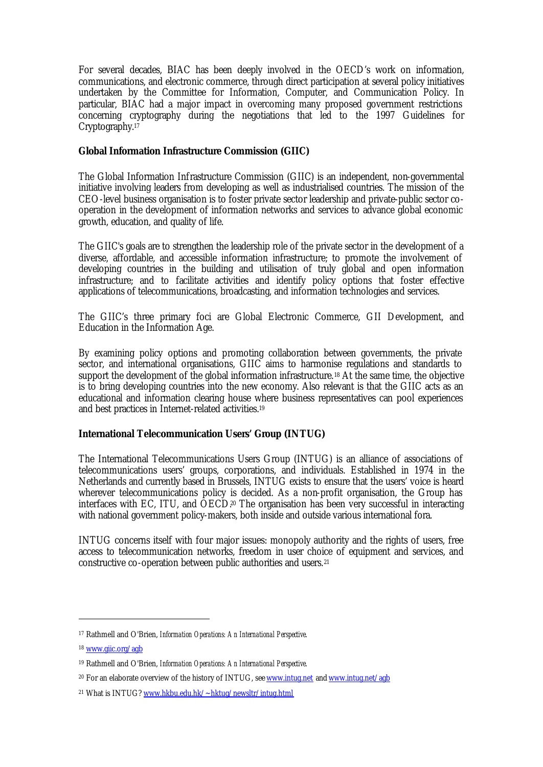For several decades, BIAC has been deeply involved in the OECD's work on information, communications, and electronic commerce, through direct participation at several policy initiatives undertaken by the Committee for Information, Computer, and Communication Policy. In particular, BIAC had a major impact in overcoming many proposed government restrictions concerning cryptography during the negotiations that led to the 1997 Guidelines for Cryptography.[17]

**Global Information Infrastructure Commission (GIIC)**

The Global Information Infrastructure Commission (GIIC) is an independent, non-governmental initiative involving leaders from developing as well as industrialised countries. The mission of the CEO-level business organisation is to foster private sector leadership and private-public sector co-operation in the development of information networks and services to advance global economic growth, education, and quality of life.

The GIIC's goals are to strengthen the leadership role of the private sector in the development of a diverse, affordable, and accessible information infrastructure; to promote the involvement of developing countries in the building and utilisation of truly global and open information infrastructure; and to facilitate activities and identify policy options that foster effective applications of telecommunications, broadcasting, and information technologies and services.

The GIIC's three primary foci are Global Electronic Commerce, GII Development, and Education in the Information Age.

By examining policy options and promoting collaboration between governments, the private sector, and international organisations, GIIC aims to harmonise regulations and standards to support the development of the global information infrastructure.[18] At the same time, the objective is to bring developing countries into the new economy. Also relevant is that the GIIC acts as an educational and information clearing house where business representatives can pool experiences and best practices in Internet-related activities.[19]

**International Telecommunication Users' Group (INTUG)**

The International Telecommunications Users Group (INTUG) is an alliance of associations of telecommunications users' groups, corporations, and individuals. Established in 1974 in the Netherlands and currently based in Brussels, INTUG exists to ensure that the users' voice is heard wherever telecommunications policy is decided. As a non-profit organisation, the Group has interfaces with EC, ITU, and OECD.[20] The organisation has been very successful in interacting with national government policy-makers, both inside and outside various international fora.

INTUG concerns itself with four major issues: monopoly authority and the rights of users, free access to telecommunication networks, freedom in user choice of equipment and services, and constructive co-operation between public authorities and users.[21]

---

[17] Rathmell and O'Brien, *Information Operations: An International Perspective*.

[18] www.giic.org/agb

[19] Rathmell and O'Brien, *Information Operations: An International Perspective*.

[20] For an elaborate overview of the history of INTUG, see www.intug.net and www.intug.net/agb

[21] What is INTUG? www.hkbu.edu.hk/~hktug/newsltr/intug.html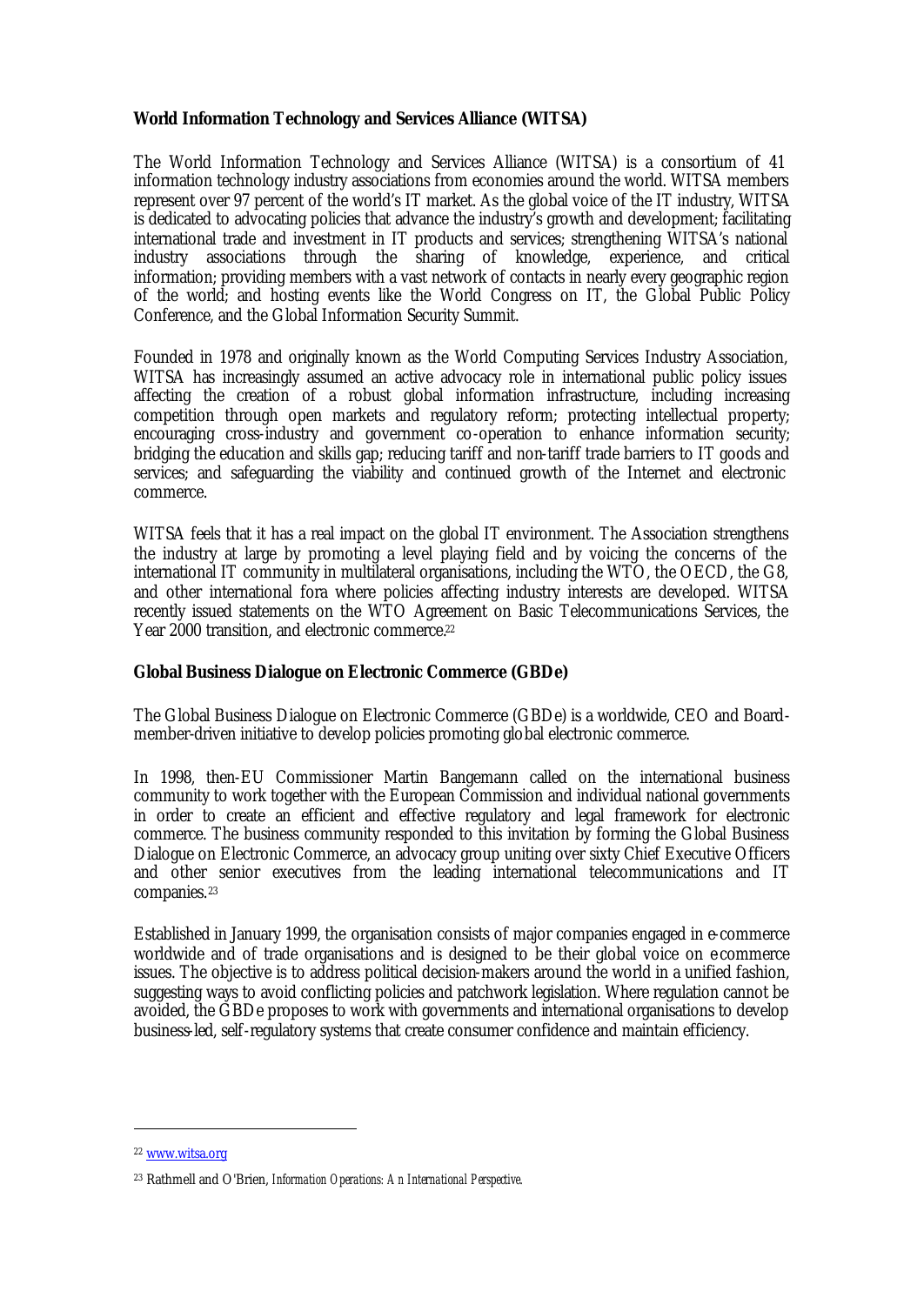**World Information Technology and Services Alliance (WITSA)**

The World Information Technology and Services Alliance (WITSA) is a consortium of 41 information technology industry associations from economies around the world. WITSA members represent over 97 percent of the world's IT market. As the global voice of the IT industry, WITSA is dedicated to advocating policies that advance the industry's growth and development; facilitating international trade and investment in IT products and services; strengthening WITSA's national industry associations through the sharing of knowledge, experience, and critical information; providing members with a vast network of contacts in nearly every geographic region of the world; and hosting events like the World Congress on IT, the Global Public Policy Conference, and the Global Information Security Summit.

Founded in 1978 and originally known as the World Computing Services Industry Association, WITSA has increasingly assumed an active advocacy role in international public policy issues affecting the creation of a robust global information infrastructure, including increasing competition through open markets and regulatory reform; protecting intellectual property; encouraging cross-industry and government co-operation to enhance information security; bridging the education and skills gap; reducing tariff and non-tariff trade barriers to IT goods and services; and safeguarding the viability and continued growth of the Internet and electronic commerce.

WITSA feels that it has a real impact on the global IT environment. The Association strengthens the industry at large by promoting a level playing field and by voicing the concerns of the international IT community in multilateral organisations, including the WTO, the OECD, the G8, and other international fora where policies affecting industry interests are developed. WITSA recently issued statements on the WTO Agreement on Basic Telecommunications Services, the Year 2000 transition, and electronic commerce.[22]

**Global Business Dialogue on Electronic Commerce (GBDe)**

The Global Business Dialogue on Electronic Commerce (GBDe) is a worldwide, CEO and Board-member-driven initiative to develop policies promoting global electronic commerce.

In 1998, then-EU Commissioner Martin Bangemann called on the international business community to work together with the European Commission and individual national governments in order to create an efficient and effective regulatory and legal framework for electronic commerce. The business community responded to this invitation by forming the Global Business Dialogue on Electronic Commerce, an advocacy group uniting over sixty Chief Executive Officers and other senior executives from the leading international telecommunications and IT companies.[23]

Established in January 1999, the organisation consists of major companies engaged in e-commerce worldwide and of trade organisations and is designed to be their global voice on e-commerce issues. The objective is to address political decision-makers around the world in a unified fashion, suggesting ways to avoid conflicting policies and patchwork legislation. Where regulation cannot be avoided, the GBDe proposes to work with governments and international organisations to develop business-led, self-regulatory systems that create consumer confidence and maintain efficiency.

---

[22] www.witsa.org

[23] Rathmell and O'Brien, *Information Operations: An International Perspective.*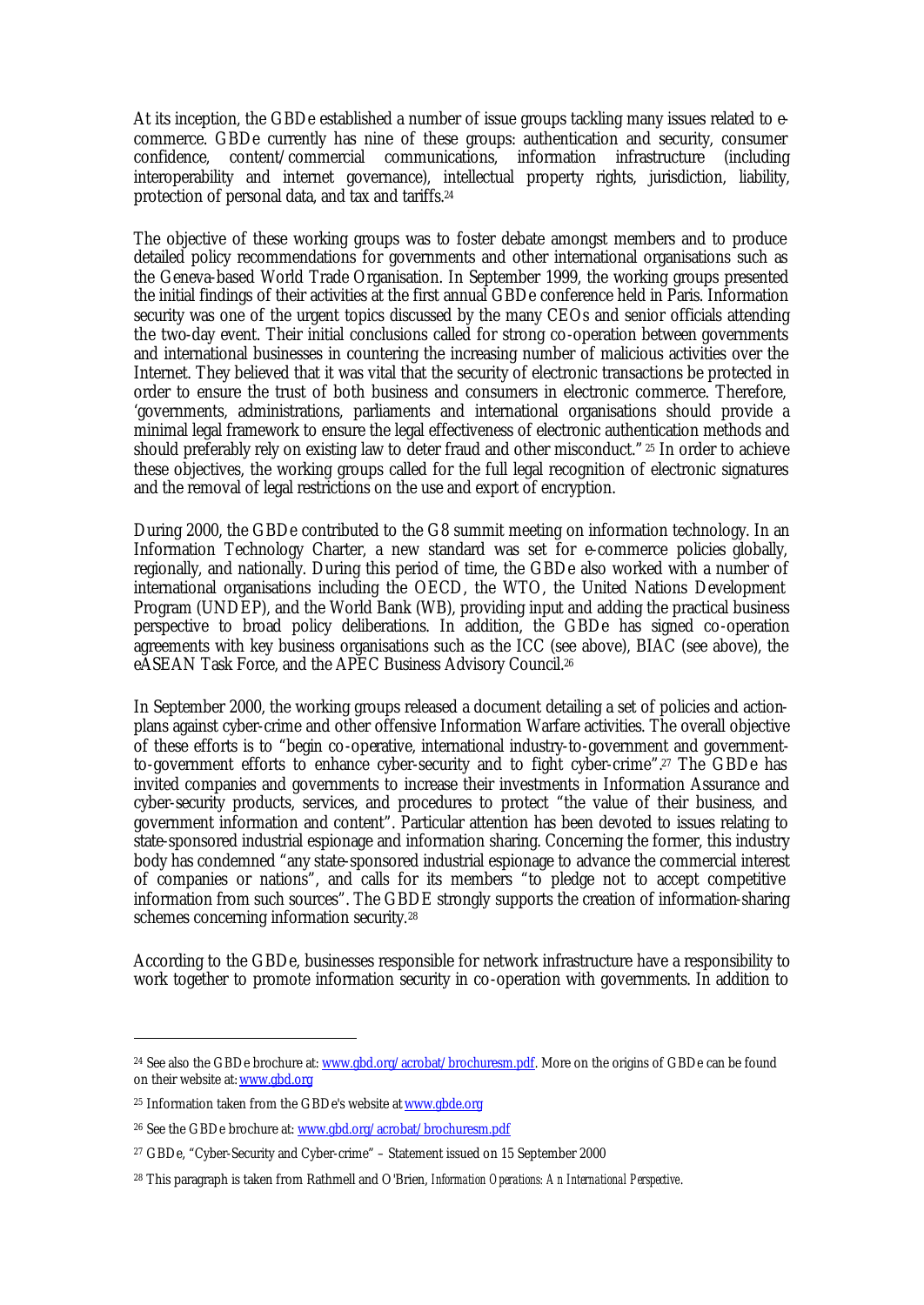At its inception, the GBDe established a number of issue groups tackling many issues related to e-commerce. GBDe currently has nine of these groups: authentication and security, consumer confidence, content/commercial communications, information infrastructure (including interoperability and internet governance), intellectual property rights, jurisdiction, liability, protection of personal data, and tax and tariffs.[24]

The objective of these working groups was to foster debate amongst members and to produce detailed policy recommendations for governments and other international organisations such as the Geneva-based World Trade Organisation. In September 1999, the working groups presented the initial findings of their activities at the first annual GBDe conference held in Paris. Information security was one of the urgent topics discussed by the many CEOs and senior officials attending the two-day event. Their initial conclusions called for strong co-operation between governments and international businesses in countering the increasing number of malicious activities over the Internet. They believed that it was vital that the security of electronic transactions be protected in order to ensure the trust of both business and consumers in electronic commerce. Therefore, 'governments, administrations, parliaments and international organisations should provide a minimal legal framework to ensure the legal effectiveness of electronic authentication methods and should preferably rely on existing law to deter fraud and other misconduct."[25] In order to achieve these objectives, the working groups called for the full legal recognition of electronic signatures and the removal of legal restrictions on the use and export of encryption.

During 2000, the GBDe contributed to the G8 summit meeting on information technology. In an Information Technology Charter, a new standard was set for e-commerce policies globally, regionally, and nationally. During this period of time, the GBDe also worked with a number of international organisations including the OECD, the WTO, the United Nations Development Program (UNDEP), and the World Bank (WB), providing input and adding the practical business perspective to broad policy deliberations. In addition, the GBDe has signed co-operation agreements with key business organisations such as the ICC (see above), BIAC (see above), the eASEAN Task Force, and the APEC Business Advisory Council.[26]

In September 2000, the working groups released a document detailing a set of policies and action-plans against cyber-crime and other offensive Information Warfare activities. The overall objective of these efforts is to "begin co-operative, international industry-to-government and government-to-government efforts to enhance cyber-security and to fight cyber-crime".[27] The GBDe has invited companies and governments to increase their investments in Information Assurance and cyber-security products, services, and procedures to protect "the value of their business, and government information and content". Particular attention has been devoted to issues relating to state-sponsored industrial espionage and information sharing. Concerning the former, this industry body has condemned "any state-sponsored industrial espionage to advance the commercial interest of companies or nations", and calls for its members "to pledge not to accept competitive information from such sources". The GBDE strongly supports the creation of information-sharing schemes concerning information security.[28]

According to the GBDe, businesses responsible for network infrastructure have a responsibility to work together to promote information security in co-operation with governments. In addition to

---

[24] See also the GBDe brochure at: www.gbd.org/acrobat/brochuresm.pdf. More on the origins of GBDe can be found on their website at: www.gbd.org

[25] Information taken from the GBDe's website at www.gbde.org

[26] See the GBDe brochure at: www.gbd.org/acrobat/brochuresm.pdf

[27] GBDe, "Cyber-Security and Cyber-crime" – Statement issued on 15 September 2000

[28] This paragraph is taken from Rathmell and O'Brien, *Information Operations: An International Perspective*.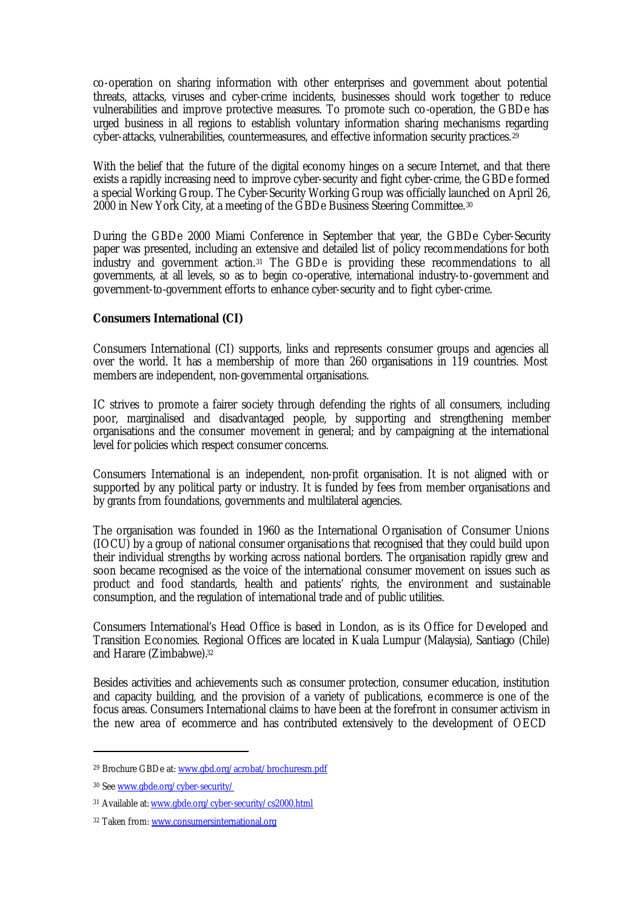co-operation on sharing information with other enterprises and government about potential threats, attacks, viruses and cyber-crime incidents, businesses should work together to reduce vulnerabilities and improve protective measures. To promote such co-operation, the GBDe has urged business in all regions to establish voluntary information sharing mechanisms regarding cyber-attacks, vulnerabilities, countermeasures, and effective information security practices.[29]

With the belief that the future of the digital economy hinges on a secure Internet, and that there exists a rapidly increasing need to improve cyber-security and fight cyber-crime, the GBDe formed a special Working Group. The Cyber-Security Working Group was officially launched on April 26, 2000 in New York City, at a meeting of the GBDe Business Steering Committee.[30]

During the GBDe 2000 Miami Conference in September that year, the GBDe Cyber-Security paper was presented, including an extensive and detailed list of policy recommendations for both industry and government action.[31] The GBDe is providing these recommendations to all governments, at all levels, so as to begin co-operative, international industry-to-government and government-to-government efforts to enhance cyber-security and to fight cyber-crime.

**Consumers International (CI)**

Consumers International (CI) supports, links and represents consumer groups and agencies all over the world. It has a membership of more than 260 organisations in 119 countries. Most members are independent, non-governmental organisations.

IC strives to promote a fairer society through defending the rights of all consumers, including poor, marginalised and disadvantaged people, by supporting and strengthening member organisations and the consumer movement in general; and by campaigning at the international level for policies which respect consumer concerns.

Consumers International is an independent, non-profit organisation. It is not aligned with or supported by any political party or industry. It is funded by fees from member organisations and by grants from foundations, governments and multilateral agencies.

The organisation was founded in 1960 as the International Organisation of Consumer Unions (IOCU) by a group of national consumer organisations that recognised that they could build upon their individual strengths by working across national borders. The organisation rapidly grew and soon became recognised as the voice of the international consumer movement on issues such as product and food standards, health and patients' rights, the environment and sustainable consumption, and the regulation of international trade and of public utilities.

Consumers International's Head Office is based in London, as is its Office for Developed and Transition Economies. Regional Offices are located in Kuala Lumpur (Malaysia), Santiago (Chile) and Harare (Zimbabwe).[32]

Besides activities and achievements such as consumer protection, consumer education, institution and capacity building, and the provision of a variety of publications, ecommerce is one of the focus areas. Consumers International claims to have been at the forefront in consumer activism in the new area of ecommerce and has contributed extensively to the development of OECD

---

[29] Brochure GBDe at: www.gbd.org/acrobat/brochuresm.pdf

[30] See www.gbde.org/cyber-security/

[31] Available at: www.gbde.org/cyber-security/cs2000.html

[32] Taken from: www.consumersinternational.org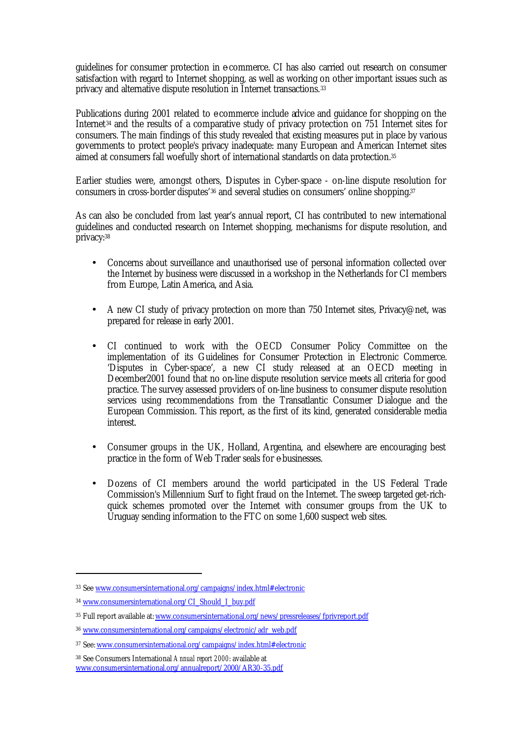guidelines for consumer protection in e-commerce. CI has also carried out research on consumer satisfaction with regard to Internet shopping, as well as working on other important issues such as privacy and alternative dispute resolution in Internet transactions.[33]

Publications during 2001 related to e-commerce include advice and guidance for shopping on the Internet[34] and the results of a comparative study of privacy protection on 751 Internet sites for consumers. The main findings of this study revealed that existing measures put in place by various governments to protect people's privacy inadequate: many European and American Internet sites aimed at consumers fall woefully short of international standards on data protection.[35]

Earlier studies were, amongst others, Disputes in Cyber-space - on-line dispute resolution for consumers in cross-border disputes'[36] and several studies on consumers' online shopping.[37]

As can also be concluded from last year's annual report, CI has contributed to new international guidelines and conducted research on Internet shopping, mechanisms for dispute resolution, and privacy:[38]

- Concerns about surveillance and unauthorised use of personal information collected over the Internet by business were discussed in a workshop in the Netherlands for CI members from Europe, Latin America, and Asia.

- A new CI study of privacy protection on more than 750 Internet sites, Privacy@net, was prepared for release in early 2001.

- CI continued to work with the OECD Consumer Policy Committee on the implementation of its Guidelines for Consumer Protection in Electronic Commerce. 'Disputes in Cyber-space', a new CI study released at an OECD meeting in December2001 found that no on-line dispute resolution service meets all criteria for good practice. The survey assessed providers of on-line business to consumer dispute resolution services using recommendations from the Transatlantic Consumer Dialogue and the European Commission. This report, as the first of its kind, generated considerable media interest.

- Consumer groups in the UK, Holland, Argentina, and elsewhere are encouraging best practice in the form of Web Trader seals for e-businesses.

- Dozens of CI members around the world participated in the US Federal Trade Commission's Millennium Surf to fight fraud on the Internet. The sweep targeted get-rich-quick schemes promoted over the Internet with consumer groups from the UK to Uruguay sending information to the FTC on some 1,600 suspect web sites.

---

[33] See www.consumersinternational.org/campaigns/index.html#electronic

[34] www.consumersinternational.org/CI_Should_I_buy.pdf

[35] Full report available at: www.consumersinternational.org/news/pressreleases/fprivreport.pdf

[36] www.consumersinternational.org/campaigns/electronic/adr_web.pdf

[37] See: www.consumersinternational.org/campaigns/index.html#electronic

[38] See Consumers International *Annual report 2000*: available at www.consumersinternational.org/annualreport/2000/AR30-35.pdf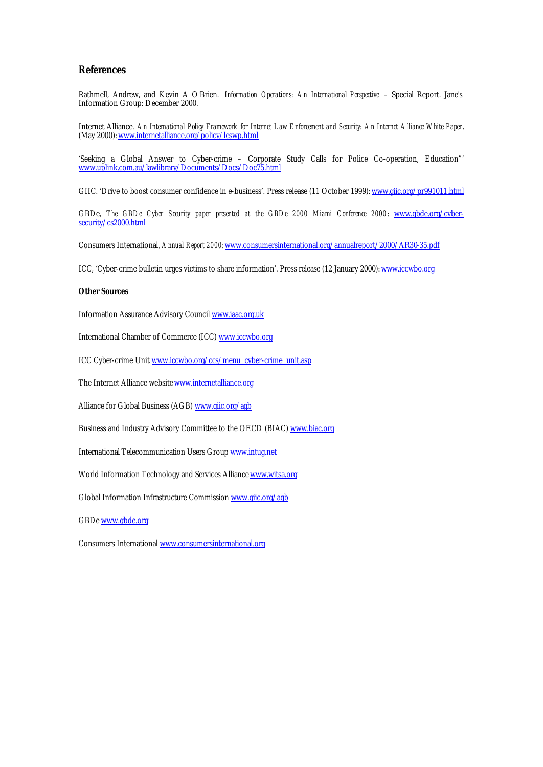## References

Rathmell, Andrew, and Kevin A O'Brien. *Information Operations: An International Perspective* – Special Report. Jane's Information Group: December 2000.

Internet Alliance. *An International Policy Framework for Internet Law Enforcement and Security: An Internet Alliance White Paper*. (May 2000): www.internetalliance.org/policy/leswp.html

'Seeking a Global Answer to Cyber-crime – Corporate Study Calls for Police Co-operation, Education"' www.uplink.com.au/lawlibrary/Documents/Docs/Doc75.html

GIIC. 'Drive to boost consumer confidence in e-business'. Press release (11 October 1999): www.giic.org/pr991011.html

GBDe, *The GBDe Cyber Security paper presented at the GBDe 2000 Miami Conference 2000*: www.gbde.org/cyber-security/cs2000.html

Consumers International, *Annual Report 2000*: www.consumersinternational.org/annualreport/2000/AR30-35.pdf

ICC, 'Cyber-crime bulletin urges victims to share information'. Press release (12 January 2000): www.iccwbo.org

**Other Sources**

Information Assurance Advisory Council www.iaac.org.uk

International Chamber of Commerce (ICC) www.iccwbo.org

ICC Cyber-crime Unit www.iccwbo.org/ccs/menu_cyber-crime_unit.asp

The Internet Alliance website www.internetalliance.org

Alliance for Global Business (AGB) www.giic.org/agb

Business and Industry Advisory Committee to the OECD (BIAC) www.biac.org

International Telecommunication Users Group www.intug.net

World Information Technology and Services Alliance www.witsa.org

Global Information Infrastructure Commission www.giic.org/agb

GBDe www.gbde.org

Consumers International www.consumersinternational.org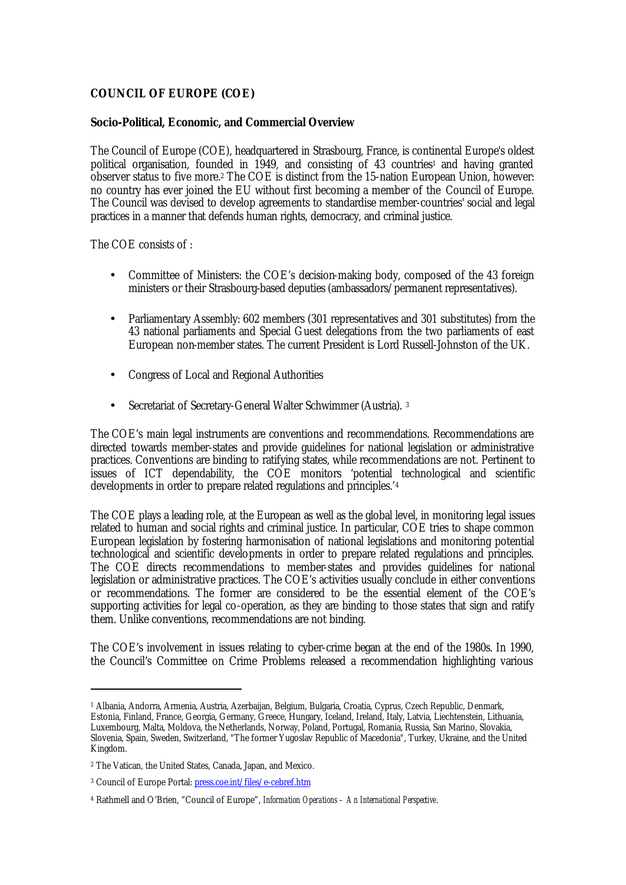**COUNCIL OF EUROPE (COE)**

**Socio-Political, Economic, and Commercial Overview**

The Council of Europe (COE), headquartered in Strasbourg, France, is continental Europe's oldest political organisation, founded in 1949, and consisting of 43 countries[1] and having granted observer status to five more.[2] The COE is distinct from the 15-nation European Union, however: no country has ever joined the EU without first becoming a member of the Council of Europe. The Council was devised to develop agreements to standardise member-countries' social and legal practices in a manner that defends human rights, democracy, and criminal justice.

The COE consists of :

- Committee of Ministers: the COE's decision-making body, composed of the 43 foreign ministers or their Strasbourg-based deputies (ambassadors/permanent representatives).
- Parliamentary Assembly: 602 members (301 representatives and 301 substitutes) from the 43 national parliaments and Special Guest delegations from the two parliaments of east European non-member states. The current President is Lord Russell-Johnston of the UK.
- Congress of Local and Regional Authorities
- Secretariat of Secretary-General Walter Schwimmer (Austria). [3]

The COE's main legal instruments are conventions and recommendations. Recommendations are directed towards member-states and provide guidelines for national legislation or administrative practices. Conventions are binding to ratifying states, while recommendations are not. Pertinent to issues of ICT dependability, the COE monitors 'potential technological and scientific developments in order to prepare related regulations and principles.'[4]

The COE plays a leading role, at the European as well as the global level, in monitoring legal issues related to human and social rights and criminal justice. In particular, COE tries to shape common European legislation by fostering harmonisation of national legislations and monitoring potential technological and scientific developments in order to prepare related regulations and principles. The COE directs recommendations to member-states and provides guidelines for national legislation or administrative practices. The COE's activities usually conclude in either conventions or recommendations. The former are considered to be the essential element of the COE's supporting activities for legal co-operation, as they are binding to those states that sign and ratify them. Unlike conventions, recommendations are not binding.

The COE's involvement in issues relating to cyber-crime began at the end of the 1980s. In 1990, the Council's Committee on Crime Problems released a recommendation highlighting various

---

[1] Albania, Andorra, Armenia, Austria, Azerbaijan, Belgium, Bulgaria, Croatia, Cyprus, Czech Republic, Denmark, Estonia, Finland, France, Georgia, Germany, Greece, Hungary, Iceland, Ireland, Italy, Latvia, Liechtenstein, Lithuania, Luxembourg, Malta, Moldova, the Netherlands, Norway, Poland, Portugal, Romania, Russia, San Marino, Slovakia, Slovenia, Spain, Sweden, Switzerland, "The former Yugoslav Republic of Macedonia", Turkey, Ukraine, and the United Kingdom.

[2] The Vatican, the United States, Canada, Japan, and Mexico.

[3] Council of Europe Portal: press.coe.int/files/e-cebref.htm

[4] Rathmell and O'Brien, "Council of Europe", *Information Operations – An International Perspective*.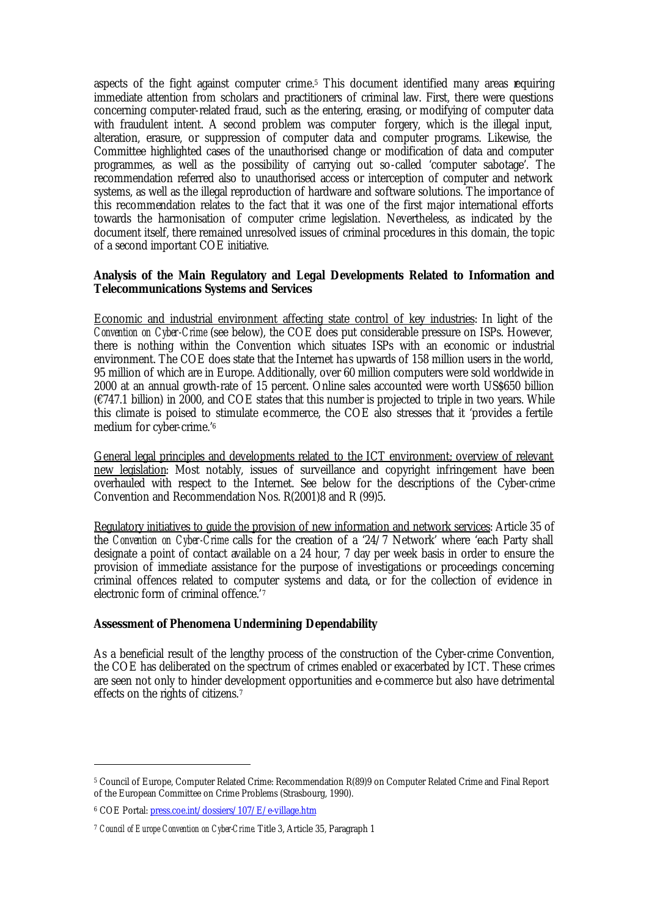aspects of the fight against computer crime.[5] This document identified many areas requiring immediate attention from scholars and practitioners of criminal law. First, there were questions concerning computer-related fraud, such as the entering, erasing, or modifying of computer data with fraudulent intent. A second problem was computer forgery, which is the illegal input, alteration, erasure, or suppression of computer data and computer programs. Likewise, the Committee highlighted cases of the unauthorised change or modification of data and computer programmes, as well as the possibility of carrying out so-called 'computer sabotage'. The recommendation referred also to unauthorised access or interception of computer and network systems, as well as the illegal reproduction of hardware and software solutions. The importance of this recommendation relates to the fact that it was one of the first major international efforts towards the harmonisation of computer crime legislation. Nevertheless, as indicated by the document itself, there remained unresolved issues of criminal procedures in this domain, the topic of a second important COE initiative.

**Analysis of the Main Regulatory and Legal Developments Related to Information and Telecommunications Systems and Services**

Economic and industrial environment affecting state control of key industries: In light of the *Convention on Cyber-Crime* (see below), the COE does put considerable pressure on ISPs. However, there is nothing within the Convention which situates ISPs with an economic or industrial environment. The COE does state that the Internet has upwards of 158 million users in the world, 95 million of which are in Europe. Additionally, over 60 million computers were sold worldwide in 2000 at an annual growth-rate of 15 percent. Online sales accounted were worth US$650 billion (€747.1 billion) in 2000, and COE states that this number is projected to triple in two years. While this climate is poised to stimulate ecommerce, the COE also stresses that it 'provides a fertile medium for cyber-crime.'[6]

General legal principles and developments related to the ICT environment; overview of relevant new legislation: Most notably, issues of surveillance and copyright infringement have been overhauled with respect to the Internet. See below for the descriptions of the Cyber-crime Convention and Recommendation Nos. R(2001)8 and R (99)5.

Regulatory initiatives to guide the provision of new information and network services: Article 35 of the *Convention on Cyber-Crime* calls for the creation of a '24/7 Network' where 'each Party shall designate a point of contact available on a 24 hour, 7 day per week basis in order to ensure the provision of immediate assistance for the purpose of investigations or proceedings concerning criminal offences related to computer systems and data, or for the collection of evidence in electronic form of criminal offence.'[7]

**Assessment of Phenomena Undermining Dependability**

As a beneficial result of the lengthy process of the construction of the Cyber-crime Convention, the COE has deliberated on the spectrum of crimes enabled or exacerbated by ICT. These crimes are seen not only to hinder development opportunities and e-commerce but also have detrimental effects on the rights of citizens.[7]

---

[5] Council of Europe, Computer Related Crime: Recommendation R(89)9 on Computer Related Crime and Final Report of the European Committee on Crime Problems (Strasbourg, 1990).

[6] COE Portal: press.coe.int/dossiers/107/E/e-village.htm

[7] *Council of Europe Convention on Cyber-Crime.* Title 3, Article 35, Paragraph 1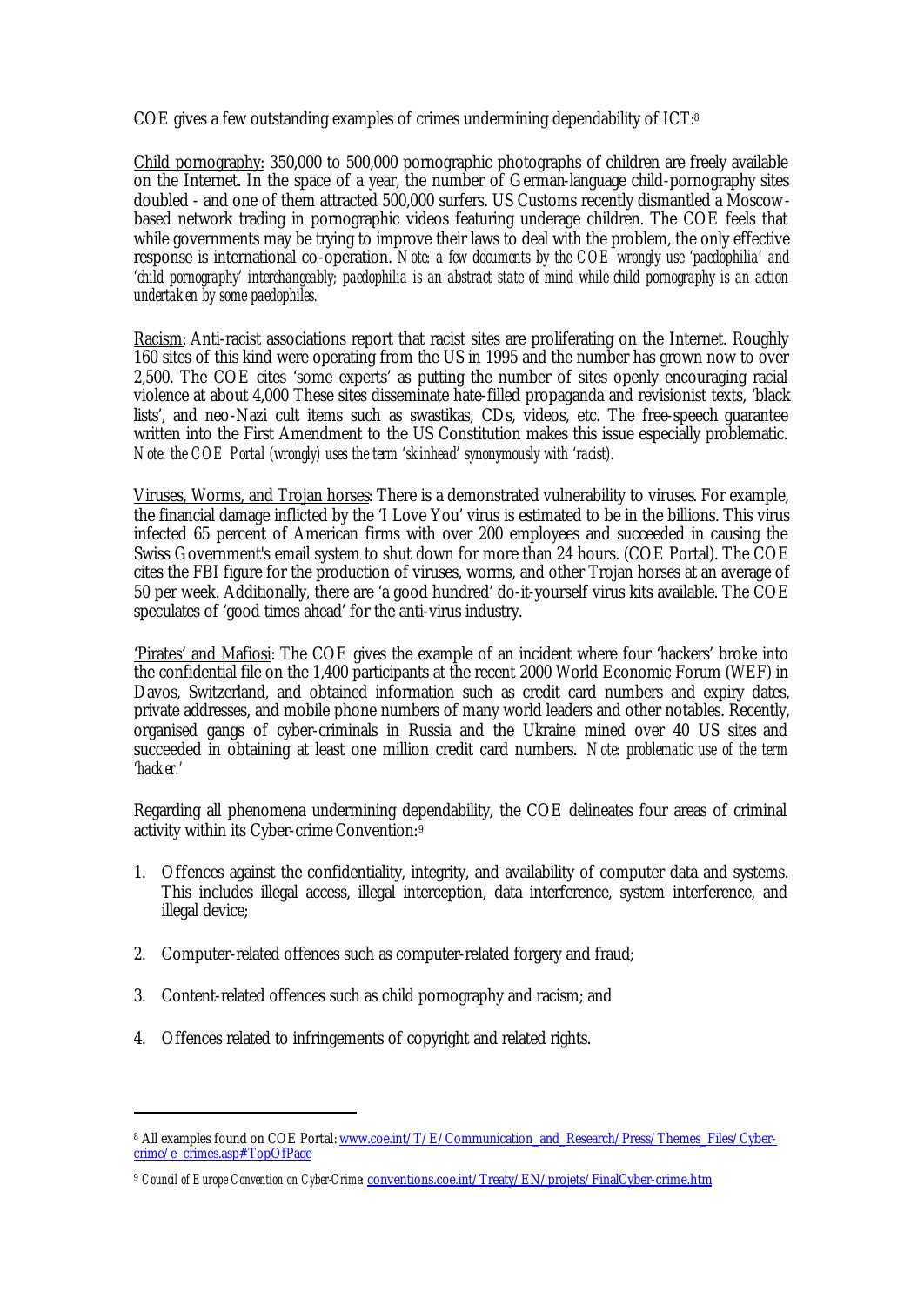COE gives a few outstanding examples of crimes undermining dependability of ICT:[8]

Child pornography: 350,000 to 500,000 pornographic photographs of children are freely available on the Internet. In the space of a year, the number of German-language child-pornography sites doubled - and one of them attracted 500,000 surfers. US Customs recently dismantled a Moscow-based network trading in pornographic videos featuring underage children. The COE feels that while governments may be trying to improve their laws to deal with the problem, the only effective response is international co-operation. *Note: a few documents by the COE wrongly use 'paedophilia' and 'child pornography' interchangeably; paedophilia is an abstract state of mind while child pornography is an action undertaken by some paedophiles.*

Racism: Anti-racist associations report that racist sites are proliferating on the Internet. Roughly 160 sites of this kind were operating from the US in 1995 and the number has grown now to over 2,500. The COE cites 'some experts' as putting the number of sites openly encouraging racial violence at about 4,000 These sites disseminate hate-filled propaganda and revisionist texts, 'black lists', and neo-Nazi cult items such as swastikas, CDs, videos, etc. The free-speech guarantee written into the First Amendment to the US Constitution makes this issue especially problematic. *Note: the COE Portal (wrongly) uses the term 'skinhead' synonymously with 'racist).*

Viruses, Worms, and Trojan horses: There is a demonstrated vulnerability to viruses. For example, the financial damage inflicted by the 'I Love You' virus is estimated to be in the billions. This virus infected 65 percent of American firms with over 200 employees and succeeded in causing the Swiss Government's email system to shut down for more than 24 hours. (COE Portal). The COE cites the FBI figure for the production of viruses, worms, and other Trojan horses at an average of 50 per week. Additionally, there are 'a good hundred' do-it-yourself virus kits available. The COE speculates of 'good times ahead' for the anti-virus industry.

'Pirates' and Mafiosi: The COE gives the example of an incident where four 'hackers' broke into the confidential file on the 1,400 participants at the recent 2000 World Economic Forum (WEF) in Davos, Switzerland, and obtained information such as credit card numbers and expiry dates, private addresses, and mobile phone numbers of many world leaders and other notables. Recently, organised gangs of cyber-criminals in Russia and the Ukraine mined over 40 US sites and succeeded in obtaining at least one million credit card numbers. *Note: problematic use of the term 'hacker.'*

Regarding all phenomena undermining dependability, the COE delineates four areas of criminal activity within its Cyber-crime Convention:[9]

1. Offences against the confidentiality, integrity, and availability of computer data and systems. This includes illegal access, illegal interception, data interference, system interference, and illegal device;
2. Computer-related offences such as computer-related forgery and fraud;
3. Content-related offences such as child pornography and racism; and
4. Offences related to infringements of copyright and related rights.

---

[8] All examples found on COE Portal: www.coe.int/T/E/Communication_and_Research/Press/Themes_Files/Cyber-crime/e_crimes.asp#TopOfPage

[9] *Council of Europe Convention on Cyber-Crime*: conventions.coe.int/Treaty/EN/projets/FinalCyber-crime.htm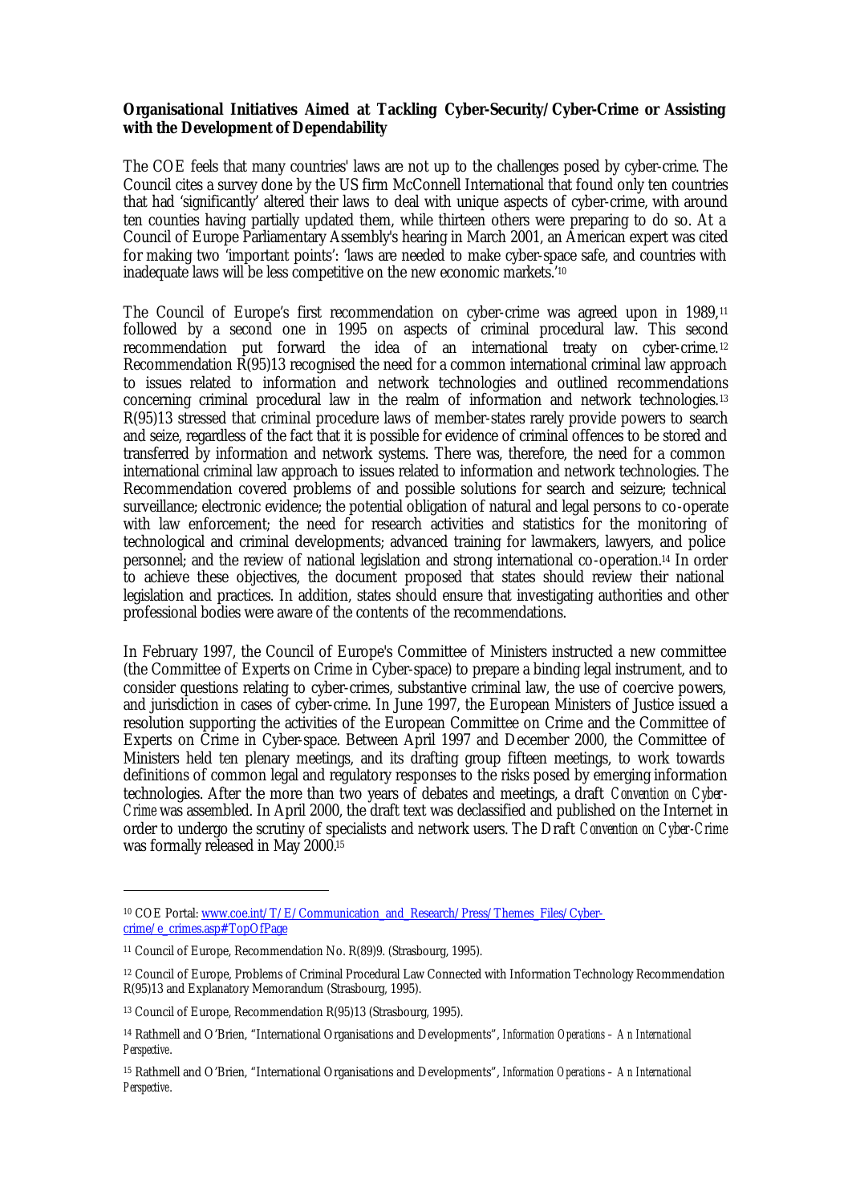**Organisational Initiatives Aimed at Tackling Cyber-Security/Cyber-Crime or Assisting with the Development of Dependability**

The COE feels that many countries' laws are not up to the challenges posed by cyber-crime. The Council cites a survey done by the US firm McConnell International that found only ten countries that had 'significantly' altered their laws to deal with unique aspects of cyber-crime, with around ten counties having partially updated them, while thirteen others were preparing to do so. At a Council of Europe Parliamentary Assembly's hearing in March 2001, an American expert was cited for making two 'important points': 'laws are needed to make cyber-space safe, and countries with inadequate laws will be less competitive on the new economic markets.'[10]

The Council of Europe's first recommendation on cyber-crime was agreed upon in 1989,[11] followed by a second one in 1995 on aspects of criminal procedural law. This second recommendation put forward the idea of an international treaty on cyber-crime.[12] Recommendation R(95)13 recognised the need for a common international criminal law approach to issues related to information and network technologies and outlined recommendations concerning criminal procedural law in the realm of information and network technologies.[13] R(95)13 stressed that criminal procedure laws of member-states rarely provide powers to search and seize, regardless of the fact that it is possible for evidence of criminal offences to be stored and transferred by information and network systems. There was, therefore, the need for a common international criminal law approach to issues related to information and network technologies. The Recommendation covered problems of and possible solutions for search and seizure; technical surveillance; electronic evidence; the potential obligation of natural and legal persons to co-operate with law enforcement; the need for research activities and statistics for the monitoring of technological and criminal developments; advanced training for lawmakers, lawyers, and police personnel; and the review of national legislation and strong international co-operation.[14] In order to achieve these objectives, the document proposed that states should review their national legislation and practices. In addition, states should ensure that investigating authorities and other professional bodies were aware of the contents of the recommendations.

In February 1997, the Council of Europe's Committee of Ministers instructed a new committee (the Committee of Experts on Crime in Cyber-space) to prepare a binding legal instrument, and to consider questions relating to cyber-crimes, substantive criminal law, the use of coercive powers, and jurisdiction in cases of cyber-crime. In June 1997, the European Ministers of Justice issued a resolution supporting the activities of the European Committee on Crime and the Committee of Experts on Crime in Cyber-space. Between April 1997 and December 2000, the Committee of Ministers held ten plenary meetings, and its drafting group fifteen meetings, to work towards definitions of common legal and regulatory responses to the risks posed by emerging information technologies. After the more than two years of debates and meetings, a draft *Convention on Cyber-Crime* was assembled. In April 2000, the draft text was declassified and published on the Internet in order to undergo the scrutiny of specialists and network users. The Draft *Convention on Cyber-Crime* was formally released in May 2000.[15]

---

[10] COE Portal: www.coe.int/T/E/Communication_and_Research/Press/Themes_Files/Cyber-crime/e_crimes.asp#TopOfPage

[11] Council of Europe, Recommendation No. R(89)9. (Strasbourg, 1995).

[12] Council of Europe, Problems of Criminal Procedural Law Connected with Information Technology Recommendation R(95)13 and Explanatory Memorandum (Strasbourg, 1995).

[13] Council of Europe, Recommendation R(95)13 (Strasbourg, 1995).

[14] Rathmell and O'Brien, "International Organisations and Developments", *Information Operations – An International Perspective*.

[15] Rathmell and O'Brien, "International Organisations and Developments", *Information Operations – An International Perspective*.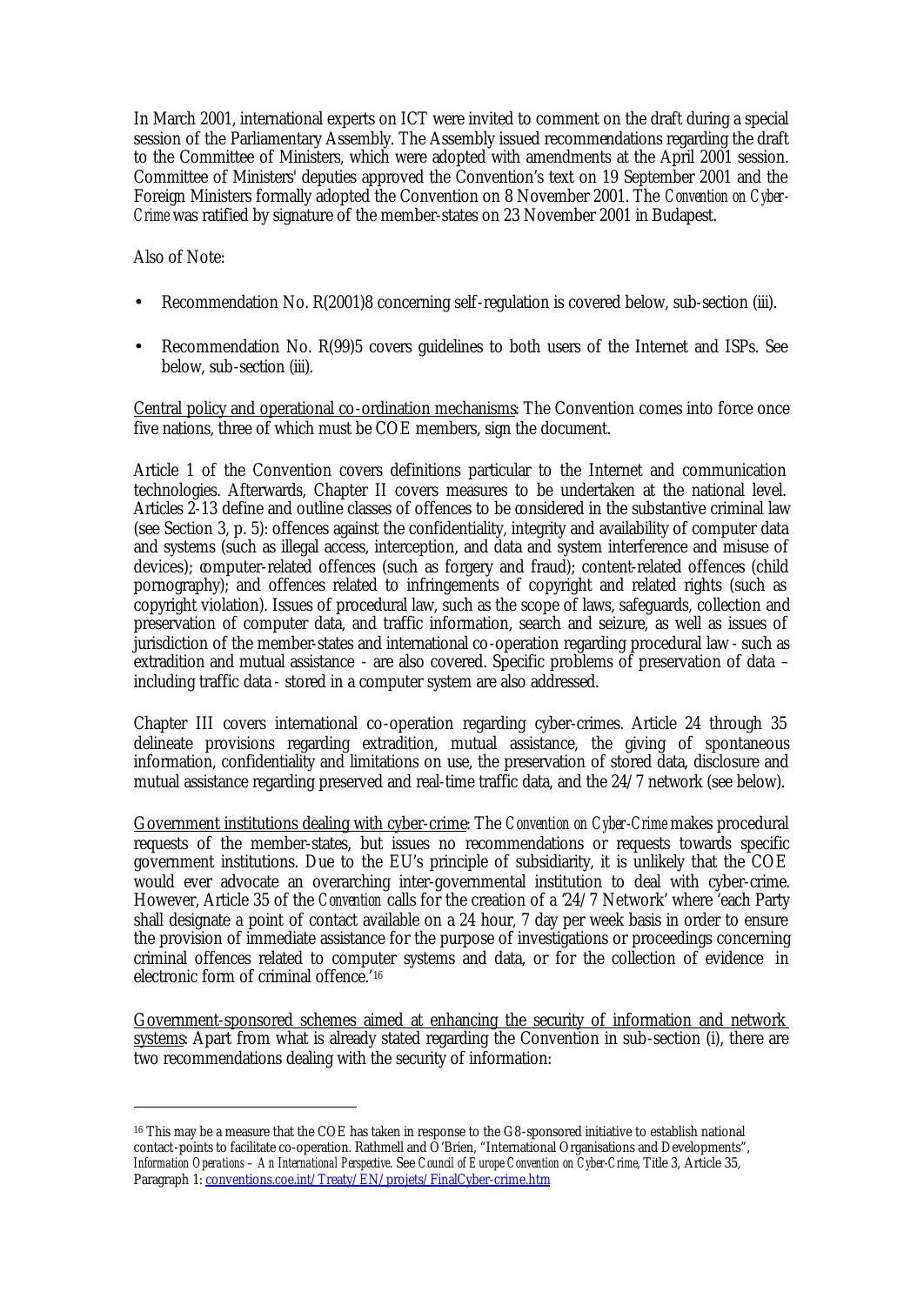In March 2001, international experts on ICT were invited to comment on the draft during a special session of the Parliamentary Assembly. The Assembly issued recommendations regarding the draft to the Committee of Ministers, which were adopted with amendments at the April 2001 session. Committee of Ministers' deputies approved the Convention's text on 19 September 2001 and the Foreign Ministers formally adopted the Convention on 8 November 2001. The *Convention on Cyber-Crime* was ratified by signature of the member-states on 23 November 2001 in Budapest.

Also of Note:

- Recommendation No. R(2001)8 concerning self-regulation is covered below, sub-section (iii).
- Recommendation No. R(99)5 covers guidelines to both users of the Internet and ISPs. See below, sub-section (iii).

Central policy and operational co-ordination mechanisms: The Convention comes into force once five nations, three of which must be COE members, sign the document.

Article 1 of the Convention covers definitions particular to the Internet and communication technologies. Afterwards, Chapter II covers measures to be undertaken at the national level. Articles 2-13 define and outline classes of offences to be considered in the substantive criminal law (see Section 3, p. 5): offences against the confidentiality, integrity and availability of computer data and systems (such as illegal access, interception, and data and system interference and misuse of devices); computer-related offences (such as forgery and fraud); content-related offences (child pornography); and offences related to infringements of copyright and related rights (such as copyright violation). Issues of procedural law, such as the scope of laws, safeguards, collection and preservation of computer data, and traffic information, search and seizure, as well as issues of jurisdiction of the member-states and international co-operation regarding procedural law - such as extradition and mutual assistance - are also covered. Specific problems of preservation of data – including traffic data - stored in a computer system are also addressed.

Chapter III covers international co-operation regarding cyber-crimes. Article 24 through 35 delineate provisions regarding extradition, mutual assistance, the giving of spontaneous information, confidentiality and limitations on use, the preservation of stored data, disclosure and mutual assistance regarding preserved and real-time traffic data, and the 24/7 network (see below).

Government institutions dealing with cyber-crime: The *Convention on Cyber-Crime* makes procedural requests of the member-states, but issues no recommendations or requests towards specific government institutions. Due to the EU's principle of subsidiarity, it is unlikely that the COE would ever advocate an overarching inter-governmental institution to deal with cyber-crime. However, Article 35 of the *Convention* calls for the creation of a '24/7 Network' where 'each Party shall designate a point of contact available on a 24 hour, 7 day per week basis in order to ensure the provision of immediate assistance for the purpose of investigations or proceedings concerning criminal offences related to computer systems and data, or for the collection of evidence in electronic form of criminal offence.'[16]

Government-sponsored schemes aimed at enhancing the security of information and network systems: Apart from what is already stated regarding the Convention in sub-section (i), there are two recommendations dealing with the security of information:

---

[16] This may be a measure that the COE has taken in response to the G8-sponsored initiative to establish national contact-points to facilitate co-operation. Rathmell and O'Brien, "International Organisations and Developments", *Information Operations – An International Perspective*. See *Council of Europe Convention on Cyber-Crime*, Title 3, Article 35, Paragraph 1: conventions.coe.int/Treaty/EN/projets/FinalCyber-crime.htm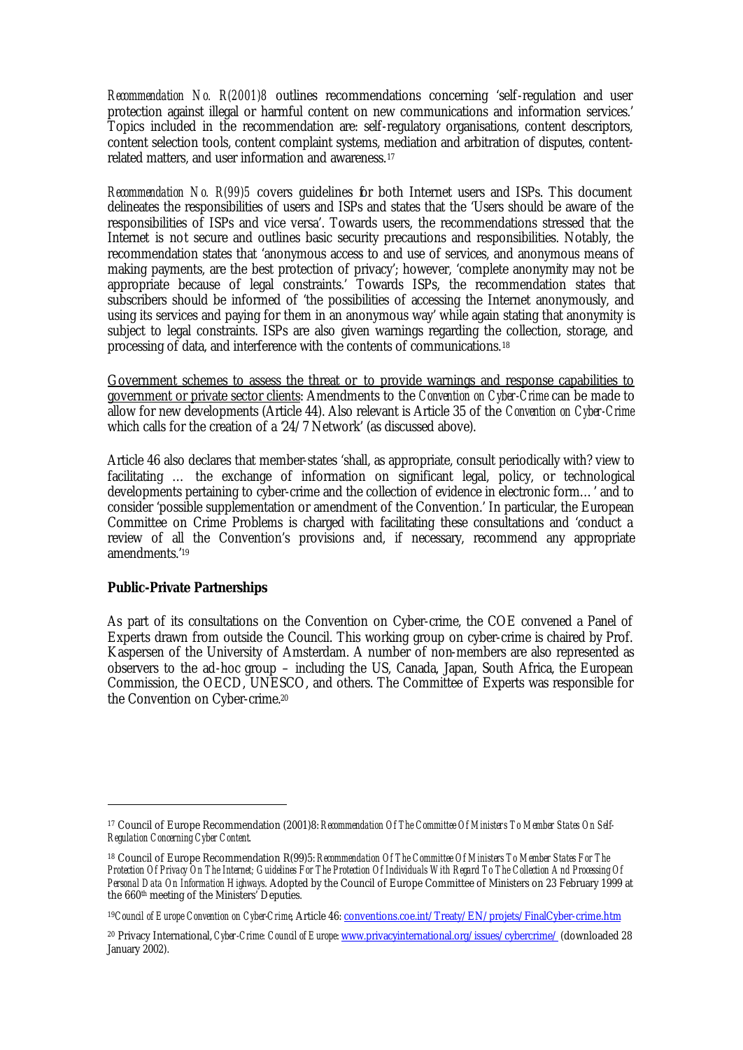*Recommendation No. R(2001)8* outlines recommendations concerning 'self-regulation and user protection against illegal or harmful content on new communications and information services.' Topics included in the recommendation are: self-regulatory organisations, content descriptors, content selection tools, content complaint systems, mediation and arbitration of disputes, content-related matters, and user information and awareness.[17]

*Recommendation No. R(99)5* covers guidelines for both Internet users and ISPs. This document delineates the responsibilities of users and ISPs and states that the 'Users should be aware of the responsibilities of ISPs and vice versa'. Towards users, the recommendations stressed that the Internet is not secure and outlines basic security precautions and responsibilities. Notably, the recommendation states that 'anonymous access to and use of services, and anonymous means of making payments, are the best protection of privacy'; however, 'complete anonymity may not be appropriate because of legal constraints.' Towards ISPs, the recommendation states that subscribers should be informed of 'the possibilities of accessing the Internet anonymously, and using its services and paying for them in an anonymous way' while again stating that anonymity is subject to legal constraints. ISPs are also given warnings regarding the collection, storage, and processing of data, and interference with the contents of communications.[18]

<u>Government schemes to assess the threat or to provide warnings and response capabilities to government or private sector clients</u>: Amendments to the *Convention on Cyber-Crime* can be made to allow for new developments (Article 44). Also relevant is Article 35 of the *Convention on Cyber-Crime* which calls for the creation of a '24/7 Network' (as discussed above).

Article 46 also declares that member-states 'shall, as appropriate, consult periodically with? view to facilitating … the exchange of information on significant legal, policy, or technological developments pertaining to cyber-crime and the collection of evidence in electronic form… ' and to consider 'possible supplementation or amendment of the Convention.' In particular, the European Committee on Crime Problems is charged with facilitating these consultations and 'conduct a review of all the Convention's provisions and, if necessary, recommend any appropriate amendments.'[19]

**Public-Private Partnerships**

As part of its consultations on the Convention on Cyber-crime, the COE convened a Panel of Experts drawn from outside the Council. This working group on cyber-crime is chaired by Prof. Kaspersen of the University of Amsterdam. A number of non-members are also represented as observers to the ad-hoc group – including the US, Canada, Japan, South Africa, the European Commission, the OECD, UNESCO, and others. The Committee of Experts was responsible for the Convention on Cyber-crime.[20]

---

[17] Council of Europe Recommendation (2001)8: *Recommendation Of The Committee Of Ministers To Member States On Self-Regulation Concerning Cyber Content*.

[18] Council of Europe Recommendation R(99)5: *Recommendation Of The Committee Of Ministers To Member States For The Protection Of Privacy On The Internet; Guidelines For The Protection Of Individuals With Regard To The Collection And Processing Of Personal Data On Information Highways*. Adopted by the Council of Europe Committee of Ministers on 23 February 1999 at the 660th meeting of the Ministers' Deputies.

[19] *Council of Europe Convention on Cyber-Crime*, Article 46: conventions.coe.int/Treaty/EN/projets/FinalCyber-crime.htm

[20] Privacy International, *Cyber-Crime: Council of Europe*: www.privacyinternational.org/issues/cybercrime/ (downloaded 28 January 2002).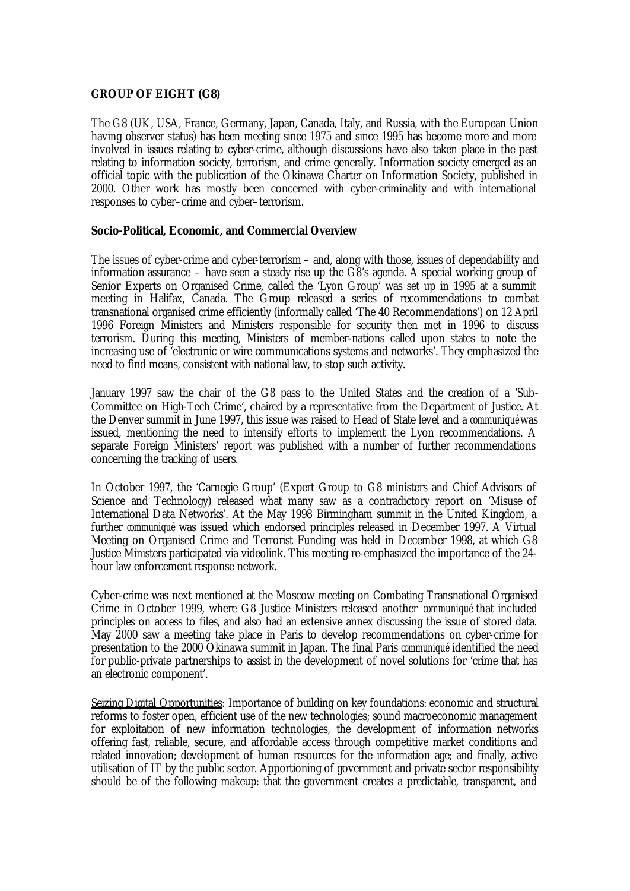**GROUP OF EIGHT (G8)**

The G8 (UK, USA, France, Germany, Japan, Canada, Italy, and Russia, with the European Union having observer status) has been meeting since 1975 and since 1995 has become more and more involved in issues relating to cyber-crime, although discussions have also taken place in the past relating to information society, terrorism, and crime generally. Information society emerged as an official topic with the publication of the Okinawa Charter on Information Society, published in 2000. Other work has mostly been concerned with cyber-criminality and with international responses to cyber–crime and cyber–terrorism.

**Socio-Political, Economic, and Commercial Overview**

The issues of cyber-crime and cyber-terrorism – and, along with those, issues of dependability and information assurance – have seen a steady rise up the G8's agenda. A special working group of Senior Experts on Organised Crime, called the 'Lyon Group' was set up in 1995 at a summit meeting in Halifax, Canada. The Group released a series of recommendations to combat transnational organised crime efficiently (informally called 'The 40 Recommendations') on 12 April 1996 Foreign Ministers and Ministers responsible for security then met in 1996 to discuss terrorism. During this meeting, Ministers of member-nations called upon states to note the increasing use of 'electronic or wire communications systems and networks'. They emphasized the need to find means, consistent with national law, to stop such activity.

January 1997 saw the chair of the G8 pass to the United States and the creation of a 'Sub-Committee on High-Tech Crime', chaired by a representative from the Department of Justice. At the Denver summit in June 1997, this issue was raised to Head of State level and a *communiqué* was issued, mentioning the need to intensify efforts to implement the Lyon recommendations. A separate Foreign Ministers' report was published with a number of further recommendations concerning the tracking of users.

In October 1997, the 'Carnegie Group' (Expert Group to G8 ministers and Chief Advisors of Science and Technology) released what many saw as a contradictory report on 'Misuse of International Data Networks'. At the May 1998 Birmingham summit in the United Kingdom, a further *communiqué* was issued which endorsed principles released in December 1997. A Virtual Meeting on Organised Crime and Terrorist Funding was held in December 1998, at which G8 Justice Ministers participated via videolink. This meeting re-emphasized the importance of the 24-hour law enforcement response network.

Cyber-crime was next mentioned at the Moscow meeting on Combating Transnational Organised Crime in October 1999, where G8 Justice Ministers released another *communiqué* that included principles on access to files, and also had an extensive annex discussing the issue of stored data. May 2000 saw a meeting take place in Paris to develop recommendations on cyber-crime for presentation to the 2000 Okinawa summit in Japan. The final Paris *communiqué* identified the need for public-private partnerships to assist in the development of novel solutions for 'crime that has an electronic component'.

<u>Seizing Digital Opportunities</u>: Importance of building on key foundations: economic and structural reforms to foster open, efficient use of the new technologies; sound macroeconomic management for exploitation of new information technologies, the development of information networks offering fast, reliable, secure, and affordable access through competitive market conditions and related innovation; development of human resources for the information age; and finally, active utilisation of IT by the public sector. Apportioning of government and private sector responsibility should be of the following makeup: that the government creates a predictable, transparent, and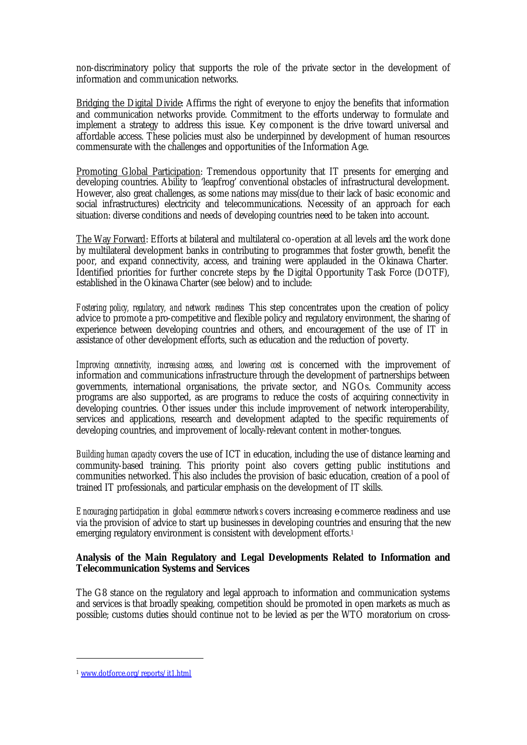non-discriminatory policy that supports the role of the private sector in the development of information and communication networks.

Bridging the Digital Divide: Affirms the right of everyone to enjoy the benefits that information and communication networks provide. Commitment to the efforts underway to formulate and implement a strategy to address this issue. Key component is the drive toward universal and affordable access. These policies must also be underpinned by development of human resources commensurate with the challenges and opportunities of the Information Age.

Promoting Global Participation: Tremendous opportunity that IT presents for emerging and developing countries. Ability to 'leapfrog' conventional obstacles of infrastructural development. However, also great challenges, as some nations may miss(due to their lack of basic economic and social infrastructures) electricity and telecommunications. Necessity of an approach for each situation: diverse conditions and needs of developing countries need to be taken into account.

The Way Forward: Efforts at bilateral and multilateral co-operation at all levels and the work done by multilateral development banks in contributing to programmes that foster growth, benefit the poor, and expand connectivity, access, and training were applauded in the Okinawa Charter. Identified priorities for further concrete steps by the Digital Opportunity Task Force (DOTF), established in the Okinawa Charter (see below) and to include:

*Fostering policy, regulatory, and network readiness* This step concentrates upon the creation of policy advice to promote a pro-competitive and flexible policy and regulatory environment, the sharing of experience between developing countries and others, and encouragement of the use of IT in assistance of other development efforts, such as education and the reduction of poverty.

*Improving connectivity, increasing access, and lowering cost* is concerned with the improvement of information and communications infrastructure through the development of partnerships between governments, international organisations, the private sector, and NGOs. Community access programs are also supported, as are programs to reduce the costs of acquiring connectivity in developing countries. Other issues under this include improvement of network interoperability, services and applications, research and development adapted to the specific requirements of developing countries, and improvement of locally-relevant content in mother-tongues.

*Building human capacity* covers the use of ICT in education, including the use of distance learning and community-based training. This priority point also covers getting public institutions and communities networked. This also includes the provision of basic education, creation of a pool of trained IT professionals, and particular emphasis on the development of IT skills.

*Encouraging participation in global e-commerce networks* covers increasing e-commerce readiness and use via the provision of advice to start up businesses in developing countries and ensuring that the new emerging regulatory environment is consistent with development efforts.[1]

**Analysis of the Main Regulatory and Legal Developments Related to Information and Telecommunication Systems and Services**

The G8 stance on the regulatory and legal approach to information and communication systems and services is that broadly speaking, competition should be promoted in open markets as much as possible; customs duties should continue not to be levied as per the WTO moratorium on cross-

[1] www.dotforce.org/reports/it1.html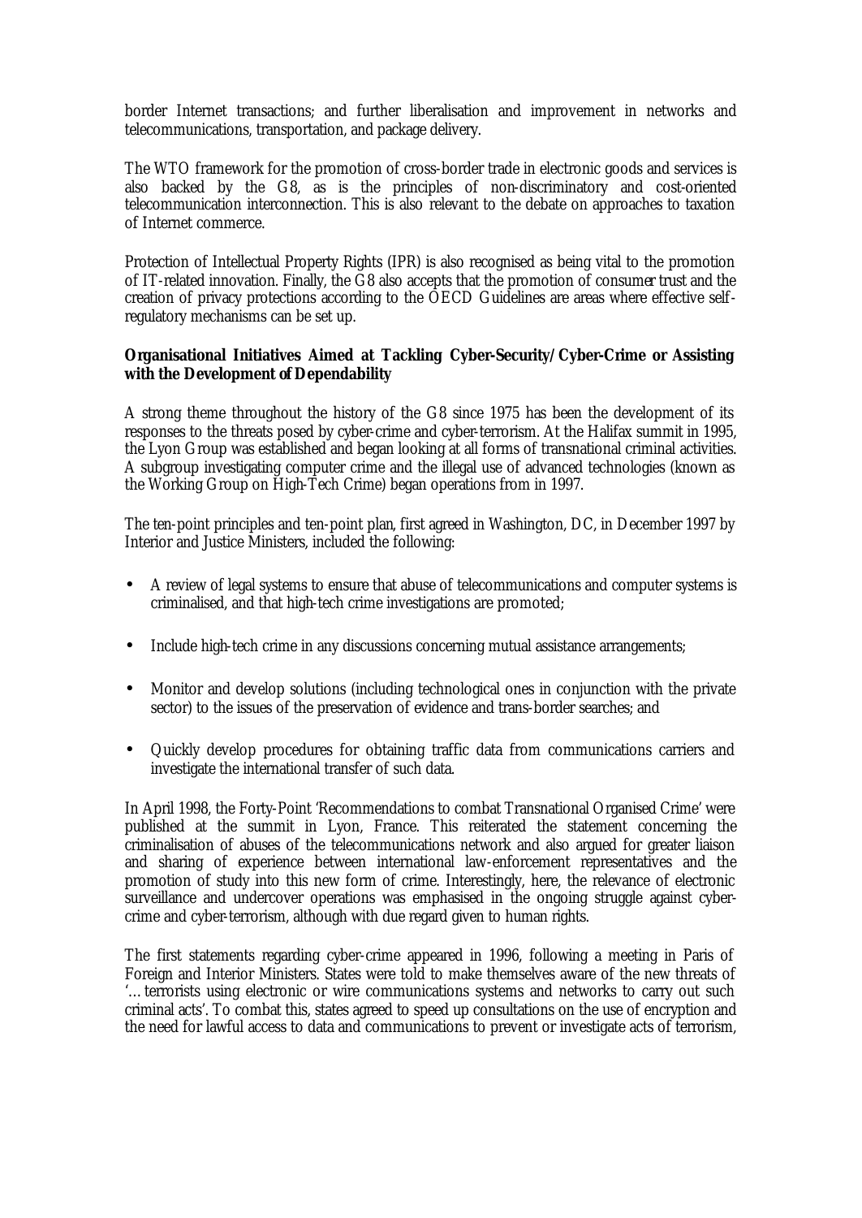border Internet transactions; and further liberalisation and improvement in networks and telecommunications, transportation, and package delivery.

The WTO framework for the promotion of cross-border trade in electronic goods and services is also backed by the G8, as is the principles of non-discriminatory and cost-oriented telecommunication interconnection. This is also relevant to the debate on approaches to taxation of Internet commerce.

Protection of Intellectual Property Rights (IPR) is also recognised as being vital to the promotion of IT-related innovation. Finally, the G8 also accepts that the promotion of consumer trust and the creation of privacy protections according to the OECD Guidelines are areas where effective self-regulatory mechanisms can be set up.

**Organisational Initiatives Aimed at Tackling Cyber-Security/Cyber-Crime or Assisting with the Development of Dependability**

A strong theme throughout the history of the G8 since 1975 has been the development of its responses to the threats posed by cyber-crime and cyber-terrorism. At the Halifax summit in 1995, the Lyon Group was established and began looking at all forms of transnational criminal activities. A subgroup investigating computer crime and the illegal use of advanced technologies (known as the Working Group on High-Tech Crime) began operations from in 1997.

The ten-point principles and ten-point plan, first agreed in Washington, DC, in December 1997 by Interior and Justice Ministers, included the following:

- A review of legal systems to ensure that abuse of telecommunications and computer systems is criminalised, and that high-tech crime investigations are promoted;
- Include high-tech crime in any discussions concerning mutual assistance arrangements;
- Monitor and develop solutions (including technological ones in conjunction with the private sector) to the issues of the preservation of evidence and trans-border searches; and
- Quickly develop procedures for obtaining traffic data from communications carriers and investigate the international transfer of such data.

In April 1998, the Forty-Point 'Recommendations to combat Transnational Organised Crime' were published at the summit in Lyon, France. This reiterated the statement concerning the criminalisation of abuses of the telecommunications network and also argued for greater liaison and sharing of experience between international law-enforcement representatives and the promotion of study into this new form of crime. Interestingly, here, the relevance of electronic surveillance and undercover operations was emphasised in the ongoing struggle against cyber-crime and cyber-terrorism, although with due regard given to human rights.

The first statements regarding cyber-crime appeared in 1996, following a meeting in Paris of Foreign and Interior Ministers. States were told to make themselves aware of the new threats of '…terrorists using electronic or wire communications systems and networks to carry out such criminal acts'. To combat this, states agreed to speed up consultations on the use of encryption and the need for lawful access to data and communications to prevent or investigate acts of terrorism,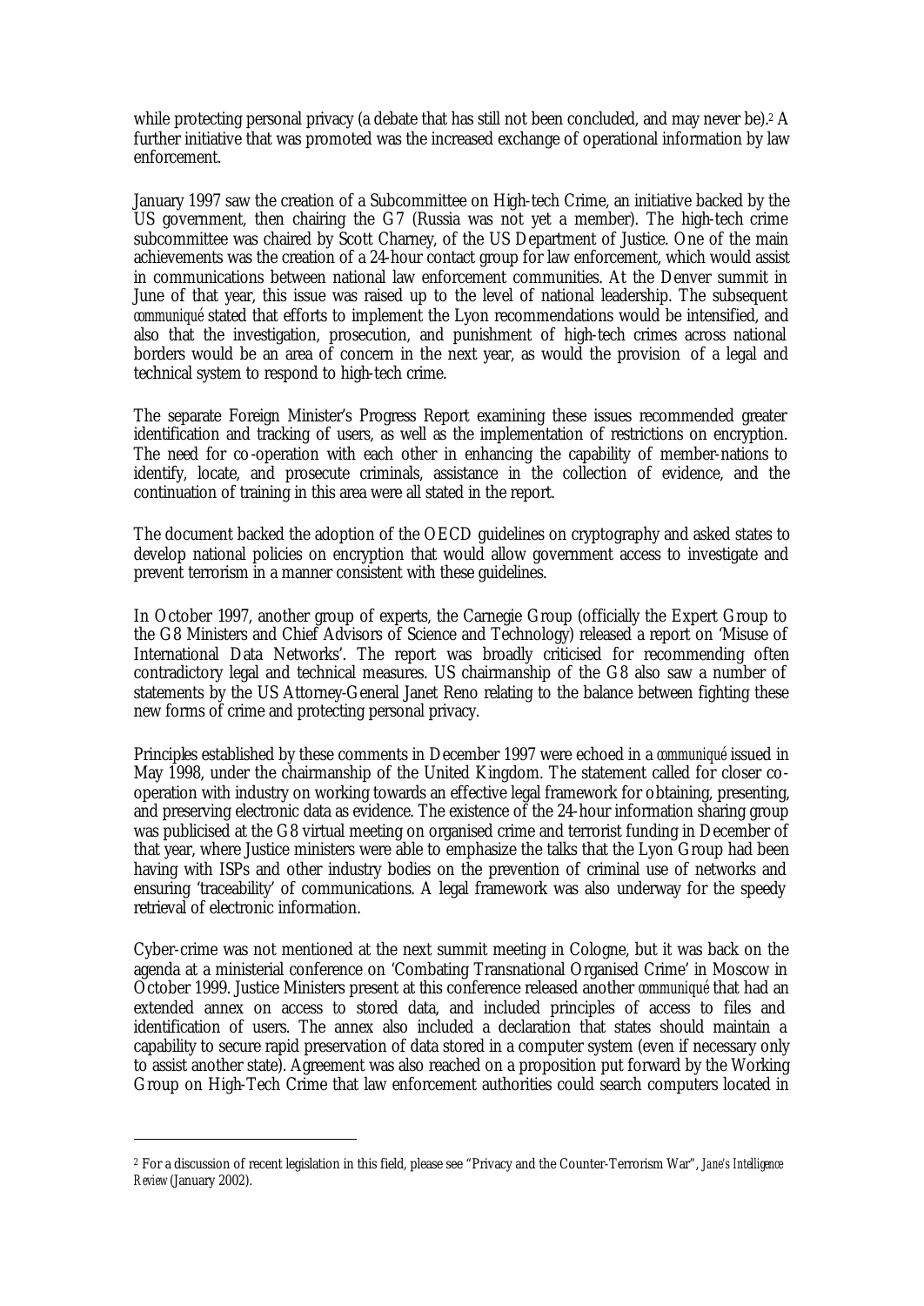while protecting personal privacy (a debate that has still not been concluded, and may never be).[2] A further initiative that was promoted was the increased exchange of operational information by law enforcement.

January 1997 saw the creation of a Subcommittee on High-tech Crime, an initiative backed by the US government, then chairing the G7 (Russia was not yet a member). The high-tech crime subcommittee was chaired by Scott Charney, of the US Department of Justice. One of the main achievements was the creation of a 24-hour contact group for law enforcement, which would assist in communications between national law enforcement communities. At the Denver summit in June of that year, this issue was raised up to the level of national leadership. The subsequent *communiqué* stated that efforts to implement the Lyon recommendations would be intensified, and also that the investigation, prosecution, and punishment of high-tech crimes across national borders would be an area of concern in the next year, as would the provision of a legal and technical system to respond to high-tech crime.

The separate Foreign Minister's Progress Report examining these issues recommended greater identification and tracking of users, as well as the implementation of restrictions on encryption. The need for co-operation with each other in enhancing the capability of member-nations to identify, locate, and prosecute criminals, assistance in the collection of evidence, and the continuation of training in this area were all stated in the report.

The document backed the adoption of the OECD guidelines on cryptography and asked states to develop national policies on encryption that would allow government access to investigate and prevent terrorism in a manner consistent with these guidelines.

In October 1997, another group of experts, the Carnegie Group (officially the Expert Group to the G8 Ministers and Chief Advisors of Science and Technology) released a report on 'Misuse of International Data Networks'. The report was broadly criticised for recommending often contradictory legal and technical measures. US chairmanship of the G8 also saw a number of statements by the US Attorney-General Janet Reno relating to the balance between fighting these new forms of crime and protecting personal privacy.

Principles established by these comments in December 1997 were echoed in a *communiqué* issued in May 1998, under the chairmanship of the United Kingdom. The statement called for closer co-operation with industry on working towards an effective legal framework for obtaining, presenting, and preserving electronic data as evidence. The existence of the 24-hour information sharing group was publicised at the G8 virtual meeting on organised crime and terrorist funding in December of that year, where Justice ministers were able to emphasize the talks that the Lyon Group had been having with ISPs and other industry bodies on the prevention of criminal use of networks and ensuring 'traceability' of communications. A legal framework was also underway for the speedy retrieval of electronic information.

Cyber-crime was not mentioned at the next summit meeting in Cologne, but it was back on the agenda at a ministerial conference on 'Combating Transnational Organised Crime' in Moscow in October 1999. Justice Ministers present at this conference released another *communiqué* that had an extended annex on access to stored data, and included principles of access to files and identification of users. The annex also included a declaration that states should maintain a capability to secure rapid preservation of data stored in a computer system (even if necessary only to assist another state). Agreement was also reached on a proposition put forward by the Working Group on High-Tech Crime that law enforcement authorities could search computers located in

---

[2] For a discussion of recent legislation in this field, please see "Privacy and the Counter-Terrorism War", *Jane's Intelligence Review* (January 2002).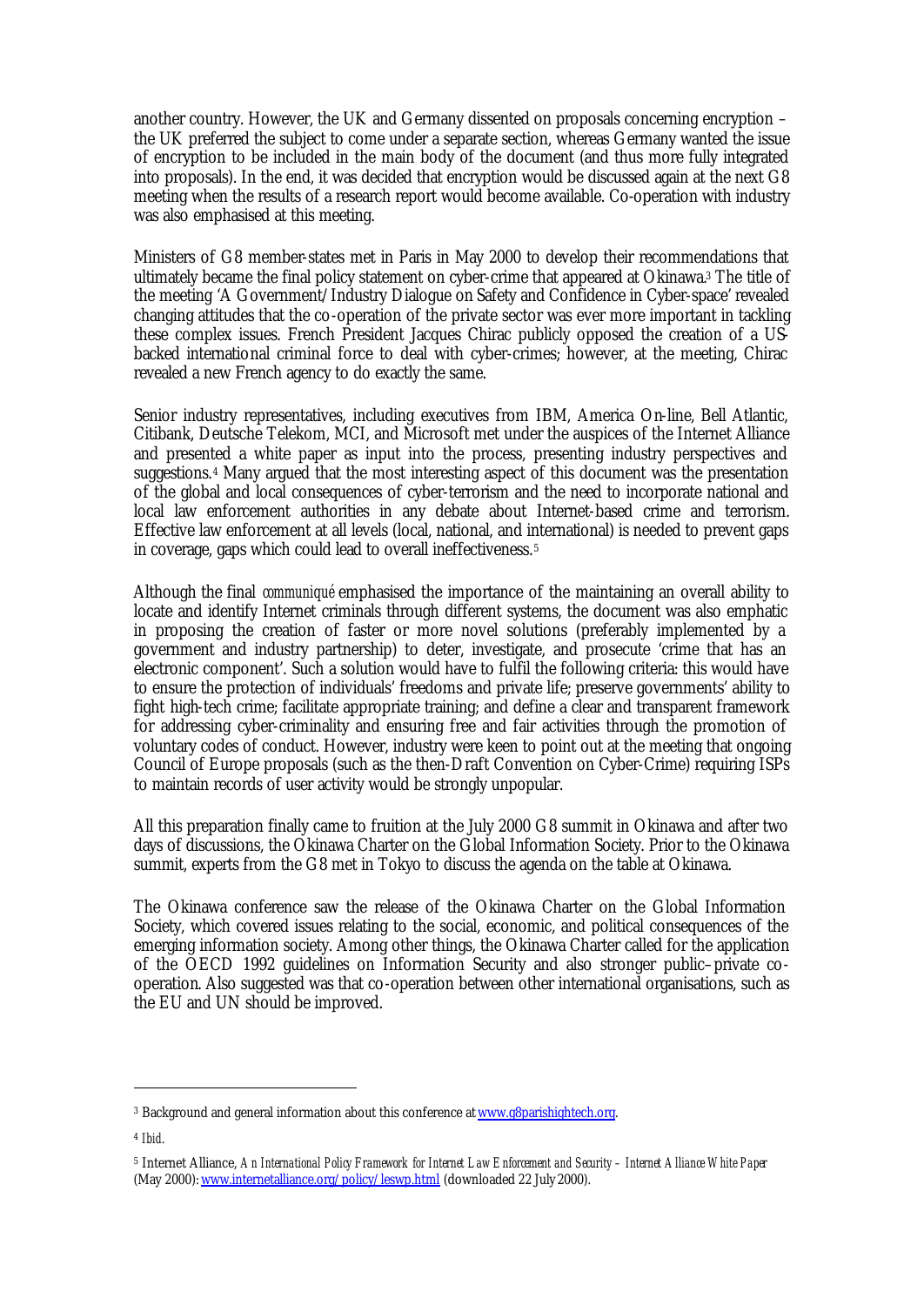another country. However, the UK and Germany dissented on proposals concerning encryption – the UK preferred the subject to come under a separate section, whereas Germany wanted the issue of encryption to be included in the main body of the document (and thus more fully integrated into proposals). In the end, it was decided that encryption would be discussed again at the next G8 meeting when the results of a research report would become available. Co-operation with industry was also emphasised at this meeting.

Ministers of G8 member-states met in Paris in May 2000 to develop their recommendations that ultimately became the final policy statement on cyber-crime that appeared at Okinawa.[3] The title of the meeting 'A Government/Industry Dialogue on Safety and Confidence in Cyber-space' revealed changing attitudes that the co-operation of the private sector was ever more important in tackling these complex issues. French President Jacques Chirac publicly opposed the creation of a US-backed international criminal force to deal with cyber-crimes; however, at the meeting, Chirac revealed a new French agency to do exactly the same.

Senior industry representatives, including executives from IBM, America On-line, Bell Atlantic, Citibank, Deutsche Telekom, MCI, and Microsoft met under the auspices of the Internet Alliance and presented a white paper as input into the process, presenting industry perspectives and suggestions.[4] Many argued that the most interesting aspect of this document was the presentation of the global and local consequences of cyber-terrorism and the need to incorporate national and local law enforcement authorities in any debate about Internet-based crime and terrorism. Effective law enforcement at all levels (local, national, and international) is needed to prevent gaps in coverage, gaps which could lead to overall ineffectiveness.[5]

Although the final *communiqué* emphasised the importance of the maintaining an overall ability to locate and identify Internet criminals through different systems, the document was also emphatic in proposing the creation of faster or more novel solutions (preferably implemented by a government and industry partnership) to deter, investigate, and prosecute 'crime that has an electronic component'. Such a solution would have to fulfil the following criteria: this would have to ensure the protection of individuals' freedoms and private life; preserve governments' ability to fight high-tech crime; facilitate appropriate training; and define a clear and transparent framework for addressing cyber-criminality and ensuring free and fair activities through the promotion of voluntary codes of conduct. However, industry were keen to point out at the meeting that ongoing Council of Europe proposals (such as the then-Draft Convention on Cyber-Crime) requiring ISPs to maintain records of user activity would be strongly unpopular.

All this preparation finally came to fruition at the July 2000 G8 summit in Okinawa and after two days of discussions, the Okinawa Charter on the Global Information Society. Prior to the Okinawa summit, experts from the G8 met in Tokyo to discuss the agenda on the table at Okinawa.

The Okinawa conference saw the release of the Okinawa Charter on the Global Information Society, which covered issues relating to the social, economic, and political consequences of the emerging information society. Among other things, the Okinawa Charter called for the application of the OECD 1992 guidelines on Information Security and also stronger public–private co-operation. Also suggested was that co-operation between other international organisations, such as the EU and UN should be improved.

---

[3] Background and general information about this conference at www.g8parishightech.org.

[4] *Ibid*.

[5] Internet Alliance, *An International Policy Framework for Internet Law Enforcement and Security – Internet Alliance White Paper* (May 2000): www.internetalliance.org/policy/leswp.html (downloaded 22 July 2000).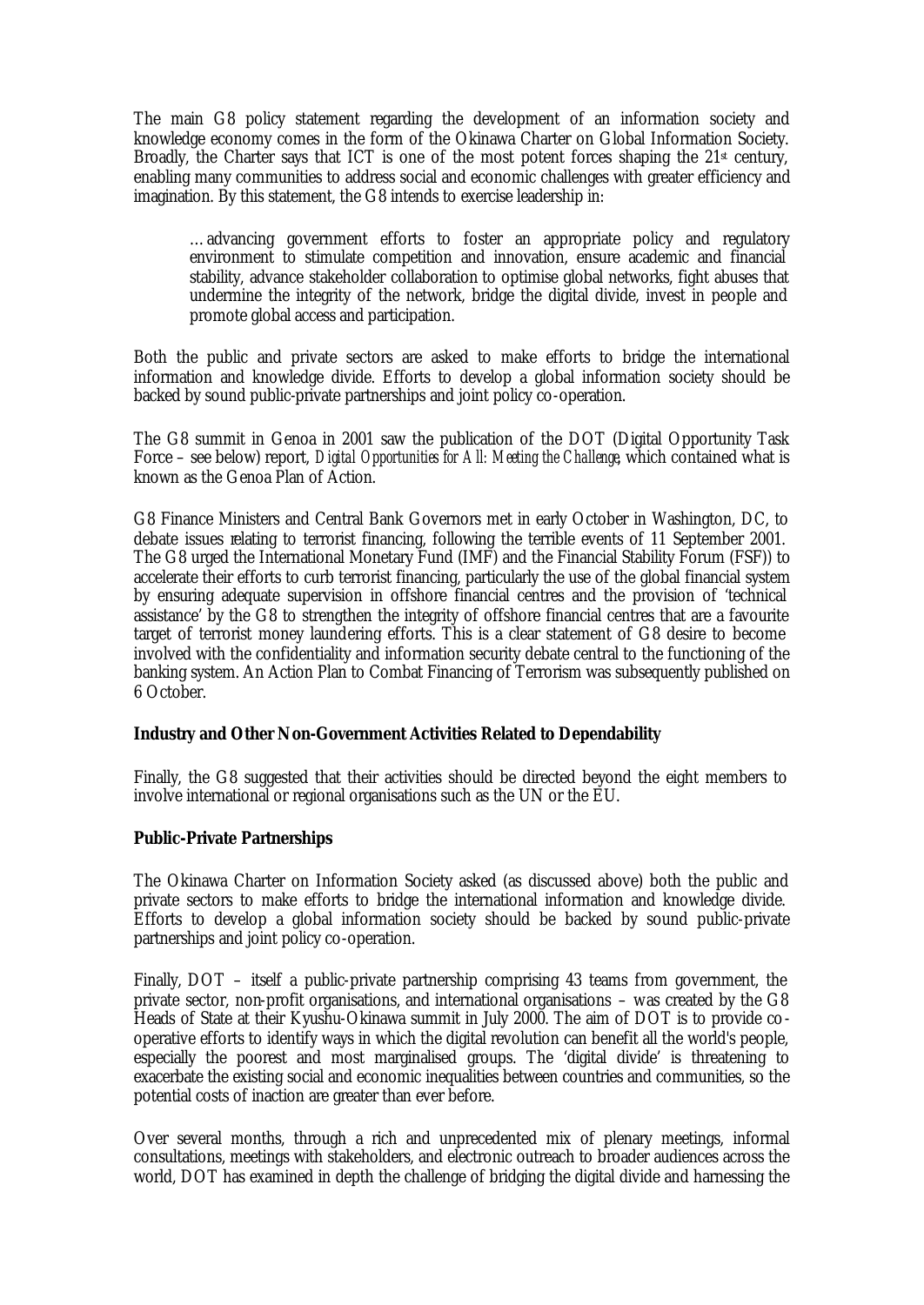The main G8 policy statement regarding the development of an information society and knowledge economy comes in the form of the Okinawa Charter on Global Information Society. Broadly, the Charter says that ICT is one of the most potent forces shaping the 21st century, enabling many communities to address social and economic challenges with greater efficiency and imagination. By this statement, the G8 intends to exercise leadership in:

> …advancing government efforts to foster an appropriate policy and regulatory environment to stimulate competition and innovation, ensure academic and financial stability, advance stakeholder collaboration to optimise global networks, fight abuses that undermine the integrity of the network, bridge the digital divide, invest in people and promote global access and participation.

Both the public and private sectors are asked to make efforts to bridge the international information and knowledge divide. Efforts to develop a global information society should be backed by sound public-private partnerships and joint policy co-operation.

The G8 summit in Genoa in 2001 saw the publication of the DOT (Digital Opportunity Task Force – see below) report, *Digital Opportunities for All: Meeting the Challenge*, which contained what is known as the Genoa Plan of Action.

G8 Finance Ministers and Central Bank Governors met in early October in Washington, DC, to debate issues relating to terrorist financing, following the terrible events of 11 September 2001. The G8 urged the International Monetary Fund (IMF) and the Financial Stability Forum (FSF)) to accelerate their efforts to curb terrorist financing, particularly the use of the global financial system by ensuring adequate supervision in offshore financial centres and the provision of 'technical assistance' by the G8 to strengthen the integrity of offshore financial centres that are a favourite target of terrorist money laundering efforts. This is a clear statement of G8 desire to become involved with the confidentiality and information security debate central to the functioning of the banking system. An Action Plan to Combat Financing of Terrorism was subsequently published on 6 October.

**Industry and Other Non-Government Activities Related to Dependability**

Finally, the G8 suggested that their activities should be directed beyond the eight members to involve international or regional organisations such as the UN or the EU.

**Public-Private Partnerships**

The Okinawa Charter on Information Society asked (as discussed above) both the public and private sectors to make efforts to bridge the international information and knowledge divide. Efforts to develop a global information society should be backed by sound public-private partnerships and joint policy co-operation.

Finally, DOT – itself a public-private partnership comprising 43 teams from government, the private sector, non-profit organisations, and international organisations – was created by the G8 Heads of State at their Kyushu-Okinawa summit in July 2000. The aim of DOT is to provide co-operative efforts to identify ways in which the digital revolution can benefit all the world's people, especially the poorest and most marginalised groups. The 'digital divide' is threatening to exacerbate the existing social and economic inequalities between countries and communities, so the potential costs of inaction are greater than ever before.

Over several months, through a rich and unprecedented mix of plenary meetings, informal consultations, meetings with stakeholders, and electronic outreach to broader audiences across the world, DOT has examined in depth the challenge of bridging the digital divide and harnessing the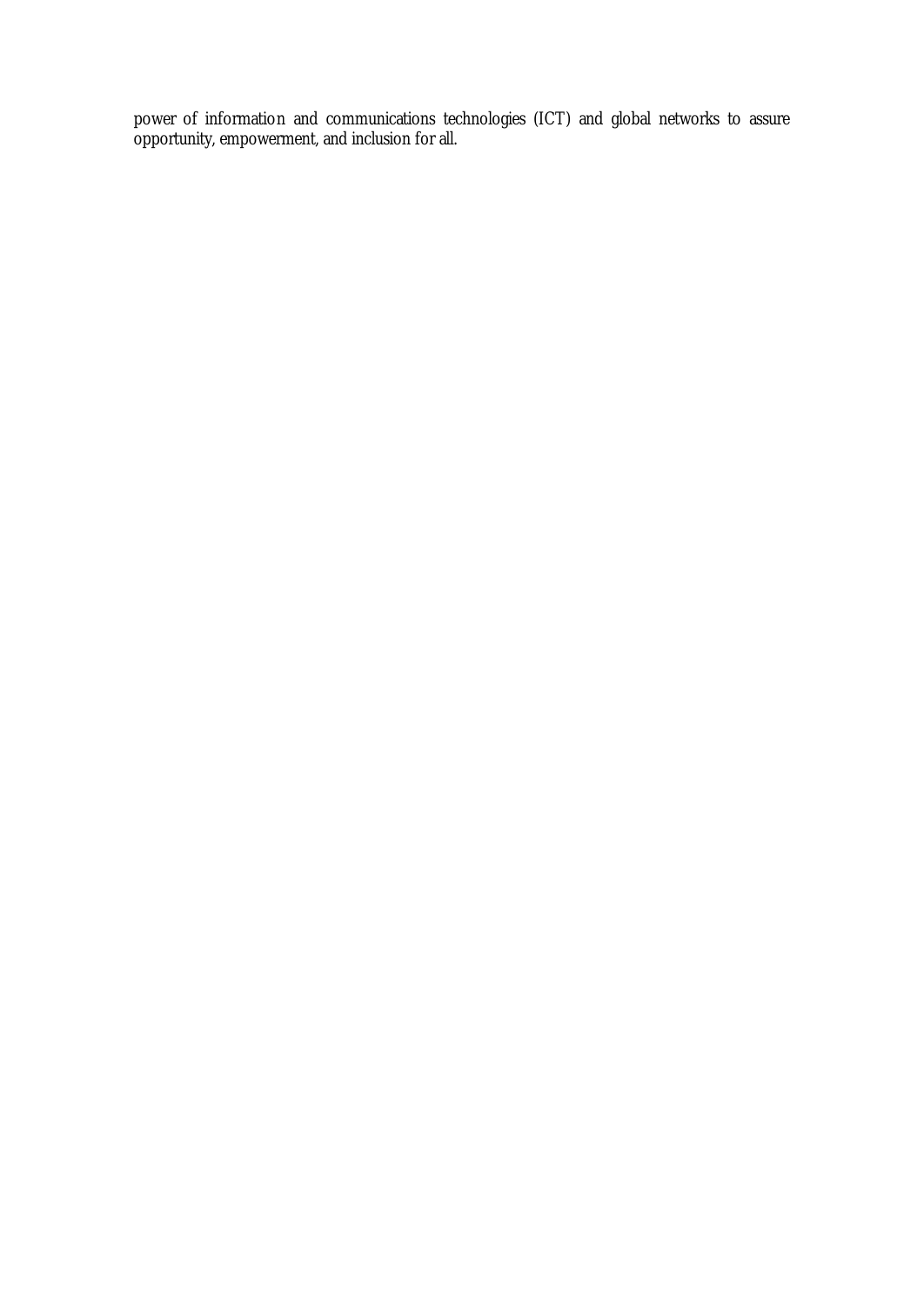power of information and communications technologies (ICT) and global networks to assure opportunity, empowerment, and inclusion for all.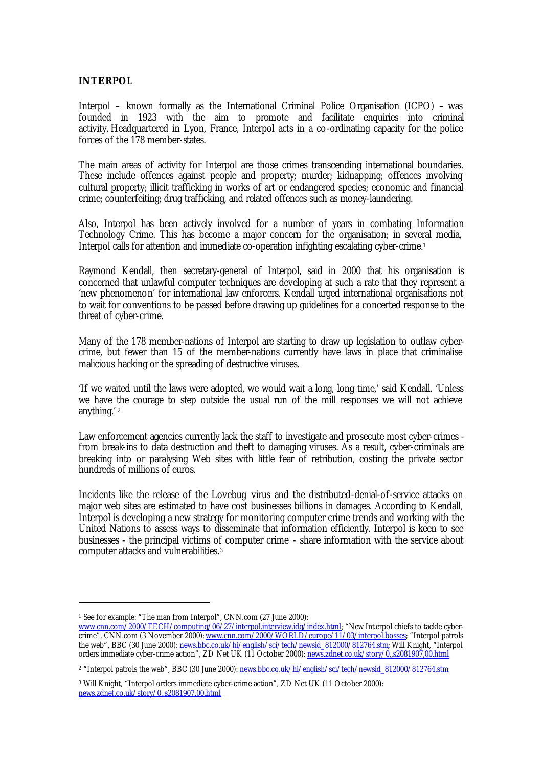**INTERPOL**

Interpol – known formally as the International Criminal Police Organisation (ICPO) – was founded in 1923 with the aim to promote and facilitate enquiries into criminal activity. Headquartered in Lyon, France, Interpol acts in a co-ordinating capacity for the police forces of the 178 member-states.

The main areas of activity for Interpol are those crimes transcending international boundaries. These include offences against people and property; murder; kidnapping; offences involving cultural property; illicit trafficking in works of art or endangered species; economic and financial crime; counterfeiting; drug trafficking, and related offences such as money-laundering.

Also, Interpol has been actively involved for a number of years in combating Information Technology Crime. This has become a major concern for the organisation; in several media, Interpol calls for attention and immediate co-operation infighting escalating cyber-crime.[1]

Raymond Kendall, then secretary-general of Interpol, said in 2000 that his organisation is concerned that unlawful computer techniques are developing at such a rate that they represent a 'new phenomenon' for international law enforcers. Kendall urged international organisations not to wait for conventions to be passed before drawing up guidelines for a concerted response to the threat of cyber-crime.

Many of the 178 member-nations of Interpol are starting to draw up legislation to outlaw cyber-crime, but fewer than 15 of the member-nations currently have laws in place that criminalise malicious hacking or the spreading of destructive viruses.

'If we waited until the laws were adopted, we would wait a long, long time,' said Kendall. 'Unless we have the courage to step outside the usual run of the mill responses we will not achieve anything.'[2]

Law enforcement agencies currently lack the staff to investigate and prosecute most cyber-crimes - from break-ins to data destruction and theft to damaging viruses. As a result, cyber-criminals are breaking into or paralysing Web sites with little fear of retribution, costing the private sector hundreds of millions of euros.

Incidents like the release of the Lovebug virus and the distributed-denial-of-service attacks on major web sites are estimated to have cost businesses billions in damages. According to Kendall, Interpol is developing a new strategy for monitoring computer crime trends and working with the United Nations to assess ways to disseminate that information efficiently. Interpol is keen to see businesses - the principal victims of computer crime - share information with the service about computer attacks and vulnerabilities.[3]

---

[1] See for example: "The man from Interpol", CNN.com (27 June 2000): www.cnn.com/2000/TECH/computing/06/27/interpol.interview.idg/index.html; "New Interpol chiefs to tackle cyber-crime", CNN.com (3 November 2000): www.cnn.com/2000/WORLD/europe/11/03/interpol.bosses; "Interpol patrols the web", BBC (30 June 2000): news.bbc.co.uk/hi/english/sci/tech/newsid_812000/812764.stm; Will Knight, "Interpol orders immediate cyber-crime action", ZD Net UK (11 October 2000): news.zdnet.co.uk/story/0,,s2081907,00.html

[2] "Interpol patrols the web", BBC (30 June 2000): news.bbc.co.uk/hi/english/sci/tech/newsid_812000/812764.stm

[3] Will Knight, "Interpol orders immediate cyber-crime action", ZD Net UK (11 October 2000): news.zdnet.co.uk/story/0,,s2081907,00.html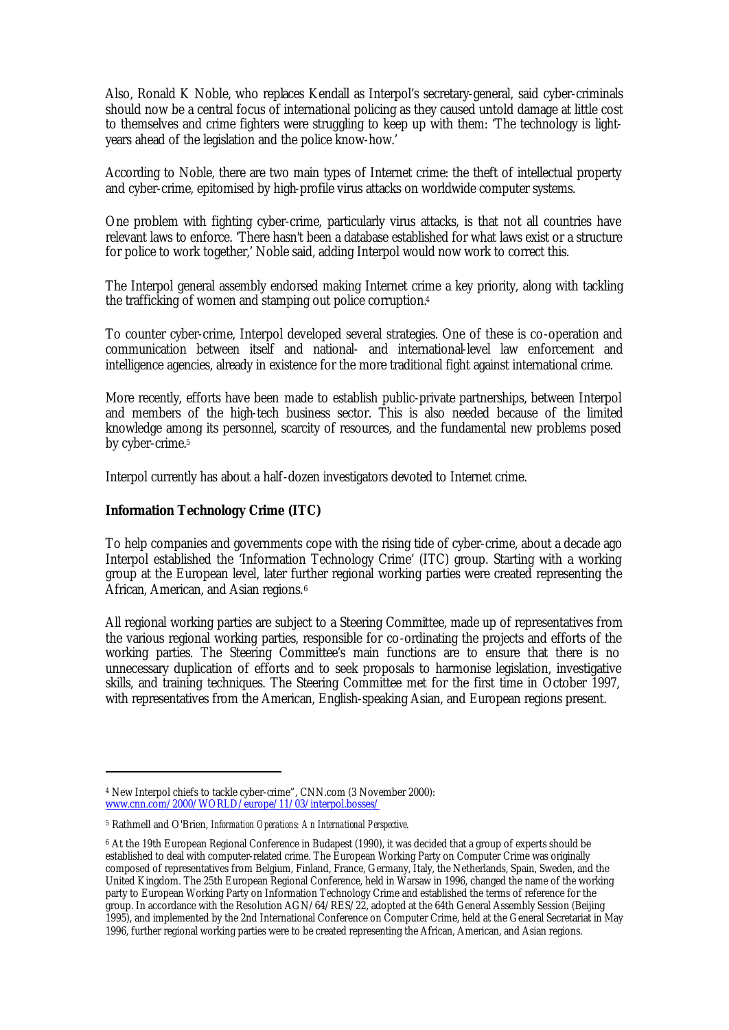Also, Ronald K Noble, who replaces Kendall as Interpol's secretary-general, said cyber-criminals should now be a central focus of international policing as they caused untold damage at little cost to themselves and crime fighters were struggling to keep up with them: 'The technology is light-years ahead of the legislation and the police know-how.'

According to Noble, there are two main types of Internet crime: the theft of intellectual property and cyber-crime, epitomised by high-profile virus attacks on worldwide computer systems.

One problem with fighting cyber-crime, particularly virus attacks, is that not all countries have relevant laws to enforce. 'There hasn't been a database established for what laws exist or a structure for police to work together,' Noble said, adding Interpol would now work to correct this.

The Interpol general assembly endorsed making Internet crime a key priority, along with tackling the trafficking of women and stamping out police corruption.[4]

To counter cyber-crime, Interpol developed several strategies. One of these is co-operation and communication between itself and national- and international-level law enforcement and intelligence agencies, already in existence for the more traditional fight against international crime.

More recently, efforts have been made to establish public-private partnerships, between Interpol and members of the high-tech business sector. This is also needed because of the limited knowledge among its personnel, scarcity of resources, and the fundamental new problems posed by cyber-crime.[5]

Interpol currently has about a half-dozen investigators devoted to Internet crime.

**Information Technology Crime (ITC)**

To help companies and governments cope with the rising tide of cyber-crime, about a decade ago Interpol established the 'Information Technology Crime' (ITC) group. Starting with a working group at the European level, later further regional working parties were created representing the African, American, and Asian regions.[6]

All regional working parties are subject to a Steering Committee, made up of representatives from the various regional working parties, responsible for co-ordinating the projects and efforts of the working parties. The Steering Committee's main functions are to ensure that there is no unnecessary duplication of efforts and to seek proposals to harmonise legislation, investigative skills, and training techniques. The Steering Committee met for the first time in October 1997, with representatives from the American, English-speaking Asian, and European regions present.

---

[4] New Interpol chiefs to tackle cyber-crime", CNN.com (3 November 2000): www.cnn.com/2000/WORLD/europe/11/03/interpol.bosses/

[5] Rathmell and O'Brien, *Information Operations: An International Perspective*.

[6] At the 19th European Regional Conference in Budapest (1990), it was decided that a group of experts should be established to deal with computer-related crime. The European Working Party on Computer Crime was originally composed of representatives from Belgium, Finland, France, Germany, Italy, the Netherlands, Spain, Sweden, and the United Kingdom. The 25th European Regional Conference, held in Warsaw in 1996, changed the name of the working party to European Working Party on Information Technology Crime and established the terms of reference for the group. In accordance with the Resolution AGN/64/RES/22, adopted at the 64th General Assembly Session (Beijing 1995), and implemented by the 2nd International Conference on Computer Crime, held at the General Secretariat in May 1996, further regional working parties were to be created representing the African, American, and Asian regions.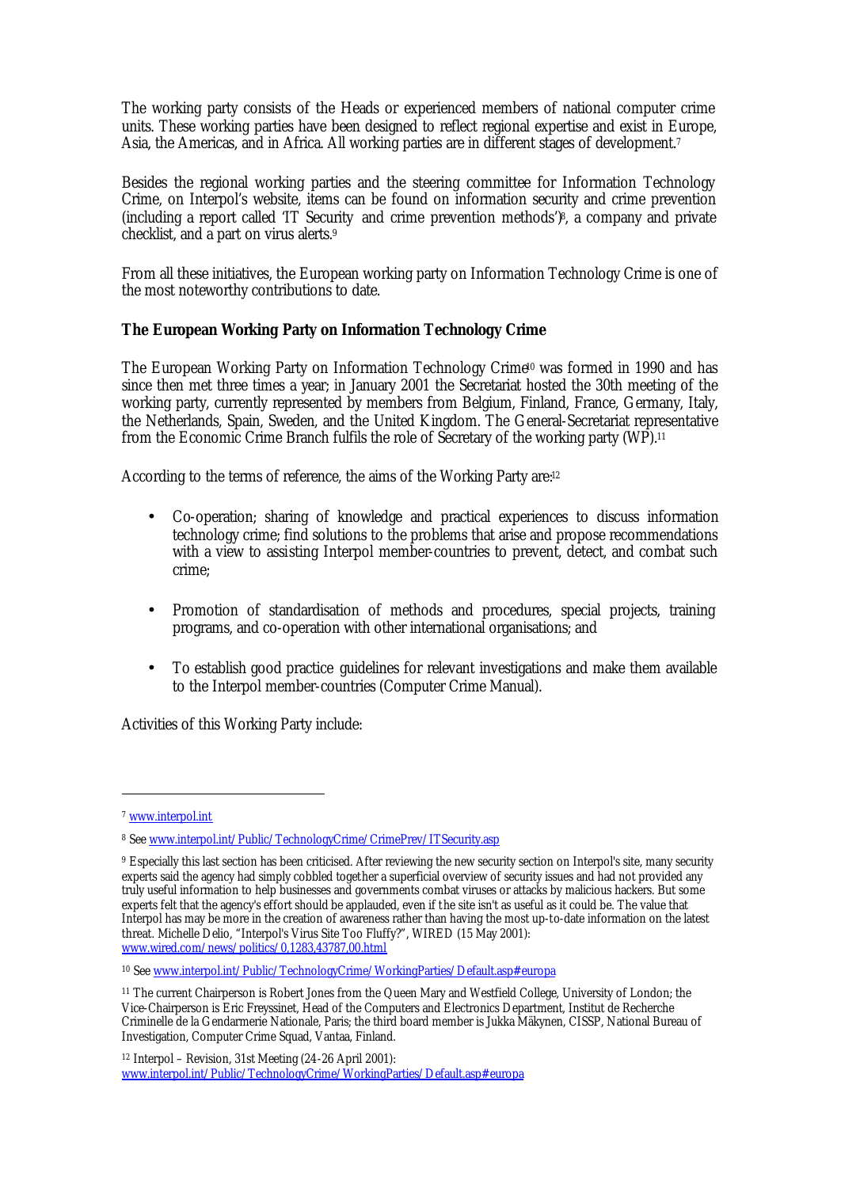The working party consists of the Heads or experienced members of national computer crime units. These working parties have been designed to reflect regional expertise and exist in Europe, Asia, the Americas, and in Africa. All working parties are in different stages of development.[7]

Besides the regional working parties and the steering committee for Information Technology Crime, on Interpol's website, items can be found on information security and crime prevention (including a report called 'IT Security and crime prevention methods')[8], a company and private checklist, and a part on virus alerts.[9]

From all these initiatives, the European working party on Information Technology Crime is one of the most noteworthy contributions to date.

**The European Working Party on Information Technology Crime**

The European Working Party on Information Technology Crime[10] was formed in 1990 and has since then met three times a year; in January 2001 the Secretariat hosted the 30th meeting of the working party, currently represented by members from Belgium, Finland, France, Germany, Italy, the Netherlands, Spain, Sweden, and the United Kingdom. The General-Secretariat representative from the Economic Crime Branch fulfils the role of Secretary of the working party (WP).[11]

According to the terms of reference, the aims of the Working Party are:[12]

- Co-operation; sharing of knowledge and practical experiences to discuss information technology crime; find solutions to the problems that arise and propose recommendations with a view to assisting Interpol member-countries to prevent, detect, and combat such crime;
- Promotion of standardisation of methods and procedures, special projects, training programs, and co-operation with other international organisations; and
- To establish good practice guidelines for relevant investigations and make them available to the Interpol member-countries (Computer Crime Manual).

Activities of this Working Party include:

---

[7] www.interpol.int

[8] See www.interpol.int/Public/TechnologyCrime/CrimePrev/ITSecurity.asp

[9] Especially this last section has been criticised. After reviewing the new security section on Interpol's site, many security experts said the agency had simply cobbled together a superficial overview of security issues and had not provided any truly useful information to help businesses and governments combat viruses or attacks by malicious hackers. But some experts felt that the agency's effort should be applauded, even if the site isn't as useful as it could be. The value that Interpol has may be more in the creation of awareness rather than having the most up-to-date information on the latest threat. Michelle Delio, "Interpol's Virus Site Too Fluffy?", WIRED (15 May 2001): www.wired.com/news/politics/0,1283,43787,00.html

[10] See www.interpol.int/Public/TechnologyCrime/WorkingParties/Default.asp#europa

[11] The current Chairperson is Robert Jones from the Queen Mary and Westfield College, University of London; the Vice-Chairperson is Eric Freyssinet, Head of the Computers and Electronics Department, Institut de Recherche Criminelle de la Gendarmerie Nationale, Paris; the third board member is Jukka Mäkynen, CISSP, National Bureau of Investigation, Computer Crime Squad, Vantaa, Finland.

[12] Interpol – Revision, 31st Meeting (24-26 April 2001): www.interpol.int/Public/TechnologyCrime/WorkingParties/Default.asp#europa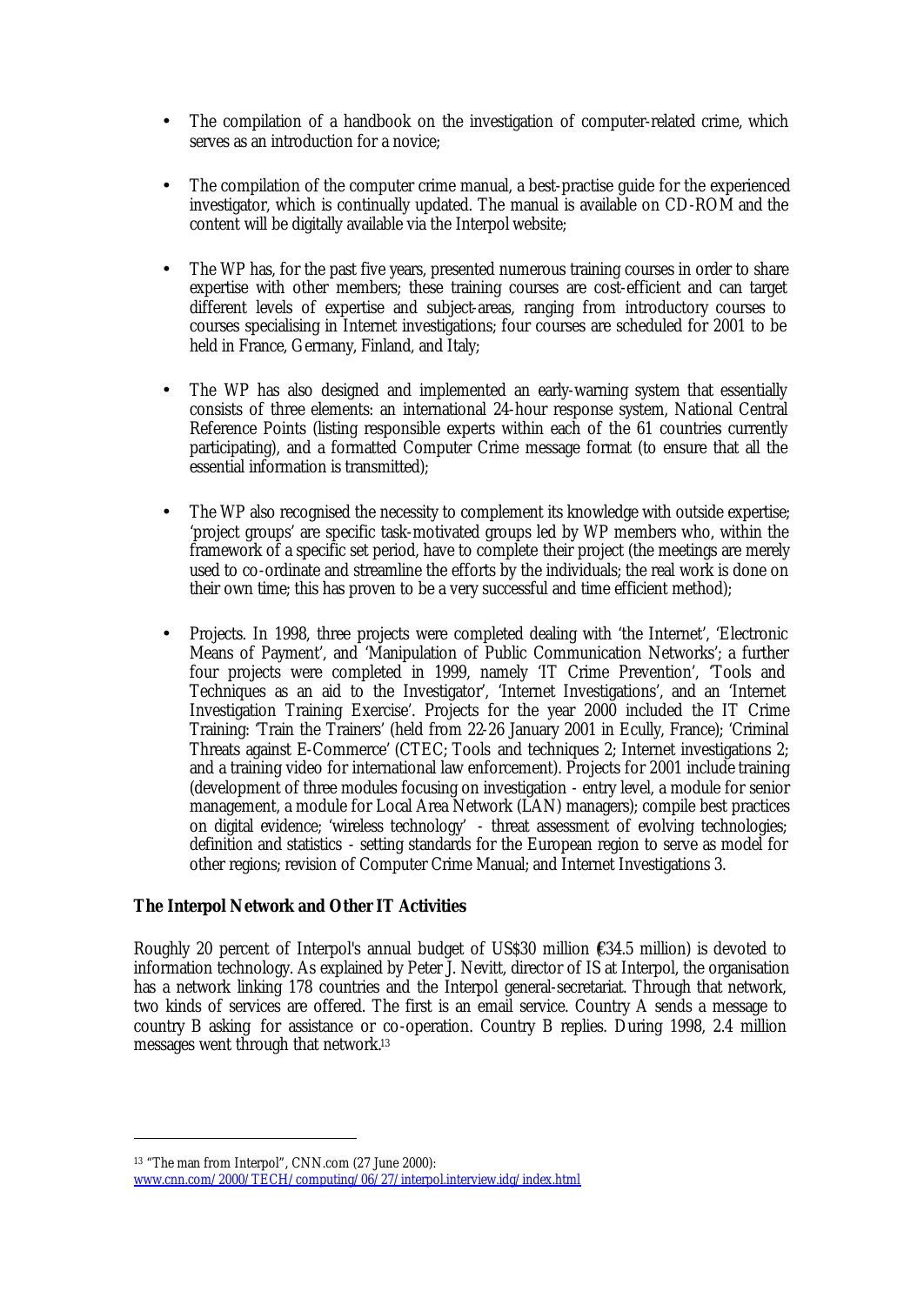- The compilation of a handbook on the investigation of computer-related crime, which serves as an introduction for a novice;

- The compilation of the computer crime manual, a best-practise guide for the experienced investigator, which is continually updated. The manual is available on CD-ROM and the content will be digitally available via the Interpol website;

- The WP has, for the past five years, presented numerous training courses in order to share expertise with other members; these training courses are cost-efficient and can target different levels of expertise and subject-areas, ranging from introductory courses to courses specialising in Internet investigations; four courses are scheduled for 2001 to be held in France, Germany, Finland, and Italy;

- The WP has also designed and implemented an early-warning system that essentially consists of three elements: an international 24-hour response system, National Central Reference Points (listing responsible experts within each of the 61 countries currently participating), and a formatted Computer Crime message format (to ensure that all the essential information is transmitted);

- The WP also recognised the necessity to complement its knowledge with outside expertise; 'project groups' are specific task-motivated groups led by WP members who, within the framework of a specific set period, have to complete their project (the meetings are merely used to co-ordinate and streamline the efforts by the individuals; the real work is done on their own time; this has proven to be a very successful and time efficient method);

- Projects. In 1998, three projects were completed dealing with 'the Internet', 'Electronic Means of Payment', and 'Manipulation of Public Communication Networks'; a further four projects were completed in 1999, namely 'IT Crime Prevention', 'Tools and Techniques as an aid to the Investigator', 'Internet Investigations', and an 'Internet Investigation Training Exercise'. Projects for the year 2000 included the IT Crime Training: 'Train the Trainers' (held from 22-26 January 2001 in Ecully, France); 'Criminal Threats against E-Commerce' (CTEC; Tools and techniques 2; Internet investigations 2; and a training video for international law enforcement). Projects for 2001 include training (development of three modules focusing on investigation - entry level, a module for senior management, a module for Local Area Network (LAN) managers); compile best practices on digital evidence; 'wireless technology' - threat assessment of evolving technologies; definition and statistics - setting standards for the European region to serve as model for other regions; revision of Computer Crime Manual; and Internet Investigations 3.

**The Interpol Network and Other IT Activities**

Roughly 20 percent of Interpol's annual budget of US$30 million (€34.5 million) is devoted to information technology. As explained by Peter J. Nevitt, director of IS at Interpol, the organisation has a network linking 178 countries and the Interpol general-secretariat. Through that network, two kinds of services are offered. The first is an email service. Country A sends a message to country B asking for assistance or co-operation. Country B replies. During 1998, 2.4 million messages went through that network.[13]

---

[13] "The man from Interpol", CNN.com (27 June 2000): www.cnn.com/2000/TECH/computing/06/27/interpol.interview.idg/index.html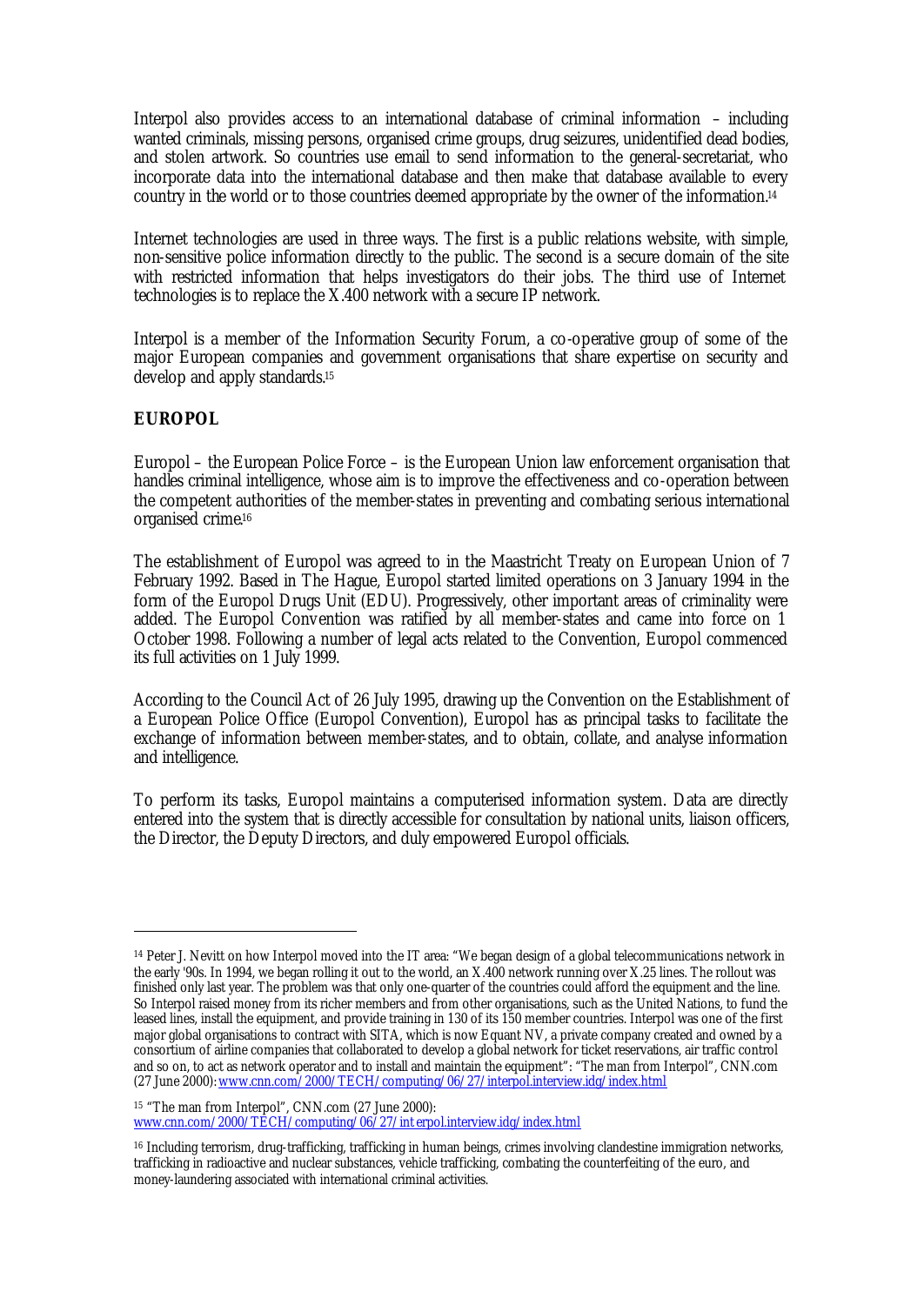Interpol also provides access to an international database of criminal information – including wanted criminals, missing persons, organised crime groups, drug seizures, unidentified dead bodies, and stolen artwork. So countries use email to send information to the general-secretariat, who incorporate data into the international database and then make that database available to every country in the world or to those countries deemed appropriate by the owner of the information.[14]

Internet technologies are used in three ways. The first is a public relations website, with simple, non-sensitive police information directly to the public. The second is a secure domain of the site with restricted information that helps investigators do their jobs. The third use of Internet technologies is to replace the X.400 network with a secure IP network.

Interpol is a member of the Information Security Forum, a co-operative group of some of the major European companies and government organisations that share expertise on security and develop and apply standards.[15]

**EUROPOL**

Europol – the European Police Force – is the European Union law enforcement organisation that handles criminal intelligence, whose aim is to improve the effectiveness and co-operation between the competent authorities of the member-states in preventing and combating serious international organised crime.[16]

The establishment of Europol was agreed to in the Maastricht Treaty on European Union of 7 February 1992. Based in The Hague, Europol started limited operations on 3 January 1994 in the form of the Europol Drugs Unit (EDU). Progressively, other important areas of criminality were added. The Europol Convention was ratified by all member-states and came into force on 1 October 1998. Following a number of legal acts related to the Convention, Europol commenced its full activities on 1 July 1999.

According to the Council Act of 26 July 1995, drawing up the Convention on the Establishment of a European Police Office (Europol Convention), Europol has as principal tasks to facilitate the exchange of information between member-states, and to obtain, collate, and analyse information and intelligence.

To perform its tasks, Europol maintains a computerised information system. Data are directly entered into the system that is directly accessible for consultation by national units, liaison officers, the Director, the Deputy Directors, and duly empowered Europol officials.

---

[14] Peter J. Nevitt on how Interpol moved into the IT area: "We began design of a global telecommunications network in the early '90s. In 1994, we began rolling it out to the world, an X.400 network running over X.25 lines. The rollout was finished only last year. The problem was that only one-quarter of the countries could afford the equipment and the line. So Interpol raised money from its richer members and from other organisations, such as the United Nations, to fund the leased lines, install the equipment, and provide training in 130 of its 150 member countries. Interpol was one of the first major global organisations to contract with SITA, which is now Equant NV, a private company created and owned by a consortium of airline companies that collaborated to develop a global network for ticket reservations, air traffic control and so on, to act as network operator and to install and maintain the equipment": "The man from Interpol", CNN.com (27 June 2000): www.cnn.com/2000/TECH/computing/06/27/interpol.interview.idg/index.html

[15] "The man from Interpol", CNN.com (27 June 2000): www.cnn.com/2000/TECH/computing/06/27/interpol.interview.idg/index.html

[16] Including terrorism, drug-trafficking, trafficking in human beings, crimes involving clandestine immigration networks, trafficking in radioactive and nuclear substances, vehicle trafficking, combating the counterfeiting of the euro, and money-laundering associated with international criminal activities.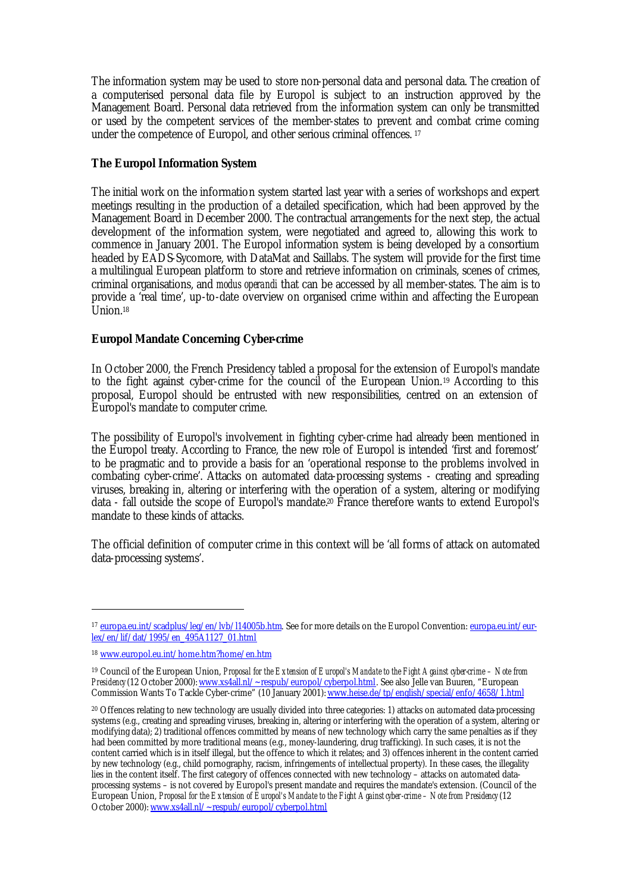The information system may be used to store non-personal data and personal data. The creation of a computerised personal data file by Europol is subject to an instruction approved by the Management Board. Personal data retrieved from the information system can only be transmitted or used by the competent services of the member-states to prevent and combat crime coming under the competence of Europol, and other serious criminal offences. [17]

**The Europol Information System**

The initial work on the information system started last year with a series of workshops and expert meetings resulting in the production of a detailed specification, which had been approved by the Management Board in December 2000. The contractual arrangements for the next step, the actual development of the information system, were negotiated and agreed to, allowing this work to commence in January 2001. The Europol information system is being developed by a consortium headed by EADS-Sycomore, with DataMat and Saillabs. The system will provide for the first time a multilingual European platform to store and retrieve information on criminals, scenes of crimes, criminal organisations, and *modus operandi* that can be accessed by all member-states. The aim is to provide a 'real time', up-to-date overview on organised crime within and affecting the European Union.[18]

**Europol Mandate Concerning Cyber-crime**

In October 2000, the French Presidency tabled a proposal for the extension of Europol's mandate to the fight against cyber-crime for the council of the European Union.[19] According to this proposal, Europol should be entrusted with new responsibilities, centred on an extension of Europol's mandate to computer crime.

The possibility of Europol's involvement in fighting cyber-crime had already been mentioned in the Europol treaty. According to France, the new role of Europol is intended 'first and foremost' to be pragmatic and to provide a basis for an 'operational response to the problems involved in combating cyber-crime'. Attacks on automated data-processing systems - creating and spreading viruses, breaking in, altering or interfering with the operation of a system, altering or modifying data - fall outside the scope of Europol's mandate.[20] France therefore wants to extend Europol's mandate to these kinds of attacks.

The official definition of computer crime in this context will be 'all forms of attack on automated data-processing systems'.

---

[17] europa.eu.int/scadplus/leg/en/lvb/l14005b.htm. See for more details on the Europol Convention: europa.eu.int/eur-lex/en/lif/dat/1995/en_495A1127_01.html

[18] www.europol.eu.int/home.htm?home/en.htm

[19] Council of the European Union, *Proposal for the Extension of Europol's Mandate to the Fight Against cyber-crime – Note from Presidency* (12 October 2000): www.xs4all.nl/~respub/europol/cyberpol.html. See also Jelle van Buuren, "European Commission Wants To Tackle Cyber-crime" (10 January 2001): www.heise.de/tp/english/special/enfo/4658/1.html

[20] Offences relating to new technology are usually divided into three categories: 1) attacks on automated data-processing systems (e.g., creating and spreading viruses, breaking in, altering or interfering with the operation of a system, altering or modifying data); 2) traditional offences committed by means of new technology which carry the same penalties as if they had been committed by more traditional means (e.g., money-laundering, drug trafficking). In such cases, it is not the content carried which is in itself illegal, but the offence to which it relates; and 3) offences inherent in the content carried by new technology (e.g., child pornography, racism, infringements of intellectual property). In these cases, the illegality lies in the content itself. The first category of offences connected with new technology – attacks on automated data-processing systems – is not covered by Europol's present mandate and requires the mandate's extension. (Council of the European Union, *Proposal for the Extension of Europol's Mandate to the Fight Against cyber-crime – Note from Presidency* (12 October 2000): www.xs4all.nl/~respub/europol/cyberpol.html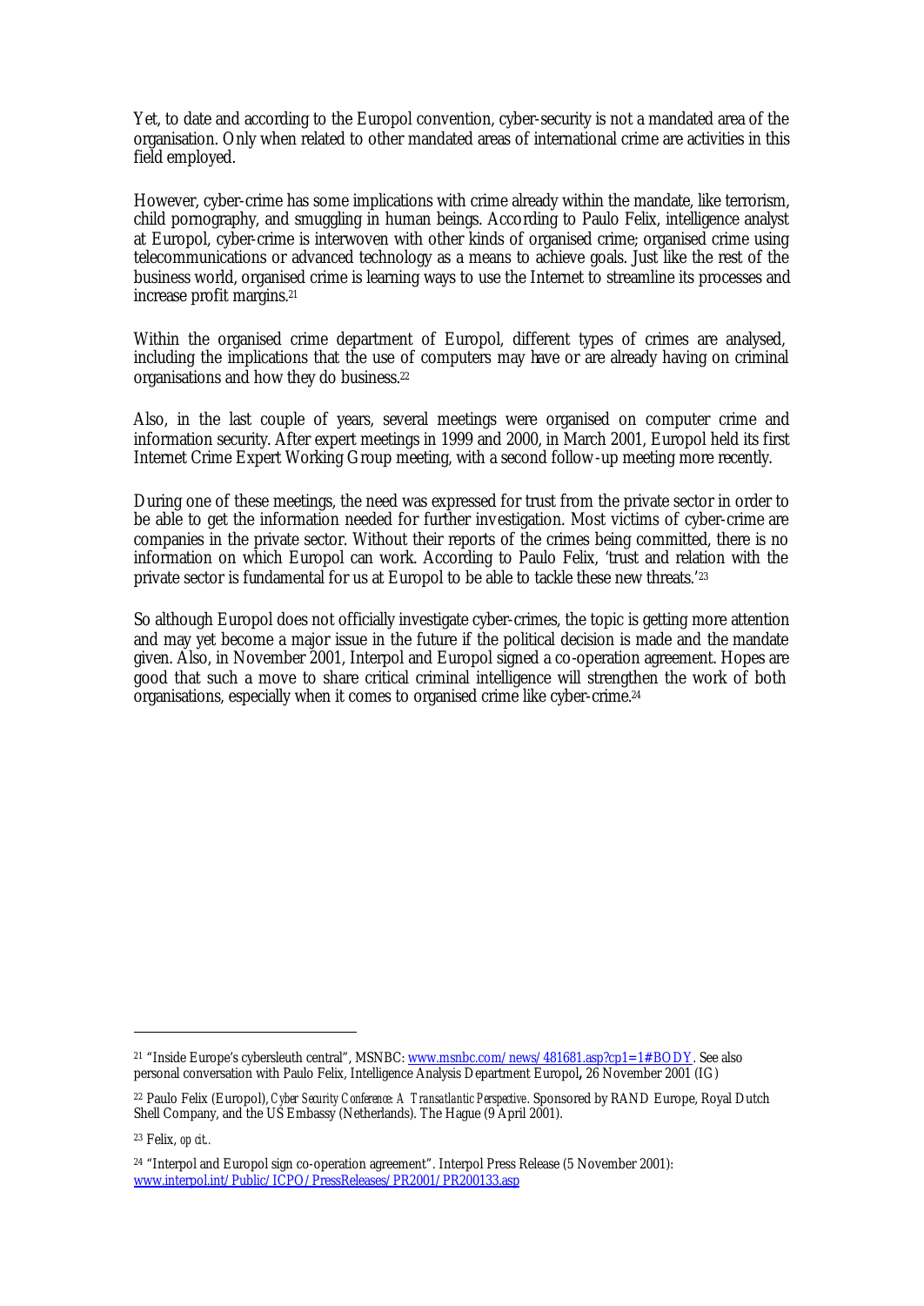Yet, to date and according to the Europol convention, cyber-security is not a mandated area of the organisation. Only when related to other mandated areas of international crime are activities in this field employed.

However, cyber-crime has some implications with crime already within the mandate, like terrorism, child pornography, and smuggling in human beings. According to Paulo Felix, intelligence analyst at Europol, cyber-crime is interwoven with other kinds of organised crime; organised crime using telecommunications or advanced technology as a means to achieve goals. Just like the rest of the business world, organised crime is learning ways to use the Internet to streamline its processes and increase profit margins.[21]

Within the organised crime department of Europol, different types of crimes are analysed, including the implications that the use of computers may have or are already having on criminal organisations and how they do business.[22]

Also, in the last couple of years, several meetings were organised on computer crime and information security. After expert meetings in 1999 and 2000, in March 2001, Europol held its first Internet Crime Expert Working Group meeting, with a second follow-up meeting more recently.

During one of these meetings, the need was expressed for trust from the private sector in order to be able to get the information needed for further investigation. Most victims of cyber-crime are companies in the private sector. Without their reports of the crimes being committed, there is no information on which Europol can work. According to Paulo Felix, 'trust and relation with the private sector is fundamental for us at Europol to be able to tackle these new threats.'[23]

So although Europol does not officially investigate cyber-crimes, the topic is getting more attention and may yet become a major issue in the future if the political decision is made and the mandate given. Also, in November 2001, Interpol and Europol signed a co-operation agreement. Hopes are good that such a move to share critical criminal intelligence will strengthen the work of both organisations, especially when it comes to organised crime like cyber-crime.[24]

---

[21] "Inside Europe's cybersleuth central", MSNBC: www.msnbc.com/news/481681.asp?cp1=1#BODY. See also personal conversation with Paulo Felix, Intelligence Analysis Department Europol, 26 November 2001 (IG)

[22] Paulo Felix (Europol), *Cyber Security Conference: A Transatlantic Perspective*. Sponsored by RAND Europe, Royal Dutch Shell Company, and the US Embassy (Netherlands). The Hague (9 April 2001).

[23] Felix, *op cit.*.

[24] "Interpol and Europol sign co-operation agreement". Interpol Press Release (5 November 2001): www.interpol.int/Public/ICPO/PressReleases/PR2001/PR200133.asp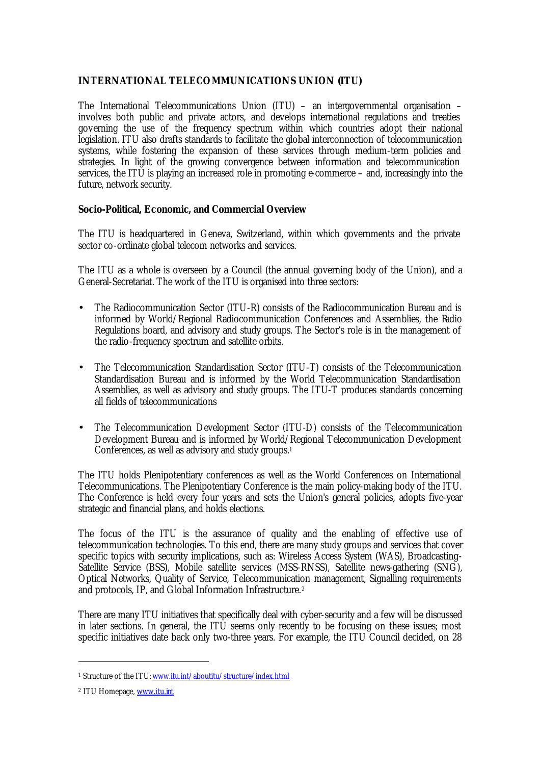## INTERNATIONAL TELECOMMUNICATIONS UNION (ITU)

The International Telecommunications Union (ITU) – an intergovernmental organisation – involves both public and private actors, and develops international regulations and treaties governing the use of the frequency spectrum within which countries adopt their national legislation. ITU also drafts standards to facilitate the global interconnection of telecommunication systems, while fostering the expansion of these services through medium-term policies and strategies. In light of the growing convergence between information and telecommunication services, the ITU is playing an increased role in promoting e-commerce – and, increasingly into the future, network security.

### Socio-Political, Economic, and Commercial Overview

The ITU is headquartered in Geneva, Switzerland, within which governments and the private sector co-ordinate global telecom networks and services.

The ITU as a whole is overseen by a Council (the annual governing body of the Union), and a General-Secretariat. The work of the ITU is organised into three sectors:

- The Radiocommunication Sector (ITU-R) consists of the Radiocommunication Bureau and is informed by World/Regional Radiocommunication Conferences and Assemblies, the Radio Regulations board, and advisory and study groups. The Sector's role is in the management of the radio-frequency spectrum and satellite orbits.
- The Telecommunication Standardisation Sector (ITU-T) consists of the Telecommunication Standardisation Bureau and is informed by the World Telecommunication Standardisation Assemblies, as well as advisory and study groups. The ITU-T produces standards concerning all fields of telecommunications
- The Telecommunication Development Sector (ITU-D) consists of the Telecommunication Development Bureau and is informed by World/Regional Telecommunication Development Conferences, as well as advisory and study groups.[1]

The ITU holds Plenipotentiary conferences as well as the World Conferences on International Telecommunications. The Plenipotentiary Conference is the main policy-making body of the ITU. The Conference is held every four years and sets the Union's general policies, adopts five-year strategic and financial plans, and holds elections.

The focus of the ITU is the assurance of quality and the enabling of effective use of telecommunication technologies. To this end, there are many study groups and services that cover specific topics with security implications, such as: Wireless Access System (WAS), Broadcasting-Satellite Service (BSS), Mobile satellite services (MSS-RNSS), Satellite news-gathering (SNG), Optical Networks, Quality of Service, Telecommunication management, Signalling requirements and protocols, IP, and Global Information Infrastructure.[2]

There are many ITU initiatives that specifically deal with cyber-security and a few will be discussed in later sections. In general, the ITU seems only recently to be focusing on these issues; most specific initiatives date back only two-three years. For example, the ITU Council decided, on 28

---

[1] Structure of the ITU: www.itu.int/aboutitu/structure/index.html

[2] ITU Homepage, www.itu.int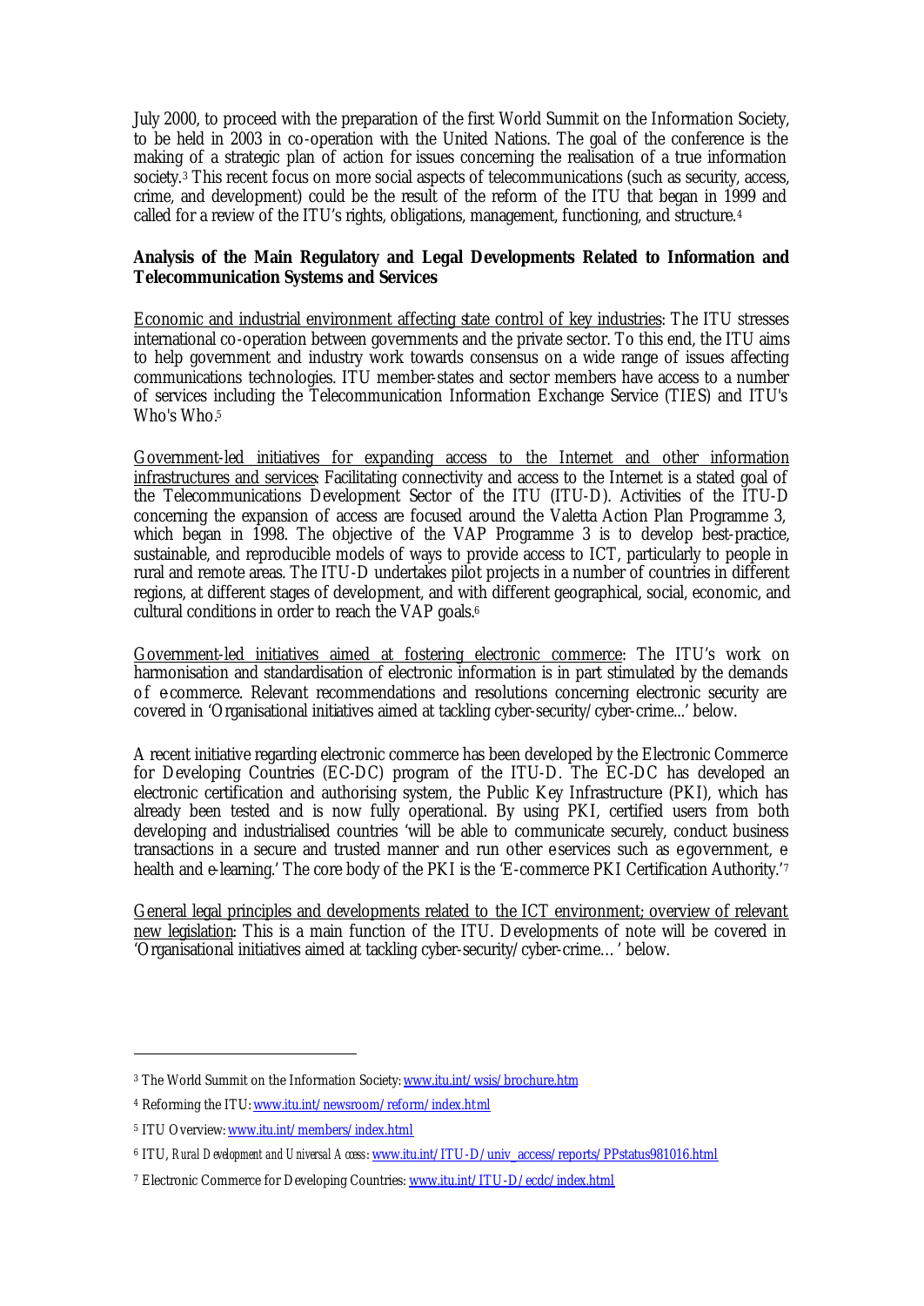July 2000, to proceed with the preparation of the first World Summit on the Information Society, to be held in 2003 in co-operation with the United Nations. The goal of the conference is the making of a strategic plan of action for issues concerning the realisation of a true information society.[3] This recent focus on more social aspects of telecommunications (such as security, access, crime, and development) could be the result of the reform of the ITU that began in 1999 and called for a review of the ITU's rights, obligations, management, functioning, and structure.[4]

**Analysis of the Main Regulatory and Legal Developments Related to Information and Telecommunication Systems and Services**

Economic and industrial environment affecting state control of key industries: The ITU stresses international co-operation between governments and the private sector. To this end, the ITU aims to help government and industry work towards consensus on a wide range of issues affecting communications technologies. ITU member-states and sector members have access to a number of services including the Telecommunication Information Exchange Service (TIES) and ITU's Who's Who.[5]

Government-led initiatives for expanding access to the Internet and other information infrastructures and services: Facilitating connectivity and access to the Internet is a stated goal of the Telecommunications Development Sector of the ITU (ITU-D). Activities of the ITU-D concerning the expansion of access are focused around the Valetta Action Plan Programme 3, which began in 1998. The objective of the VAP Programme 3 is to develop best-practice, sustainable, and reproducible models of ways to provide access to ICT, particularly to people in rural and remote areas. The ITU-D undertakes pilot projects in a number of countries in different regions, at different stages of development, and with different geographical, social, economic, and cultural conditions in order to reach the VAP goals.[6]

Government-led initiatives aimed at fostering electronic commerce: The ITU's work on harmonisation and standardisation of electronic information is in part stimulated by the demands of e-commerce. Relevant recommendations and resolutions concerning electronic security are covered in 'Organisational initiatives aimed at tackling cyber-security/cyber-crime...' below.

A recent initiative regarding electronic commerce has been developed by the Electronic Commerce for Developing Countries (EC-DC) program of the ITU-D. The EC-DC has developed an electronic certification and authorising system, the Public Key Infrastructure (PKI), which has already been tested and is now fully operational. By using PKI, certified users from both developing and industrialised countries 'will be able to communicate securely, conduct business transactions in a secure and trusted manner and run other e-services such as e-government, e-health and e-learning.' The core body of the PKI is the 'E-commerce PKI Certification Authority.'[7]

General legal principles and developments related to the ICT environment; overview of relevant new legislation: This is a main function of the ITU. Developments of note will be covered in 'Organisational initiatives aimed at tackling cyber-security/cyber-crime…' below.

---

[3] The World Summit on the Information Society: www.itu.int/wsis/brochure.htm

[4] Reforming the ITU: www.itu.int/newsroom/reform/index.html

[5] ITU Overview: www.itu.int/members/index.html

[6] ITU, *Rural Development and Universal Access*: www.itu.int/ITU-D/univ_access/reports/PPstatus981016.html

[7] Electronic Commerce for Developing Countries: www.itu.int/ITU-D/ecdc/index.html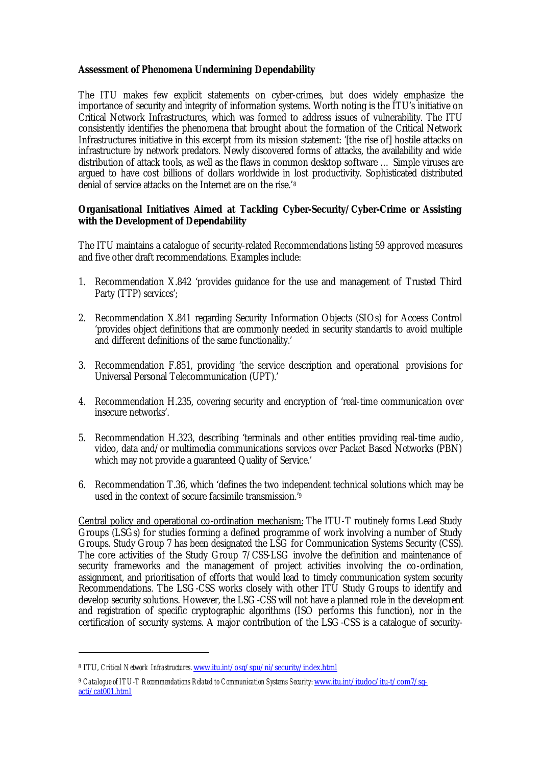**Assessment of Phenomena Undermining Dependability**

The ITU makes few explicit statements on cyber-crimes, but does widely emphasize the importance of security and integrity of information systems. Worth noting is the ITU's initiative on Critical Network Infrastructures, which was formed to address issues of vulnerability. The ITU consistently identifies the phenomena that brought about the formation of the Critical Network Infrastructures initiative in this excerpt from its mission statement: '[the rise of] hostile attacks on infrastructure by network predators. Newly discovered forms of attacks, the availability and wide distribution of attack tools, as well as the flaws in common desktop software … Simple viruses are argued to have cost billions of dollars worldwide in lost productivity. Sophisticated distributed denial of service attacks on the Internet are on the rise.'[8]

**Organisational Initiatives Aimed at Tackling Cyber-Security/Cyber-Crime or Assisting with the Development of Dependability**

The ITU maintains a catalogue of security-related Recommendations listing 59 approved measures and five other draft recommendations. Examples include:

1. Recommendation X.842 'provides guidance for the use and management of Trusted Third Party (TTP) services';

2. Recommendation X.841 regarding Security Information Objects (SIOs) for Access Control 'provides object definitions that are commonly needed in security standards to avoid multiple and different definitions of the same functionality.'

3. Recommendation F.851, providing 'the service description and operational provisions for Universal Personal Telecommunication (UPT).'

4. Recommendation H.235, covering security and encryption of 'real-time communication over insecure networks'.

5. Recommendation H.323, describing 'terminals and other entities providing real-time audio, video, data and/or multimedia communications services over Packet Based Networks (PBN) which may not provide a guaranteed Quality of Service.'

6. Recommendation T.36, which 'defines the two independent technical solutions which may be used in the context of secure facsimile transmission.'[9]

Central policy and operational co-ordination mechanism: The ITU-T routinely forms Lead Study Groups (LSGs) for studies forming a defined programme of work involving a number of Study Groups. Study Group 7 has been designated the LSG for Communication Systems Security (CSS). The core activities of the Study Group 7/CSS-LSG involve the definition and maintenance of security frameworks and the management of project activities involving the co-ordination, assignment, and prioritisation of efforts that would lead to timely communication system security Recommendations. The LSG-CSS works closely with other ITU Study Groups to identify and develop security solutions. However, the LSG-CSS will not have a planned role in the development and registration of specific cryptographic algorithms (ISO performs this function), nor in the certification of security systems. A major contribution of the LSG-CSS is a catalogue of security-

---

[8] ITU, *Critical Network Infrastructures*. www.itu.int/osg/spu/ni/security/index.html

[9] *Catalogue of ITU-T Recommendations Related to Communication Systems Security*: www.itu.int/itudoc/itu-t/com7/sg-acti/cat001.html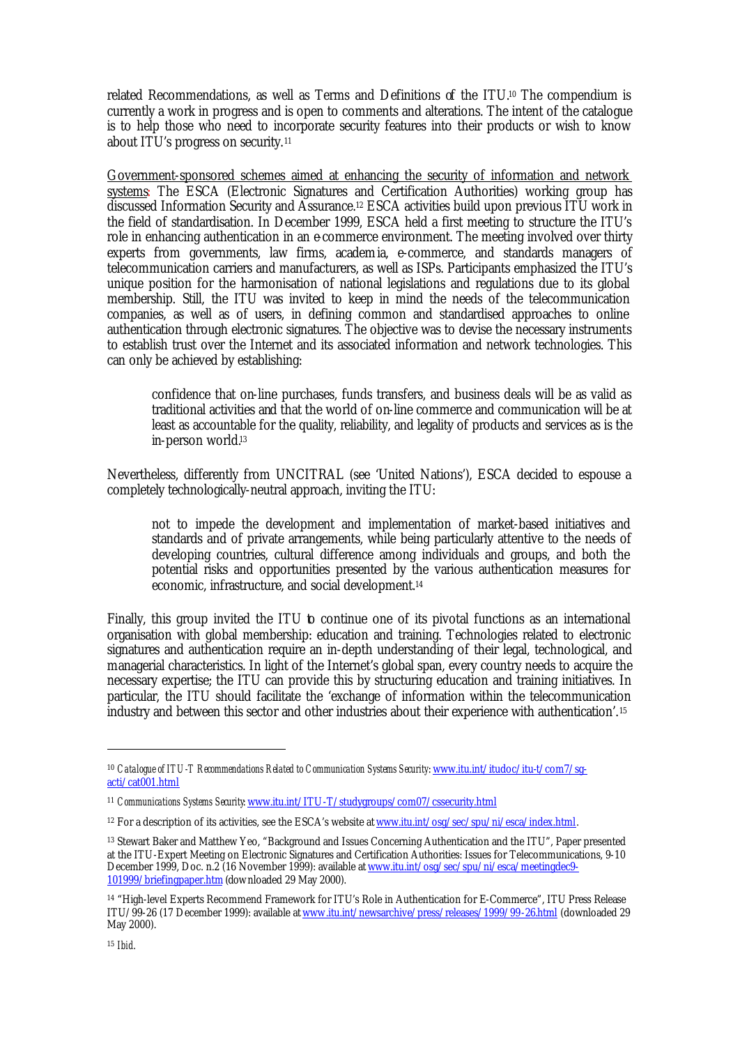related Recommendations, as well as Terms and Definitions of the ITU.[10] The compendium is currently a work in progress and is open to comments and alterations. The intent of the catalogue is to help those who need to incorporate security features into their products or wish to know about ITU's progress on security.[11]

Government-sponsored schemes aimed at enhancing the security of information and network systems: The ESCA (Electronic Signatures and Certification Authorities) working group has discussed Information Security and Assurance.[12] ESCA activities build upon previous ITU work in the field of standardisation. In December 1999, ESCA held a first meeting to structure the ITU's role in enhancing authentication in an e-commerce environment. The meeting involved over thirty experts from governments, law firms, academia, e-commerce, and standards managers of telecommunication carriers and manufacturers, as well as ISPs. Participants emphasized the ITU's unique position for the harmonisation of national legislations and regulations due to its global membership. Still, the ITU was invited to keep in mind the needs of the telecommunication companies, as well as of users, in defining common and standardised approaches to online authentication through electronic signatures. The objective was to devise the necessary instruments to establish trust over the Internet and its associated information and network technologies. This can only be achieved by establishing:

> confidence that on-line purchases, funds transfers, and business deals will be as valid as traditional activities and that the world of on-line commerce and communication will be at least as accountable for the quality, reliability, and legality of products and services as is the in-person world.[13]

Nevertheless, differently from UNCITRAL (see 'United Nations'), ESCA decided to espouse a completely technologically-neutral approach, inviting the ITU:

> not to impede the development and implementation of market-based initiatives and standards and of private arrangements, while being particularly attentive to the needs of developing countries, cultural difference among individuals and groups, and both the potential risks and opportunities presented by the various authentication measures for economic, infrastructure, and social development.[14]

Finally, this group invited the ITU to continue one of its pivotal functions as an international organisation with global membership: education and training. Technologies related to electronic signatures and authentication require an in-depth understanding of their legal, technological, and managerial characteristics. In light of the Internet's global span, every country needs to acquire the necessary expertise; the ITU can provide this by structuring education and training initiatives. In particular, the ITU should facilitate the 'exchange of information within the telecommunication industry and between this sector and other industries about their experience with authentication'.[15]

---

[10] *Catalogue of ITU-T Recommendations Related to Communication Systems Security*: www.itu.int/itudoc/itu-t/com7/sg-acti/cat001.html

[11] *Communications Systems Security*: www.itu.int/ITU-T/studygroups/com07/cssecurity.html

[12] For a description of its activities, see the ESCA's website at www.itu.int/osg/sec/spu/ni/esca/index.html.

[13] Stewart Baker and Matthew Yeo, "Background and Issues Concerning Authentication and the ITU", Paper presented at the ITU-Expert Meeting on Electronic Signatures and Certification Authorities: Issues for Telecommunications, 9-10 December 1999, Doc. n.2 (16 November 1999): available at www.itu.int/osg/sec/spu/ni/esca/meetingdec9-101999/briefingpaper.htm (downloaded 29 May 2000).

[14] "High-level Experts Recommend Framework for ITU's Role in Authentication for E-Commerce", ITU Press Release ITU/99-26 (17 December 1999): available at www.itu.int/newsarchive/press/releases/1999/99-26.html (downloaded 29 May 2000).

[15] *Ibid.*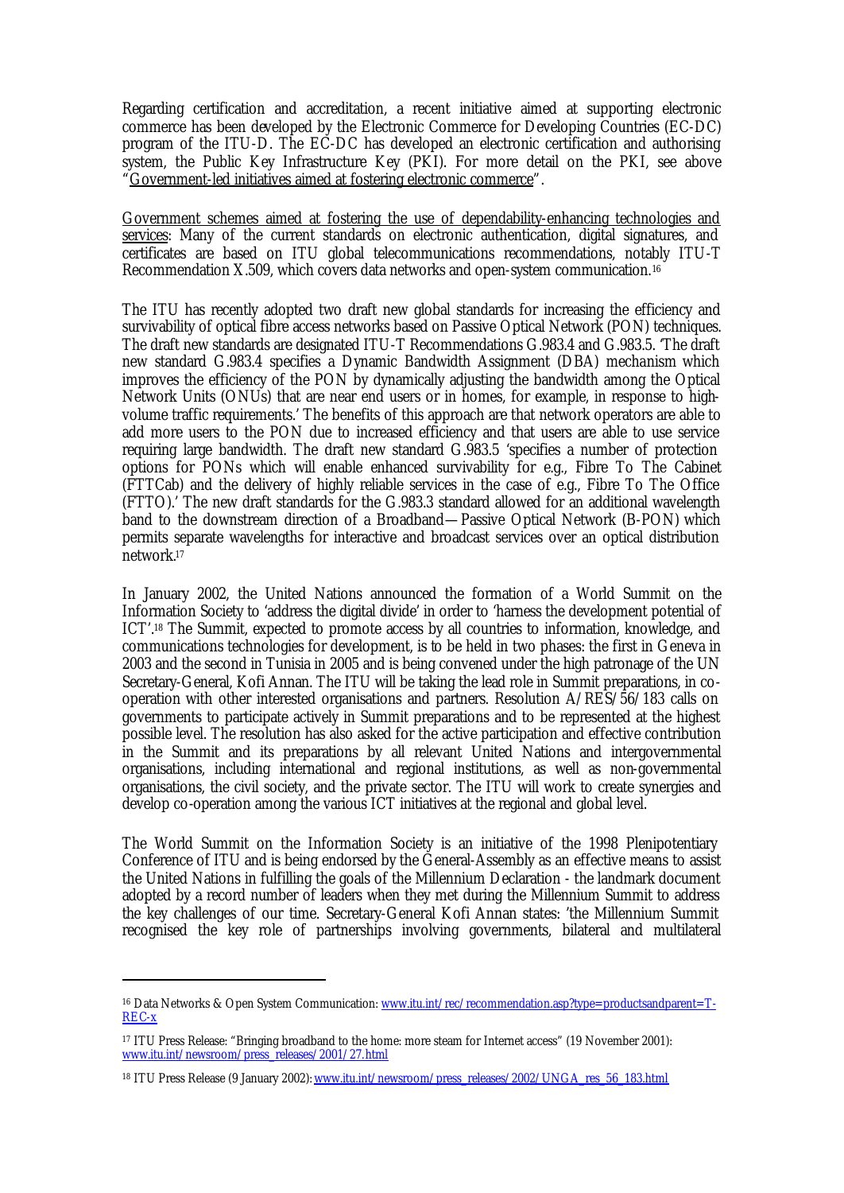Regarding certification and accreditation, a recent initiative aimed at supporting electronic commerce has been developed by the Electronic Commerce for Developing Countries (EC-DC) program of the ITU-D. The EC-DC has developed an electronic certification and authorising system, the Public Key Infrastructure Key (PKI). For more detail on the PKI, see above "Government-led initiatives aimed at fostering electronic commerce".

Government schemes aimed at fostering the use of dependability-enhancing technologies and services: Many of the current standards on electronic authentication, digital signatures, and certificates are based on ITU global telecommunications recommendations, notably ITU-T Recommendation X.509, which covers data networks and open-system communication.[16]

The ITU has recently adopted two draft new global standards for increasing the efficiency and survivability of optical fibre access networks based on Passive Optical Network (PON) techniques. The draft new standards are designated ITU-T Recommendations G.983.4 and G.983.5. 'The draft new standard G.983.4 specifies a Dynamic Bandwidth Assignment (DBA) mechanism which improves the efficiency of the PON by dynamically adjusting the bandwidth among the Optical Network Units (ONUs) that are near end users or in homes, for example, in response to high-volume traffic requirements.' The benefits of this approach are that network operators are able to add more users to the PON due to increased efficiency and that users are able to use service requiring large bandwidth. The draft new standard G.983.5 'specifies a number of protection options for PONs which will enable enhanced survivability for e.g., Fibre To The Cabinet (FTTCab) and the delivery of highly reliable services in the case of e.g., Fibre To The Office (FTTO).' The new draft standards for the G.983.3 standard allowed for an additional wavelength band to the downstream direction of a Broadband—Passive Optical Network (B-PON) which permits separate wavelengths for interactive and broadcast services over an optical distribution network.[17]

In January 2002, the United Nations announced the formation of a World Summit on the Information Society to 'address the digital divide' in order to 'harness the development potential of ICT'.[18] The Summit, expected to promote access by all countries to information, knowledge, and communications technologies for development, is to be held in two phases: the first in Geneva in 2003 and the second in Tunisia in 2005 and is being convened under the high patronage of the UN Secretary-General, Kofi Annan. The ITU will be taking the lead role in Summit preparations, in co-operation with other interested organisations and partners. Resolution A/RES/56/183 calls on governments to participate actively in Summit preparations and to be represented at the highest possible level. The resolution has also asked for the active participation and effective contribution in the Summit and its preparations by all relevant United Nations and intergovernmental organisations, including international and regional institutions, as well as non-governmental organisations, the civil society, and the private sector. The ITU will work to create synergies and develop co-operation among the various ICT initiatives at the regional and global level.

The World Summit on the Information Society is an initiative of the 1998 Plenipotentiary Conference of ITU and is being endorsed by the General-Assembly as an effective means to assist the United Nations in fulfilling the goals of the Millennium Declaration - the landmark document adopted by a record number of leaders when they met during the Millennium Summit to address the key challenges of our time. Secretary-General Kofi Annan states: 'the Millennium Summit recognised the key role of partnerships involving governments, bilateral and multilateral

---

[16] Data Networks & Open System Communication: www.itu.int/rec/recommendation.asp?type=productsandparent=T-REC-x

[17] ITU Press Release: "Bringing broadband to the home: more steam for Internet access" (19 November 2001): www.itu.int/newsroom/press_releases/2001/27.html

[18] ITU Press Release (9 January 2002): www.itu.int/newsroom/press_releases/2002/UNGA_res_56_183.html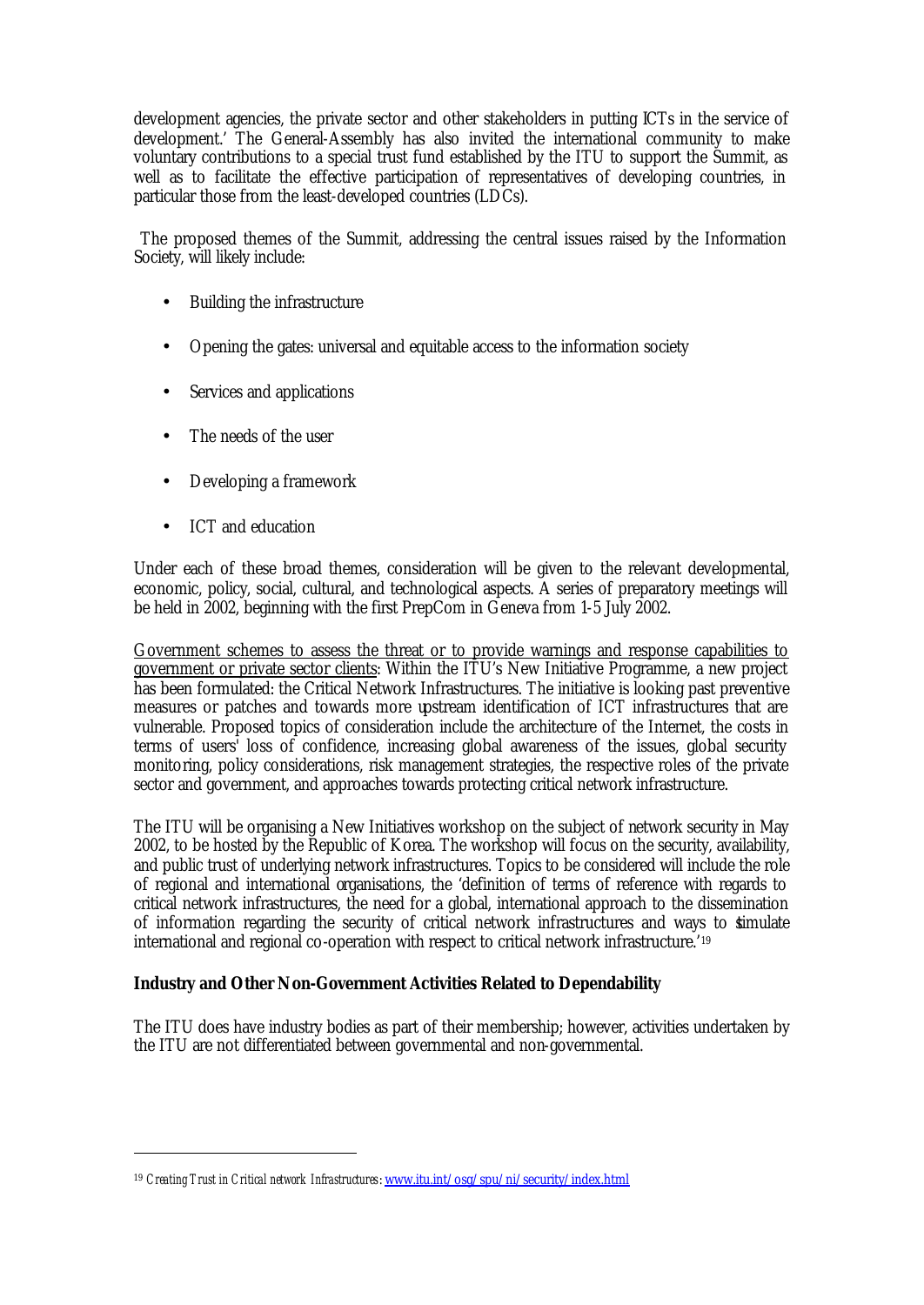development agencies, the private sector and other stakeholders in putting ICTs in the service of development.' The General-Assembly has also invited the international community to make voluntary contributions to a special trust fund established by the ITU to support the Summit, as well as to facilitate the effective participation of representatives of developing countries, in particular those from the least-developed countries (LDCs).

The proposed themes of the Summit, addressing the central issues raised by the Information Society, will likely include:

- Building the infrastructure
- Opening the gates: universal and equitable access to the information society
- Services and applications
- The needs of the user
- Developing a framework
- ICT and education

Under each of these broad themes, consideration will be given to the relevant developmental, economic, policy, social, cultural, and technological aspects. A series of preparatory meetings will be held in 2002, beginning with the first PrepCom in Geneva from 1-5 July 2002.

Government schemes to assess the threat or to provide warnings and response capabilities to government or private sector clients: Within the ITU's New Initiative Programme, a new project has been formulated: the Critical Network Infrastructures. The initiative is looking past preventive measures or patches and towards more upstream identification of ICT infrastructures that are vulnerable. Proposed topics of consideration include the architecture of the Internet, the costs in terms of users' loss of confidence, increasing global awareness of the issues, global security monitoring, policy considerations, risk management strategies, the respective roles of the private sector and government, and approaches towards protecting critical network infrastructure.

The ITU will be organising a New Initiatives workshop on the subject of network security in May 2002, to be hosted by the Republic of Korea. The workshop will focus on the security, availability, and public trust of underlying network infrastructures. Topics to be considered will include the role of regional and international organisations, the 'definition of terms of reference with regards to critical network infrastructures, the need for a global, international approach to the dissemination of information regarding the security of critical network infrastructures and ways to stimulate international and regional co-operation with respect to critical network infrastructure.'[19]

**Industry and Other Non-Government Activities Related to Dependability**

The ITU does have industry bodies as part of their membership; however, activities undertaken by the ITU are not differentiated between governmental and non-governmental.

---

[19] *Creating Trust in Critical network Infrastructures*: www.itu.int/osg/spu/ni/security/index.html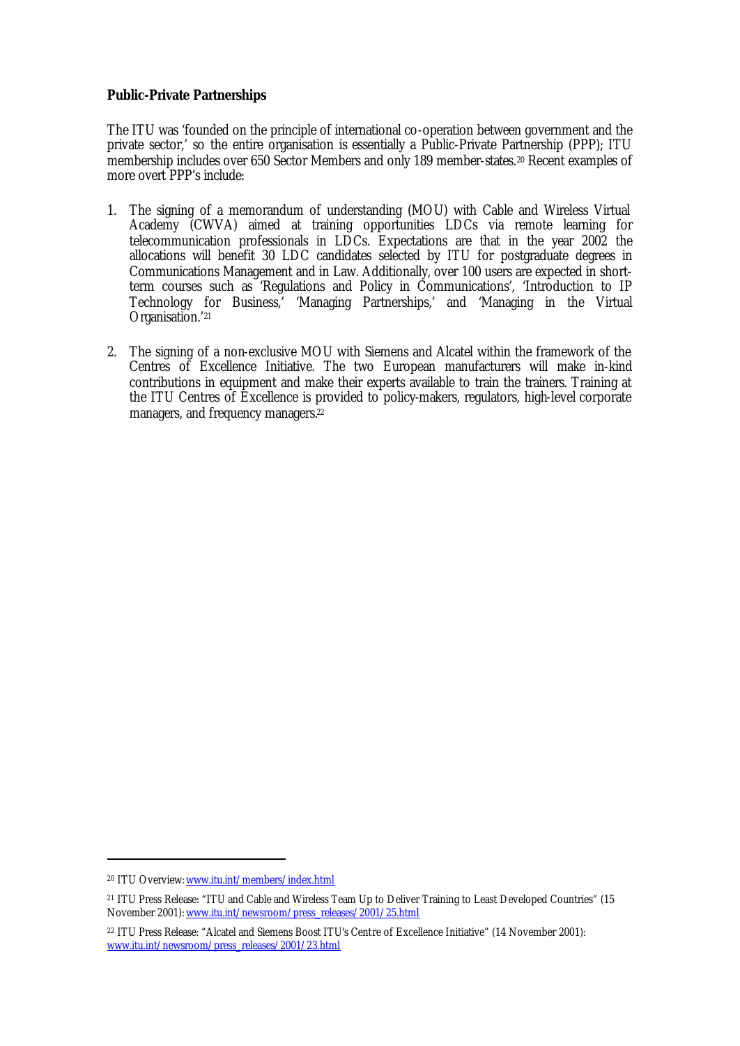**Public-Private Partnerships**

The ITU was 'founded on the principle of international co-operation between government and the private sector,' so the entire organisation is essentially a Public-Private Partnership (PPP); ITU membership includes over 650 Sector Members and only 189 member-states.[20] Recent examples of more overt PPP's include:

1. The signing of a memorandum of understanding (MOU) with Cable and Wireless Virtual Academy (CWVA) aimed at training opportunities LDCs via remote learning for telecommunication professionals in LDCs. Expectations are that in the year 2002 the allocations will benefit 30 LDC candidates selected by ITU for postgraduate degrees in Communications Management and in Law. Additionally, over 100 users are expected in short-term courses such as 'Regulations and Policy in Communications', 'Introduction to IP Technology for Business,' 'Managing Partnerships,' and 'Managing in the Virtual Organisation.'[21]

2. The signing of a non-exclusive MOU with Siemens and Alcatel within the framework of the Centres of Excellence Initiative. The two European manufacturers will make in-kind contributions in equipment and make their experts available to train the trainers. Training at the ITU Centres of Excellence is provided to policy-makers, regulators, high-level corporate managers, and frequency managers.[22]

---

[20] ITU Overview: www.itu.int/members/index.html

[21] ITU Press Release: "ITU and Cable and Wireless Team Up to Deliver Training to Least Developed Countries" (15 November 2001): www.itu.int/newsroom/press_releases/2001/25.html

[22] ITU Press Release: "Alcatel and Siemens Boost ITU's Centre of Excellence Initiative" (14 November 2001): www.itu.int/newsroom/press_releases/2001/23.html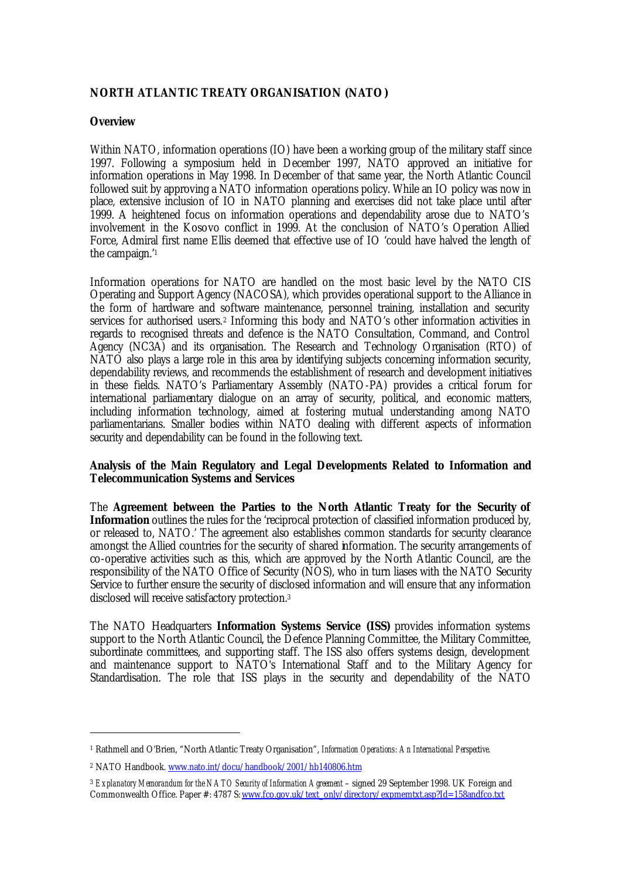**NORTH ATLANTIC TREATY ORGANISATION (NATO)**

**Overview**

Within NATO, information operations (IO) have been a working group of the military staff since 1997. Following a symposium held in December 1997, NATO approved an initiative for information operations in May 1998. In December of that same year, the North Atlantic Council followed suit by approving a NATO information operations policy. While an IO policy was now in place, extensive inclusion of IO in NATO planning and exercises did not take place until after 1999. A heightened focus on information operations and dependability arose due to NATO's involvement in the Kosovo conflict in 1999. At the conclusion of NATO's Operation Allied Force, Admiral first name Ellis deemed that effective use of IO 'could have halved the length of the campaign.'[1]

Information operations for NATO are handled on the most basic level by the NATO CIS Operating and Support Agency (NACOSA), which provides operational support to the Alliance in the form of hardware and software maintenance, personnel training, installation and security services for authorised users.[2] Informing this body and NATO's other information activities in regards to recognised threats and defence is the NATO Consultation, Command, and Control Agency (NC3A) and its organisation. The Research and Technology Organisation (RTO) of NATO also plays a large role in this area by identifying subjects concerning information security, dependability reviews, and recommends the establishment of research and development initiatives in these fields. NATO's Parliamentary Assembly (NATO-PA) provides a critical forum for international parliamentary dialogue on an array of security, political, and economic matters, including information technology, aimed at fostering mutual understanding among NATO parliamentarians. Smaller bodies within NATO dealing with different aspects of information security and dependability can be found in the following text.

**Analysis of the Main Regulatory and Legal Developments Related to Information and Telecommunication Systems and Services**

The **Agreement between the Parties to the North Atlantic Treaty for the Security of Information** outlines the rules for the 'reciprocal protection of classified information produced by, or released to, NATO.' The agreement also establishes common standards for security clearance amongst the Allied countries for the security of shared information. The security arrangements of co-operative activities such as this, which are approved by the North Atlantic Council, are the responsibility of the NATO Office of Security (NOS), who in turn liases with the NATO Security Service to further ensure the security of disclosed information and will ensure that any information disclosed will receive satisfactory protection.[3]

The NATO Headquarters **Information Systems Service (ISS)** provides information systems support to the North Atlantic Council, the Defence Planning Committee, the Military Committee, subordinate committees, and supporting staff. The ISS also offers systems design, development and maintenance support to NATO's International Staff and to the Military Agency for Standardisation. The role that ISS plays in the security and dependability of the NATO

---

[1] Rathmell and O'Brien, "North Atlantic Treaty Organisation", *Information Operations: An International Perspective.*

[2] NATO Handbook. www.nato.int/docu/handbook/2001/hb140806.htm

[3] *Explanatory Memorandum for the NATO Security of Information Agreement* – signed 29 September 1998. UK Foreign and Commonwealth Office. Paper #: 4787 S: www.fco.gov.uk/text_only/directory/expmemtxt.asp?Id=158andfco.txt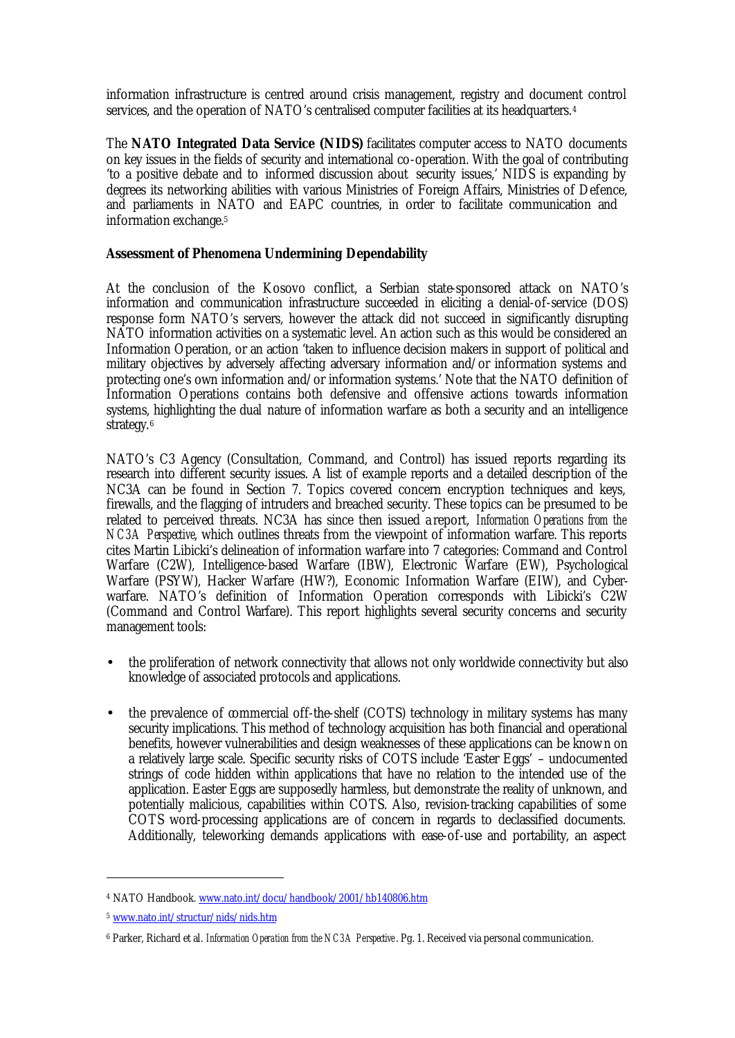information infrastructure is centred around crisis management, registry and document control services, and the operation of NATO's centralised computer facilities at its headquarters.[4]

The **NATO Integrated Data Service (NIDS)** facilitates computer access to NATO documents on key issues in the fields of security and international co-operation. With the goal of contributing 'to a positive debate and to informed discussion about security issues,' NIDS is expanding by degrees its networking abilities with various Ministries of Foreign Affairs, Ministries of Defence, and parliaments in NATO and EAPC countries, in order to facilitate communication and information exchange.[5]

**Assessment of Phenomena Undermining Dependability**

At the conclusion of the Kosovo conflict, a Serbian state-sponsored attack on NATO's information and communication infrastructure succeeded in eliciting a denial-of-service (DOS) response form NATO's servers, however the attack did not succeed in significantly disrupting NATO information activities on a systematic level. An action such as this would be considered an Information Operation, or an action 'taken to influence decision makers in support of political and military objectives by adversely affecting adversary information and/or information systems and protecting one's own information and/or information systems.' Note that the NATO definition of Information Operations contains both defensive and offensive actions towards information systems, highlighting the dual nature of information warfare as both a security and an intelligence strategy.[6]

NATO's C3 Agency (Consultation, Command, and Control) has issued reports regarding its research into different security issues. A list of example reports and a detailed description of the NC3A can be found in Section 7. Topics covered concern encryption techniques and keys, firewalls, and the flagging of intruders and breached security. These topics can be presumed to be related to perceived threats. NC3A has since then issued a report, *Information Operations from the NC3A Perspective*, which outlines threats from the viewpoint of information warfare. This reports cites Martin Libicki's delineation of information warfare into 7 categories: Command and Control Warfare (C2W), Intelligence-based Warfare (IBW), Electronic Warfare (EW), Psychological Warfare (PSYW), Hacker Warfare (HW?), Economic Information Warfare (EIW), and Cyber-warfare. NATO's definition of Information Operation corresponds with Libicki's C2W (Command and Control Warfare). This report highlights several security concerns and security management tools:

- the proliferation of network connectivity that allows not only worldwide connectivity but also knowledge of associated protocols and applications.

- the prevalence of commercial off-the-shelf (COTS) technology in military systems has many security implications. This method of technology acquisition has both financial and operational benefits, however vulnerabilities and design weaknesses of these applications can be known on a relatively large scale. Specific security risks of COTS include 'Easter Eggs' – undocumented strings of code hidden within applications that have no relation to the intended use of the application. Easter Eggs are supposedly harmless, but demonstrate the reality of unknown, and potentially malicious, capabilities within COTS. Also, revision-tracking capabilities of some COTS word-processing applications are of concern in regards to declassified documents. Additionally, teleworking demands applications with ease-of-use and portability, an aspect

---

[4] NATO Handbook. www.nato.int/docu/handbook/2001/hb140806.htm

[5] www.nato.int/structur/nids/nids.htm

[6] Parker, Richard et al. *Information Operation from the NC3A Perspective*. Pg. 1. Received via personal communication.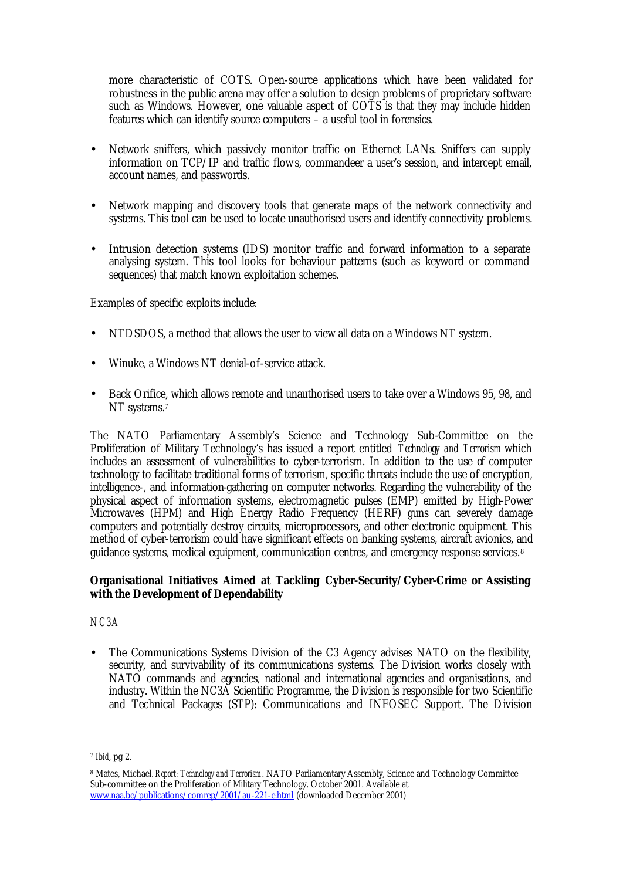more characteristic of COTS. Open-source applications which have been validated for robustness in the public arena may offer a solution to design problems of proprietary software such as Windows. However, one valuable aspect of COTS is that they may include hidden features which can identify source computers – a useful tool in forensics.

- Network sniffers, which passively monitor traffic on Ethernet LANs. Sniffers can supply information on TCP/IP and traffic flows, commandeer a user's session, and intercept email, account names, and passwords.

- Network mapping and discovery tools that generate maps of the network connectivity and systems. This tool can be used to locate unauthorised users and identify connectivity problems.

- Intrusion detection systems (IDS) monitor traffic and forward information to a separate analysing system. This tool looks for behaviour patterns (such as keyword or command sequences) that match known exploitation schemes.

Examples of specific exploits include:

- NTDSDOS, a method that allows the user to view all data on a Windows NT system.

- Winuke, a Windows NT denial-of-service attack.

- Back Orifice, which allows remote and unauthorised users to take over a Windows 95, 98, and NT systems.[7]

The NATO Parliamentary Assembly's Science and Technology Sub-Committee on the Proliferation of Military Technology's has issued a report entitled *Technology and Terrorism* which includes an assessment of vulnerabilities to cyber-terrorism. In addition to the use of computer technology to facilitate traditional forms of terrorism, specific threats include the use of encryption, intelligence-, and information-gathering on computer networks. Regarding the vulnerability of the physical aspect of information systems, electromagnetic pulses (EMP) emitted by High-Power Microwaves (HPM) and High Energy Radio Frequency (HERF) guns can severely damage computers and potentially destroy circuits, microprocessors, and other electronic equipment. This method of cyber-terrorism could have significant effects on banking systems, aircraft avionics, and guidance systems, medical equipment, communication centres, and emergency response services.[8]

**Organisational Initiatives Aimed at Tackling Cyber-Security/Cyber-Crime or Assisting with the Development of Dependability**

*NC3A*

- The Communications Systems Division of the C3 Agency advises NATO on the flexibility, security, and survivability of its communications systems. The Division works closely with NATO commands and agencies, national and international agencies and organisations, and industry. Within the NC3A Scientific Programme, the Division is responsible for two Scientific and Technical Packages (STP): Communications and INFOSEC Support. The Division

---

[7] *Ibid*, pg 2.

[8] Mates, Michael. *Report: Technology and Terrorism*. NATO Parliamentary Assembly, Science and Technology Committee Sub-committee on the Proliferation of Military Technology. October 2001. Available at www.naa.be/publications/comrep/2001/au-221-e.html (downloaded December 2001)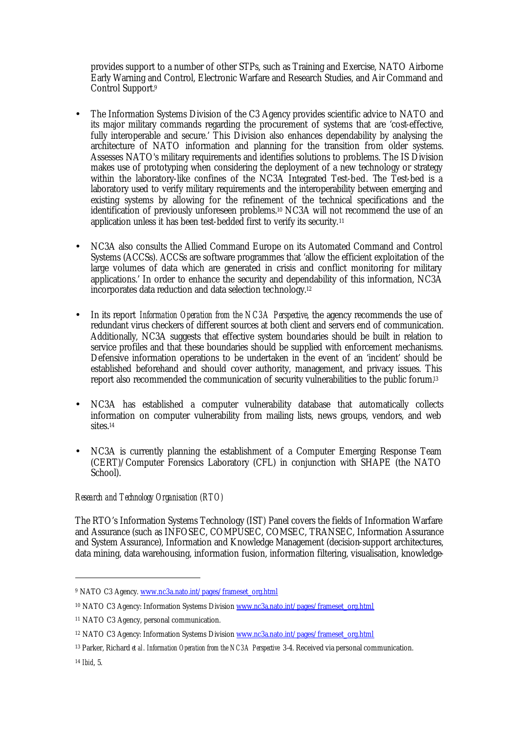provides support to a number of other STPs, such as Training and Exercise, NATO Airborne Early Warning and Control, Electronic Warfare and Research Studies, and Air Command and Control Support.[9]

- The Information Systems Division of the C3 Agency provides scientific advice to NATO and its major military commands regarding the procurement of systems that are 'cost-effective, fully interoperable and secure.' This Division also enhances dependability by analysing the architecture of NATO information and planning for the transition from older systems. Assesses NATO's military requirements and identifies solutions to problems. The IS Division makes use of prototyping when considering the deployment of a new technology or strategy within the laboratory-like confines of the NC3A Integrated Test-bed. The Test-bed is a laboratory used to verify military requirements and the interoperability between emerging and existing systems by allowing for the refinement of the technical specifications and the identification of previously unforeseen problems.[10] NC3A will not recommend the use of an application unless it has been test-bedded first to verify its security.[11]

- NC3A also consults the Allied Command Europe on its Automated Command and Control Systems (ACCSs). ACCSs are software programmes that 'allow the efficient exploitation of the large volumes of data which are generated in crisis and conflict monitoring for military applications.' In order to enhance the security and dependability of this information, NC3A incorporates data reduction and data selection technology.[12]

- In its report *Information Operation from the NC3A Perspective*, the agency recommends the use of redundant virus checkers of different sources at both client and servers end of communication. Additionally, NC3A suggests that effective system boundaries should be built in relation to service profiles and that these boundaries should be supplied with enforcement mechanisms. Defensive information operations to be undertaken in the event of an 'incident' should be established beforehand and should cover authority, management, and privacy issues. This report also recommended the communication of security vulnerabilities to the public forum.[13]

- NC3A has established a computer vulnerability database that automatically collects information on computer vulnerability from mailing lists, news groups, vendors, and web sites.[14]

- NC3A is currently planning the establishment of a Computer Emerging Response Team (CERT)/Computer Forensics Laboratory (CFL) in conjunction with SHAPE (the NATO School).

*Research and Technology Organisation (RTO)*

The RTO's Information Systems Technology (IST) Panel covers the fields of Information Warfare and Assurance (such as INFOSEC, COMPUSEC, COMSEC, TRANSEC, Information Assurance and System Assurance), Information and Knowledge Management (decision-support architectures, data mining, data warehousing, information fusion, information filtering, visualisation, knowledge-

---

[9] NATO C3 Agency. www.nc3a.nato.int/pages/frameset_org.html

[10] NATO C3 Agency: Information Systems Division www.nc3a.nato.int/pages/frameset_org.html

[11] NATO C3 Agency, personal communication.

[12] NATO C3 Agency: Information Systems Division www.nc3a.nato.int/pages/frameset_org.html

[13] Parker, Richard *et al*. *Information Operation from the NC3A Perspective* 3-4. Received via personal communication.

[14] *Ibid*, 5.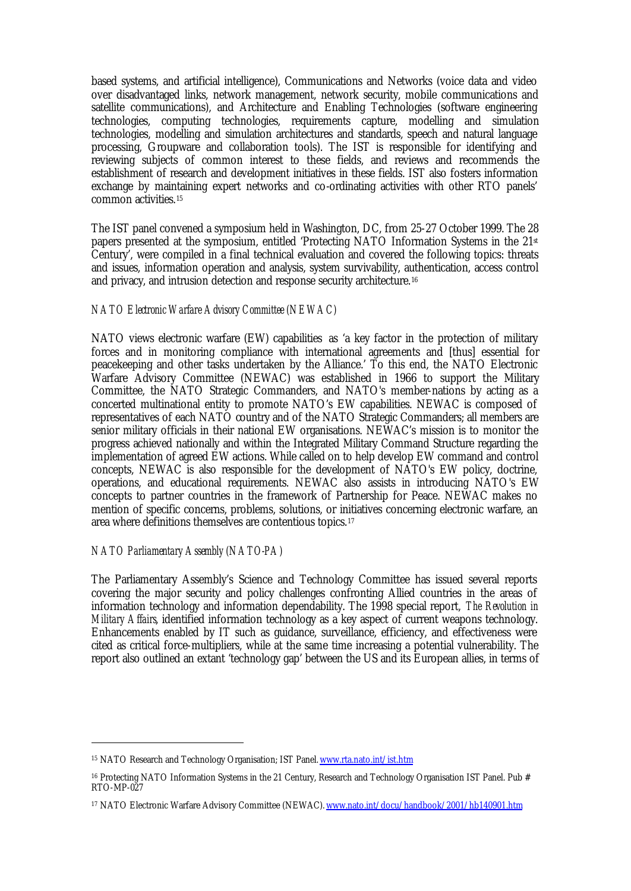based systems, and artificial intelligence), Communications and Networks (voice data and video over disadvantaged links, network management, network security, mobile communications and satellite communications), and Architecture and Enabling Technologies (software engineering technologies, computing technologies, requirements capture, modelling and simulation technologies, modelling and simulation architectures and standards, speech and natural language processing, Groupware and collaboration tools). The IST is responsible for identifying and reviewing subjects of common interest to these fields, and reviews and recommends the establishment of research and development initiatives in these fields. IST also fosters information exchange by maintaining expert networks and co-ordinating activities with other RTO panels' common activities.[15]

The IST panel convened a symposium held in Washington, DC, from 25-27 October 1999. The 28 papers presented at the symposium, entitled 'Protecting NATO Information Systems in the 21st Century', were compiled in a final technical evaluation and covered the following topics: threats and issues, information operation and analysis, system survivability, authentication, access control and privacy, and intrusion detection and response security architecture.[16]

*NATO Electronic Warfare Advisory Committee (NEWAC)*

NATO views electronic warfare (EW) capabilities as 'a key factor in the protection of military forces and in monitoring compliance with international agreements and [thus] essential for peacekeeping and other tasks undertaken by the Alliance.' To this end, the NATO Electronic Warfare Advisory Committee (NEWAC) was established in 1966 to support the Military Committee, the NATO Strategic Commanders, and NATO's member-nations by acting as a concerted multinational entity to promote NATO's EW capabilities. NEWAC is composed of representatives of each NATO country and of the NATO Strategic Commanders; all members are senior military officials in their national EW organisations. NEWAC's mission is to monitor the progress achieved nationally and within the Integrated Military Command Structure regarding the implementation of agreed EW actions. While called on to help develop EW command and control concepts, NEWAC is also responsible for the development of NATO's EW policy, doctrine, operations, and educational requirements. NEWAC also assists in introducing NATO's EW concepts to partner countries in the framework of Partnership for Peace. NEWAC makes no mention of specific concerns, problems, solutions, or initiatives concerning electronic warfare, an area where definitions themselves are contentious topics.[17]

*NATO Parliamentary Assembly (NATO-PA)*

The Parliamentary Assembly's Science and Technology Committee has issued several reports covering the major security and policy challenges confronting Allied countries in the areas of information technology and information dependability. The 1998 special report, *The Revolution in Military Affairs*, identified information technology as a key aspect of current weapons technology. Enhancements enabled by IT such as guidance, surveillance, efficiency, and effectiveness were cited as critical force-multipliers, while at the same time increasing a potential vulnerability. The report also outlined an extant 'technology gap' between the US and its European allies, in terms of

---

[15] NATO Research and Technology Organisation; IST Panel. www.rta.nato.int/ist.htm

[16] Protecting NATO Information Systems in the 21 Century, Research and Technology Organisation IST Panel. Pub # RTO-MP-027

[17] NATO Electronic Warfare Advisory Committee (NEWAC). www.nato.int/docu/handbook/2001/hb140901.htm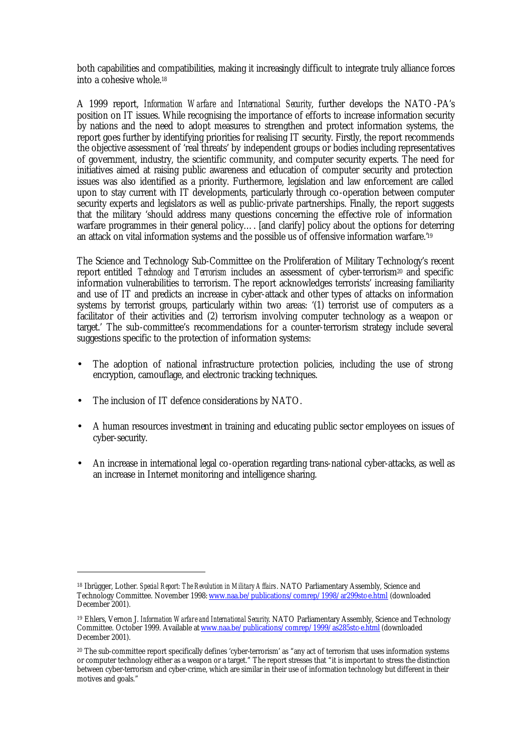both capabilities and compatibilities, making it increasingly difficult to integrate truly alliance forces into a cohesive whole.[18]

A 1999 report, *Information Warfare and International Security*, further develops the NATO-PA's position on IT issues. While recognising the importance of efforts to increase information security by nations and the need to adopt measures to strengthen and protect information systems, the report goes further by identifying priorities for realising IT security. Firstly, the report recommends the objective assessment of 'real threats' by independent groups or bodies including representatives of government, industry, the scientific community, and computer security experts. The need for initiatives aimed at raising public awareness and education of computer security and protection issues was also identified as a priority. Furthermore, legislation and law enforcement are called upon to stay current with IT developments, particularly through co-operation between computer security experts and legislators as well as public-private partnerships. Finally, the report suggests that the military 'should address many questions concerning the effective role of information warfare programmes in their general policy…. [and clarify] policy about the options for deterring an attack on vital information systems and the possible us of offensive information warfare.'[19]

The Science and Technology Sub-Committee on the Proliferation of Military Technology's recent report entitled *Technology and Terrorism* includes an assessment of cyber-terrorism[20] and specific information vulnerabilities to terrorism. The report acknowledges terrorists' increasing familiarity and use of IT and predicts an increase in cyber-attack and other types of attacks on information systems by terrorist groups, particularly within two areas: '(1) terrorist use of computers as a facilitator of their activities and (2) terrorism involving computer technology as a weapon or target.' The sub-committee's recommendations for a counter-terrorism strategy include several suggestions specific to the protection of information systems:

- The adoption of national infrastructure protection policies, including the use of strong encryption, camouflage, and electronic tracking techniques.
- The inclusion of IT defence considerations by NATO.
- A human resources investment in training and educating public sector employees on issues of cyber-security.
- An increase in international legal co-operation regarding trans-national cyber-attacks, as well as an increase in Internet monitoring and intelligence sharing.

---

[18] Ibrügger, Lother. *Special Report: The Revolution in Military Affairs*. NATO Parliamentary Assembly, Science and Technology Committee. November 1998: www.naa.be/publications/comrep/1998/ar299stc-e.html (downloaded December 2001).

[19] Ehlers, Vernon J. *Information Warfare and International Security*. NATO Parliamentary Assembly, Science and Technology Committee. October 1999. Available at www.naa.be/publications/comrep/1999/as285stc-e.html (downloaded December 2001).

[20] The sub-committee report specifically defines 'cyber-terrorism' as "any act of terrorism that uses information systems or computer technology either as a weapon or a target." The report stresses that "it is important to stress the distinction between cyber-terrorism and cyber-crime, which are similar in their use of information technology but different in their motives and goals."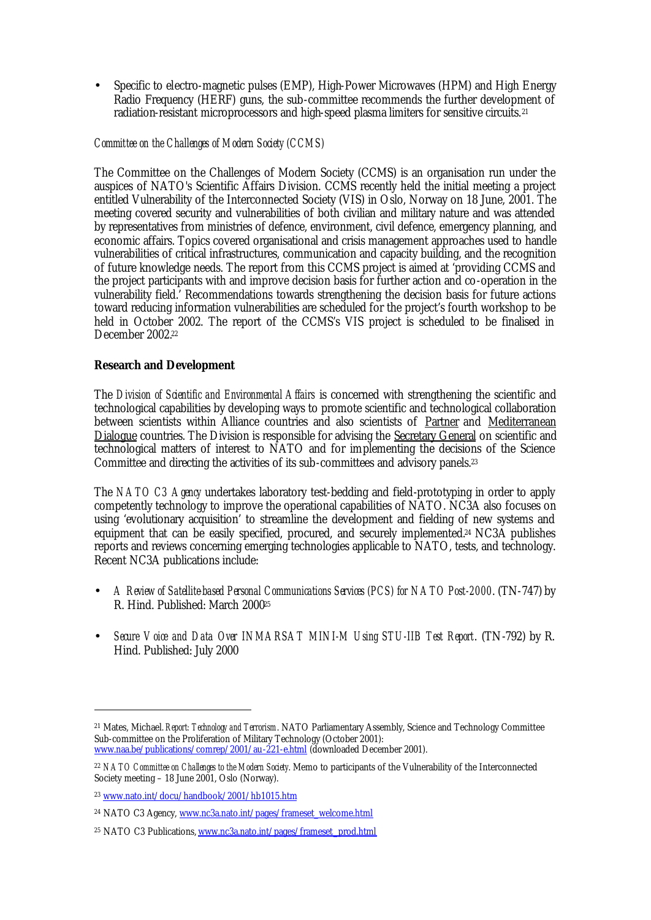- Specific to electro-magnetic pulses (EMP), High-Power Microwaves (HPM) and High Energy Radio Frequency (HERF) guns, the sub-committee recommends the further development of radiation-resistant microprocessors and high-speed plasma limiters for sensitive circuits.[21]

*Committee on the Challenges of Modern Society (CCMS)*

The Committee on the Challenges of Modern Society (CCMS) is an organisation run under the auspices of NATO's Scientific Affairs Division. CCMS recently held the initial meeting a project entitled Vulnerability of the Interconnected Society (VIS) in Oslo, Norway on 18 June, 2001. The meeting covered security and vulnerabilities of both civilian and military nature and was attended by representatives from ministries of defence, environment, civil defence, emergency planning, and economic affairs. Topics covered organisational and crisis management approaches used to handle vulnerabilities of critical infrastructures, communication and capacity building, and the recognition of future knowledge needs. The report from this CCMS project is aimed at 'providing CCMS and the project participants with and improve decision basis for further action and co-operation in the vulnerability field.' Recommendations towards strengthening the decision basis for future actions toward reducing information vulnerabilities are scheduled for the project's fourth workshop to be held in October 2002. The report of the CCMS's VIS project is scheduled to be finalised in December 2002.[22]

**Research and Development**

The *Division of Scientific and Environmental Affairs* is concerned with strengthening the scientific and technological capabilities by developing ways to promote scientific and technological collaboration between scientists within Alliance countries and also scientists of Partner and Mediterranean Dialogue countries. The Division is responsible for advising the Secretary General on scientific and technological matters of interest to NATO and for implementing the decisions of the Science Committee and directing the activities of its sub-committees and advisory panels.[23]

The *NATO C3 Agency* undertakes laboratory test-bedding and field-prototyping in order to apply competently technology to improve the operational capabilities of NATO. NC3A also focuses on using 'evolutionary acquisition' to streamline the development and fielding of new systems and equipment that can be easily specified, procured, and securely implemented.[24] NC3A publishes reports and reviews concerning emerging technologies applicable to NATO, tests, and technology. Recent NC3A publications include:

- *A Review of Satellite-based Personal Communications Services (PCS) for NATO Post-2000*. (TN-747) by R. Hind. Published: March 2000[25]
- *Secure Voice and Data Over INMARSAT MINI-M Using STU-IIB Test Report*. (TN-792) by R. Hind. Published: July 2000

---

[21] Mates, Michael. *Report: Technology and Terrorism*. NATO Parliamentary Assembly, Science and Technology Committee Sub-committee on the Proliferation of Military Technology (October 2001): www.naa.be/publications/comrep/2001/au-221-e.html (downloaded December 2001).

[22] *NATO Committee on Challenges to the Modern Society*. Memo to participants of the Vulnerability of the Interconnected Society meeting – 18 June 2001, Oslo (Norway).

[23] www.nato.int/docu/handbook/2001/hb1015.htm

[24] NATO C3 Agency, www.nc3a.nato.int/pages/frameset_welcome.html

[25] NATO C3 Publications, www.nc3a.nato.int/pages/frameset_prod.html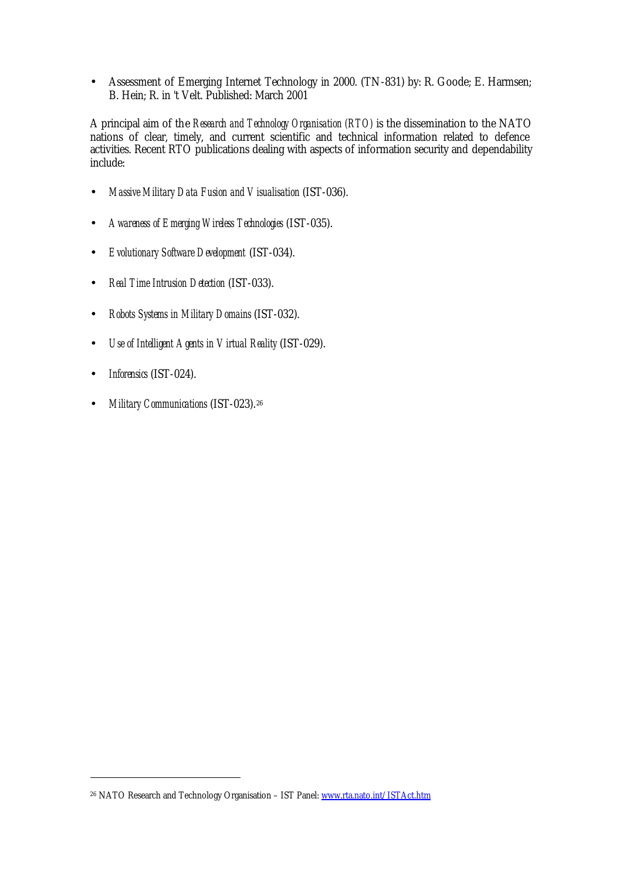- Assessment of Emerging Internet Technology in 2000. (TN-831) by: R. Goode; E. Harmsen; B. Hein; R. in 't Velt. Published: March 2001

A principal aim of the *Research and Technology Organisation (RTO)* is the dissemination to the NATO nations of clear, timely, and current scientific and technical information related to defence activities. Recent RTO publications dealing with aspects of information security and dependability include:

- *Massive Military Data Fusion and Visualisation* (IST-036).
- *Awareness of Emerging Wireless Technologies* (IST-035).
- *Evolutionary Software Development* (IST-034).
- *Real Time Intrusion Detection* (IST-033).
- *Robots Systems in Military Domains* (IST-032).
- *Use of Intelligent Agents in Virtual Reality* (IST-029).
- *Inforensics* (IST-024).
- *Military Communications* (IST-023).[26]

---

[26] NATO Research and Technology Organisation – IST Panel: www.rta.nato.int/ISTAct.htm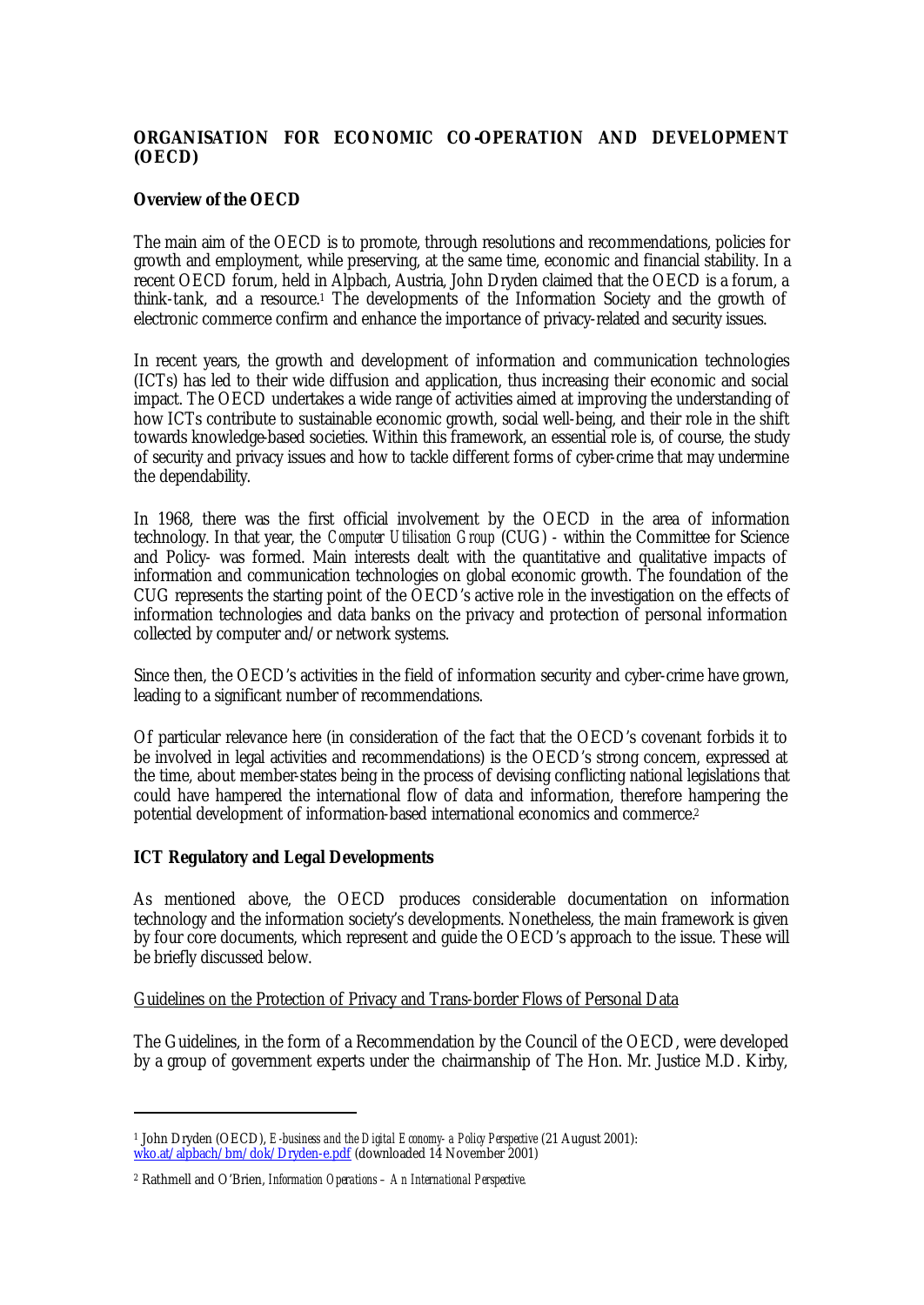**ORGANISATION FOR ECONOMIC CO-OPERATION AND DEVELOPMENT (OECD)**

**Overview of the OECD**

The main aim of the OECD is to promote, through resolutions and recommendations, policies for growth and employment, while preserving, at the same time, economic and financial stability. In a recent OECD forum, held in Alpbach, Austria, John Dryden claimed that the OECD is a forum, a think-tank, and a resource.[1] The developments of the Information Society and the growth of electronic commerce confirm and enhance the importance of privacy-related and security issues.

In recent years, the growth and development of information and communication technologies (ICTs) has led to their wide diffusion and application, thus increasing their economic and social impact. The OECD undertakes a wide range of activities aimed at improving the understanding of how ICTs contribute to sustainable economic growth, social well-being, and their role in the shift towards knowledge-based societies. Within this framework, an essential role is, of course, the study of security and privacy issues and how to tackle different forms of cyber-crime that may undermine the dependability.

In 1968, there was the first official involvement by the OECD in the area of information technology. In that year, the *Computer Utilisation Group* (CUG) - within the Committee for Science and Policy- was formed. Main interests dealt with the quantitative and qualitative impacts of information and communication technologies on global economic growth. The foundation of the CUG represents the starting point of the OECD's active role in the investigation on the effects of information technologies and data banks on the privacy and protection of personal information collected by computer and/or network systems.

Since then, the OECD's activities in the field of information security and cyber-crime have grown, leading to a significant number of recommendations.

Of particular relevance here (in consideration of the fact that the OECD's covenant forbids it to be involved in legal activities and recommendations) is the OECD's strong concern, expressed at the time, about member-states being in the process of devising conflicting national legislations that could have hampered the international flow of data and information, therefore hampering the potential development of information-based international economics and commerce.[2]

**ICT Regulatory and Legal Developments**

As mentioned above, the OECD produces considerable documentation on information technology and the information society's developments. Nonetheless, the main framework is given by four core documents, which represent and guide the OECD's approach to the issue. These will be briefly discussed below.

<u>Guidelines on the Protection of Privacy and Trans-border Flows of Personal Data</u>

The Guidelines, in the form of a Recommendation by the Council of the OECD, were developed by a group of government experts under the chairmanship of The Hon. Mr. Justice M.D. Kirby,

---

[1] John Dryden (OECD), *E-business and the Digital Economy- a Policy Perspective* (21 August 2001): wko.at/alpbach/bm/dok/Dryden-e.pdf (downloaded 14 November 2001)

[2] Rathmell and O'Brien, *Information Operations – An International Perspective.*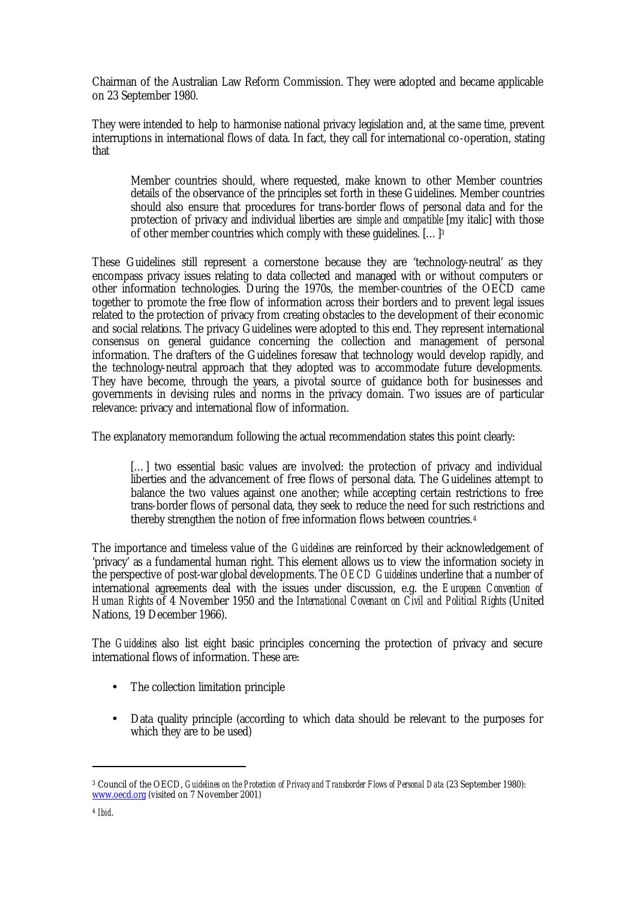Chairman of the Australian Law Reform Commission. They were adopted and became applicable on 23 September 1980.

They were intended to help to harmonise national privacy legislation and, at the same time, prevent interruptions in international flows of data. In fact, they call for international co-operation, stating that

> Member countries should, where requested, make known to other Member countries details of the observance of the principles set forth in these Guidelines. Member countries should also ensure that procedures for trans-border flows of personal data and for the protection of privacy and individual liberties are *simple and compatible* [my italic] with those of other member countries which comply with these guidelines. […][3]

These Guidelines still represent a cornerstone because they are 'technology-neutral' as they encompass privacy issues relating to data collected and managed with or without computers or other information technologies. During the 1970s, the member-countries of the OECD came together to promote the free flow of information across their borders and to prevent legal issues related to the protection of privacy from creating obstacles to the development of their economic and social relations. The privacy Guidelines were adopted to this end. They represent international consensus on general guidance concerning the collection and management of personal information. The drafters of the Guidelines foresaw that technology would develop rapidly, and the technology-neutral approach that they adopted was to accommodate future developments. They have become, through the years, a pivotal source of guidance both for businesses and governments in devising rules and norms in the privacy domain. Two issues are of particular relevance: privacy and international flow of information.

The explanatory memorandum following the actual recommendation states this point clearly:

> […] two essential basic values are involved: the protection of privacy and individual liberties and the advancement of free flows of personal data. The Guidelines attempt to balance the two values against one another; while accepting certain restrictions to free trans-border flows of personal data, they seek to reduce the need for such restrictions and thereby strengthen the notion of free information flows between countries.[4]

The importance and timeless value of the *Guidelines* are reinforced by their acknowledgement of 'privacy' as a fundamental human right. This element allows us to view the information society in the perspective of post-war global developments. The *OECD Guidelines* underline that a number of international agreements deal with the issues under discussion, e.g. the *European Convention of Human Rights* of 4 November 1950 and the *International Covenant on Civil and Political Rights* (United Nations, 19 December 1966).

The *Guidelines* also list eight basic principles concerning the protection of privacy and secure international flows of information. These are:

- The collection limitation principle
- Data quality principle (according to which data should be relevant to the purposes for which they are to be used)

---

[3] Council of the OECD, *Guidelines on the Protection of Privacy and Transborder Flows of Personal Data* (23 September 1980): www.oecd.org (visited on 7 November 2001)

[4] *Ibid.*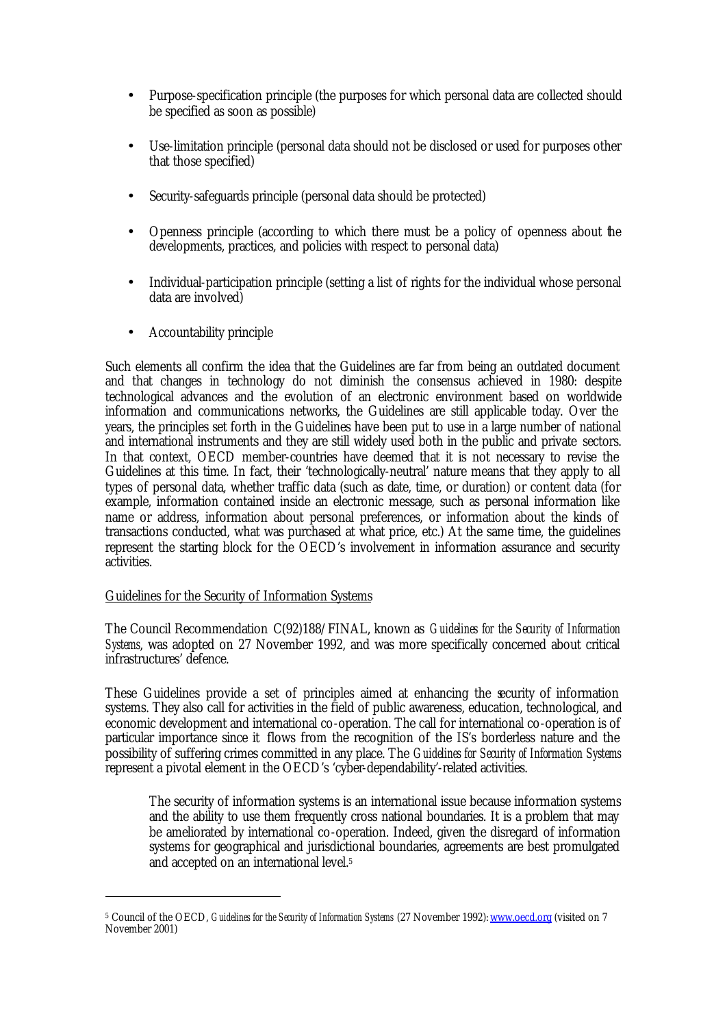- Purpose-specification principle (the purposes for which personal data are collected should be specified as soon as possible)

- Use-limitation principle (personal data should not be disclosed or used for purposes other that those specified)

- Security-safeguards principle (personal data should be protected)

- Openness principle (according to which there must be a policy of openness about the developments, practices, and policies with respect to personal data)

- Individual-participation principle (setting a list of rights for the individual whose personal data are involved)

- Accountability principle

Such elements all confirm the idea that the Guidelines are far from being an outdated document and that changes in technology do not diminish the consensus achieved in 1980: despite technological advances and the evolution of an electronic environment based on worldwide information and communications networks, the Guidelines are still applicable today. Over the years, the principles set forth in the Guidelines have been put to use in a large number of national and international instruments and they are still widely used both in the public and private sectors. In that context, OECD member-countries have deemed that it is not necessary to revise the Guidelines at this time. In fact, their 'technologically-neutral' nature means that they apply to all types of personal data, whether traffic data (such as date, time, or duration) or content data (for example, information contained inside an electronic message, such as personal information like name or address, information about personal preferences, or information about the kinds of transactions conducted, what was purchased at what price, etc.) At the same time, the guidelines represent the starting block for the OECD's involvement in information assurance and security activities.

Guidelines for the Security of Information Systems

The Council Recommendation C(92)188/FINAL, known as *Guidelines for the Security of Information Systems*, was adopted on 27 November 1992, and was more specifically concerned about critical infrastructures' defence.

These Guidelines provide a set of principles aimed at enhancing the security of information systems. They also call for activities in the field of public awareness, education, technological, and economic development and international co-operation. The call for international co-operation is of particular importance since it flows from the recognition of the IS's borderless nature and the possibility of suffering crimes committed in any place. The *Guidelines for Security of Information Systems* represent a pivotal element in the OECD's 'cyber-dependability'-related activities.

> The security of information systems is an international issue because information systems and the ability to use them frequently cross national boundaries. It is a problem that may be ameliorated by international co-operation. Indeed, given the disregard of information systems for geographical and jurisdictional boundaries, agreements are best promulgated and accepted on an international level.[5]

[5] Council of the OECD, *Guidelines for the Security of Information Systems* (27 November 1992): www.oecd.org (visited on 7 November 2001)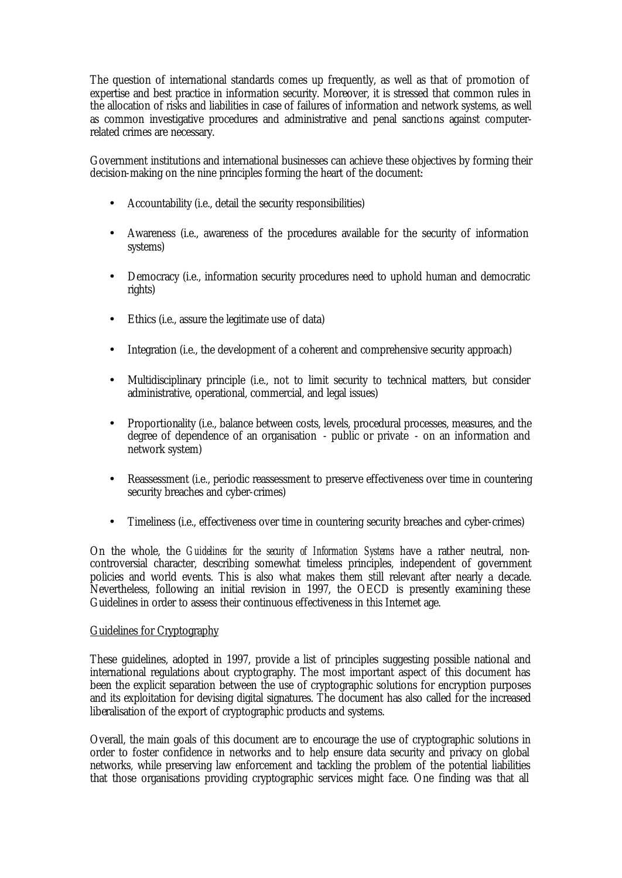The question of international standards comes up frequently, as well as that of promotion of expertise and best practice in information security. Moreover, it is stressed that common rules in the allocation of risks and liabilities in case of failures of information and network systems, as well as common investigative procedures and administrative and penal sanctions against computer-related crimes are necessary.

Government institutions and international businesses can achieve these objectives by forming their decision-making on the nine principles forming the heart of the document:

- Accountability (i.e., detail the security responsibilities)
- Awareness (i.e., awareness of the procedures available for the security of information systems)
- Democracy (i.e., information security procedures need to uphold human and democratic rights)
- Ethics (i.e., assure the legitimate use of data)
- Integration (i.e., the development of a coherent and comprehensive security approach)
- Multidisciplinary principle (i.e., not to limit security to technical matters, but consider administrative, operational, commercial, and legal issues)
- Proportionality (i.e., balance between costs, levels, procedural processes, measures, and the degree of dependence of an organisation - public or private - on an information and network system)
- Reassessment (i.e., periodic reassessment to preserve effectiveness over time in countering security breaches and cyber-crimes)
- Timeliness (i.e., effectiveness over time in countering security breaches and cyber-crimes)

On the whole, the *Guidelines for the security of Information Systems* have a rather neutral, non-controversial character, describing somewhat timeless principles, independent of government policies and world events. This is also what makes them still relevant after nearly a decade. Nevertheless, following an initial revision in 1997, the OECD is presently examining these Guidelines in order to assess their continuous effectiveness in this Internet age.

Guidelines for Cryptography

These guidelines, adopted in 1997, provide a list of principles suggesting possible national and international regulations about cryptography. The most important aspect of this document has been the explicit separation between the use of cryptographic solutions for encryption purposes and its exploitation for devising digital signatures. The document has also called for the increased liberalisation of the export of cryptographic products and systems.

Overall, the main goals of this document are to encourage the use of cryptographic solutions in order to foster confidence in networks and to help ensure data security and privacy on global networks, while preserving law enforcement and tackling the problem of the potential liabilities that those organisations providing cryptographic services might face. One finding was that all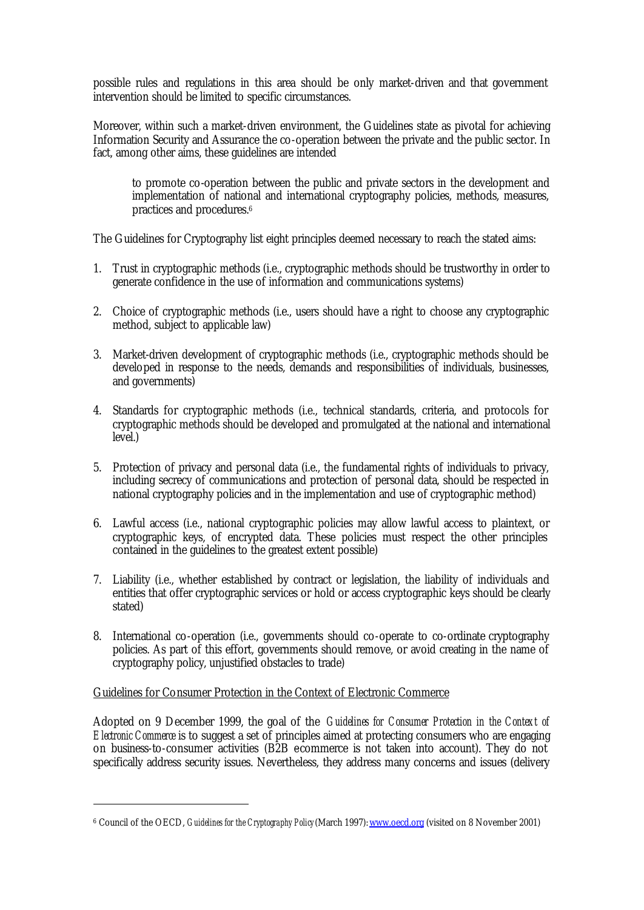possible rules and regulations in this area should be only market-driven and that government intervention should be limited to specific circumstances.

Moreover, within such a market-driven environment, the Guidelines state as pivotal for achieving Information Security and Assurance the co-operation between the private and the public sector. In fact, among other aims, these guidelines are intended

> to promote co-operation between the public and private sectors in the development and implementation of national and international cryptography policies, methods, measures, practices and procedures.[6]

The Guidelines for Cryptography list eight principles deemed necessary to reach the stated aims:

1. Trust in cryptographic methods (i.e., cryptographic methods should be trustworthy in order to generate confidence in the use of information and communications systems)

2. Choice of cryptographic methods (i.e., users should have a right to choose any cryptographic method, subject to applicable law)

3. Market-driven development of cryptographic methods (i.e., cryptographic methods should be developed in response to the needs, demands and responsibilities of individuals, businesses, and governments)

4. Standards for cryptographic methods (i.e., technical standards, criteria, and protocols for cryptographic methods should be developed and promulgated at the national and international level.)

5. Protection of privacy and personal data (i.e., the fundamental rights of individuals to privacy, including secrecy of communications and protection of personal data, should be respected in national cryptography policies and in the implementation and use of cryptographic method)

6. Lawful access (i.e., national cryptographic policies may allow lawful access to plaintext, or cryptographic keys, of encrypted data. These policies must respect the other principles contained in the guidelines to the greatest extent possible)

7. Liability (i.e., whether established by contract or legislation, the liability of individuals and entities that offer cryptographic services or hold or access cryptographic keys should be clearly stated)

8. International co-operation (i.e., governments should co-operate to co-ordinate cryptography policies. As part of this effort, governments should remove, or avoid creating in the name of cryptography policy, unjustified obstacles to trade)

<u>Guidelines for Consumer Protection in the Context of Electronic Commerce</u>

Adopted on 9 December 1999, the goal of the *Guidelines for Consumer Protection in the Context of Electronic Commerce* is to suggest a set of principles aimed at protecting consumers who are engaging on business-to-consumer activities (B2B ecommerce is not taken into account). They do not specifically address security issues. Nevertheless, they address many concerns and issues (delivery

---

[6] Council of the OECD, *Guidelines for the Cryptography Policy* (March 1997): www.oecd.org (visited on 8 November 2001)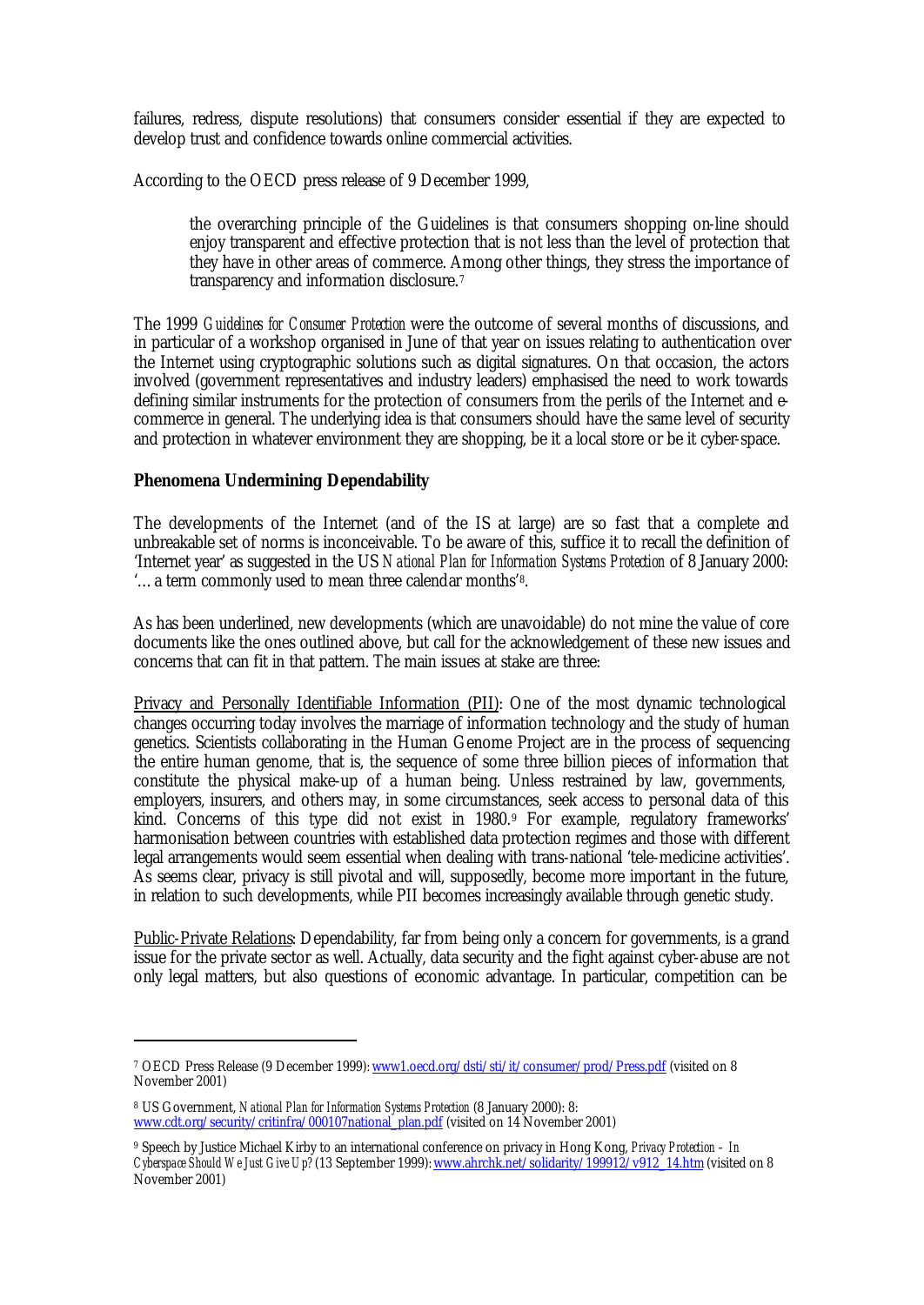failures, redress, dispute resolutions) that consumers consider essential if they are expected to develop trust and confidence towards online commercial activities.

According to the OECD press release of 9 December 1999,

> the overarching principle of the Guidelines is that consumers shopping on-line should enjoy transparent and effective protection that is not less than the level of protection that they have in other areas of commerce. Among other things, they stress the importance of transparency and information disclosure.[7]

The 1999 *Guidelines for Consumer Protection* were the outcome of several months of discussions, and in particular of a workshop organised in June of that year on issues relating to authentication over the Internet using cryptographic solutions such as digital signatures. On that occasion, the actors involved (government representatives and industry leaders) emphasised the need to work towards defining similar instruments for the protection of consumers from the perils of the Internet and e-commerce in general. The underlying idea is that consumers should have the same level of security and protection in whatever environment they are shopping, be it a local store or be it cyber-space.

**Phenomena Undermining Dependability**

The developments of the Internet (and of the IS at large) are so fast that a complete and unbreakable set of norms is inconceivable. To be aware of this, suffice it to recall the definition of 'Internet year' as suggested in the US *National Plan for Information Systems Protection* of 8 January 2000: '… a term commonly used to mean three calendar months'[8].

As has been underlined, new developments (which are unavoidable) do not mine the value of core documents like the ones outlined above, but call for the acknowledgement of these new issues and concerns that can fit in that pattern. The main issues at stake are three:

Privacy and Personally Identifiable Information (PII): One of the most dynamic technological changes occurring today involves the marriage of information technology and the study of human genetics. Scientists collaborating in the Human Genome Project are in the process of sequencing the entire human genome, that is, the sequence of some three billion pieces of information that constitute the physical make-up of a human being. Unless restrained by law, governments, employers, insurers, and others may, in some circumstances, seek access to personal data of this kind. Concerns of this type did not exist in 1980.[9] For example, regulatory frameworks' harmonisation between countries with established data protection regimes and those with different legal arrangements would seem essential when dealing with trans-national 'tele-medicine activities'. As seems clear, privacy is still pivotal and will, supposedly, become more important in the future, in relation to such developments, while PII becomes increasingly available through genetic study.

Public-Private Relations: Dependability, far from being only a concern for governments, is a grand issue for the private sector as well. Actually, data security and the fight against cyber-abuse are not only legal matters, but also questions of economic advantage. In particular, competition can be

---

[7] OECD Press Release (9 December 1999): www1.oecd.org/dsti/sti/it/consumer/prod/Press.pdf (visited on 8 November 2001)

[8] US Government, *National Plan for Information Systems Protection* (8 January 2000): 8: www.cdt.org/security/critinfra/000107national_plan.pdf (visited on 14 November 2001)

[9] Speech by Justice Michael Kirby to an international conference on privacy in Hong Kong, *Privacy Protection – In Cyberspace Should We Just Give Up?* (13 September 1999): www.ahrchk.net/solidarity/199912/v912_14.htm (visited on 8 November 2001)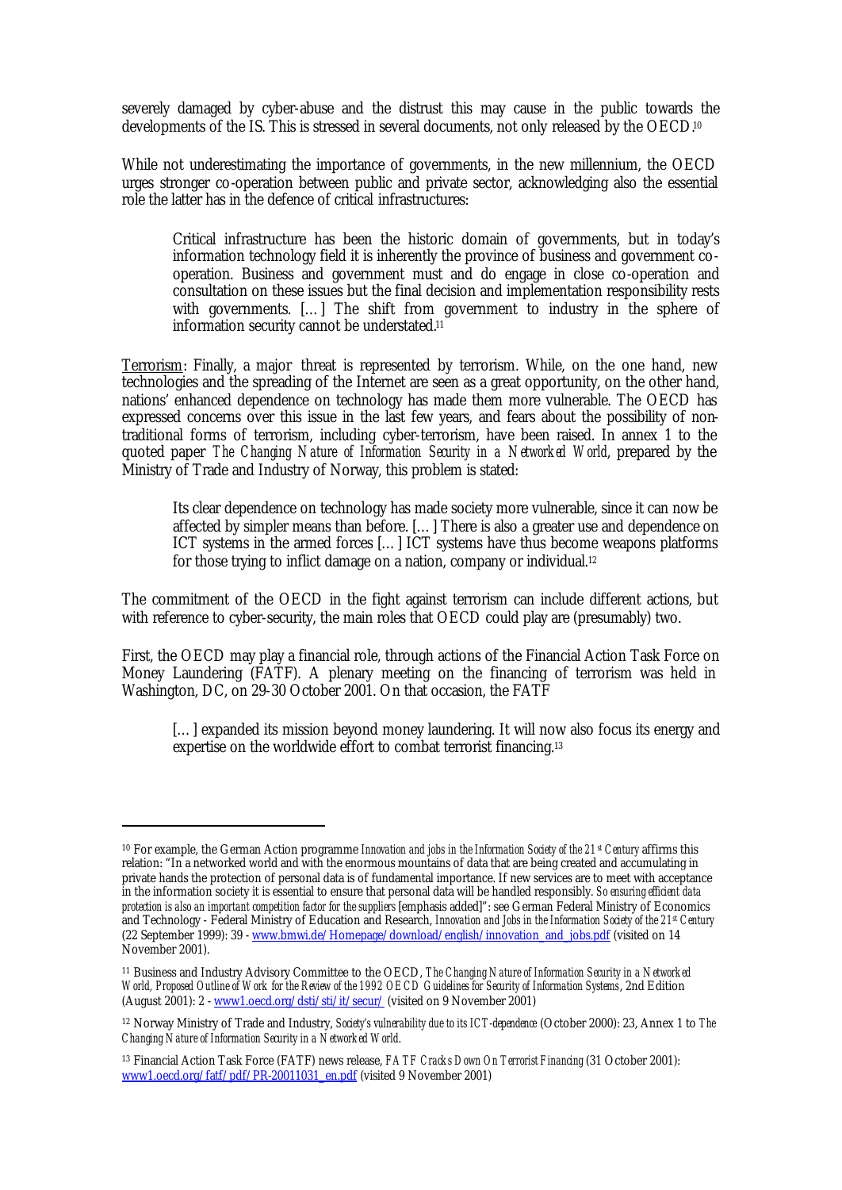severely damaged by cyber-abuse and the distrust this may cause in the public towards the developments of the IS. This is stressed in several documents, not only released by the OECD.[10]

While not underestimating the importance of governments, in the new millennium, the OECD urges stronger co-operation between public and private sector, acknowledging also the essential role the latter has in the defence of critical infrastructures:

> Critical infrastructure has been the historic domain of governments, but in today's information technology field it is inherently the province of business and government co-operation. Business and government must and do engage in close co-operation and consultation on these issues but the final decision and implementation responsibility rests with governments. […] The shift from government to industry in the sphere of information security cannot be understated.[11]

<u>Terrorism</u>: Finally, a major threat is represented by terrorism. While, on the one hand, new technologies and the spreading of the Internet are seen as a great opportunity, on the other hand, nations' enhanced dependence on technology has made them more vulnerable. The OECD has expressed concerns over this issue in the last few years, and fears about the possibility of non-traditional forms of terrorism, including cyber-terrorism, have been raised. In annex 1 to the quoted paper *The Changing Nature of Information Security in a Networked World*, prepared by the Ministry of Trade and Industry of Norway, this problem is stated:

> Its clear dependence on technology has made society more vulnerable, since it can now be affected by simpler means than before. […] There is also a greater use and dependence on ICT systems in the armed forces […] ICT systems have thus become weapons platforms for those trying to inflict damage on a nation, company or individual.[12]

The commitment of the OECD in the fight against terrorism can include different actions, but with reference to cyber-security, the main roles that OECD could play are (presumably) two.

First, the OECD may play a financial role, through actions of the Financial Action Task Force on Money Laundering (FATF). A plenary meeting on the financing of terrorism was held in Washington, DC, on 29-30 October 2001. On that occasion, the FATF

> […] expanded its mission beyond money laundering. It will now also focus its energy and expertise on the worldwide effort to combat terrorist financing.[13]

---

[10] For example, the German Action programme *Innovation and jobs in the Information Society of the 21st Century* affirms this relation: "In a networked world and with the enormous mountains of data that are being created and accumulating in private hands the protection of personal data is of fundamental importance. If new services are to meet with acceptance in the information society it is essential to ensure that personal data will be handled responsibly. *So ensuring efficient data protection is also an important competition factor for the suppliers* [emphasis added]": see German Federal Ministry of Economics and Technology - Federal Ministry of Education and Research, *Innovation and Jobs in the Information Society of the 21st Century* (22 September 1999): 39 - www.bmwi.de/Homepage/download/english/innovation_and_jobs.pdf (visited on 14 November 2001).

[11] Business and Industry Advisory Committee to the OECD, *The Changing Nature of Information Security in a Networked World, Proposed Outline of Work for the Review of the 1992 OECD Guidelines for Security of Information Systems*, 2nd Edition (August 2001): 2 - www1.oecd.org/dsti/sti/it/secur/ (visited on 9 November 2001)

[12] Norway Ministry of Trade and Industry, *Society's vulnerability due to its ICT-dependence* (October 2000): 23, Annex 1 to *The Changing Nature of Information Security in a Networked World*.

[13] Financial Action Task Force (FATF) news release, *FATF Cracks Down On Terrorist Financing* (31 October 2001): www1.oecd.org/fatf/pdf/PR-20011031_en.pdf (visited 9 November 2001)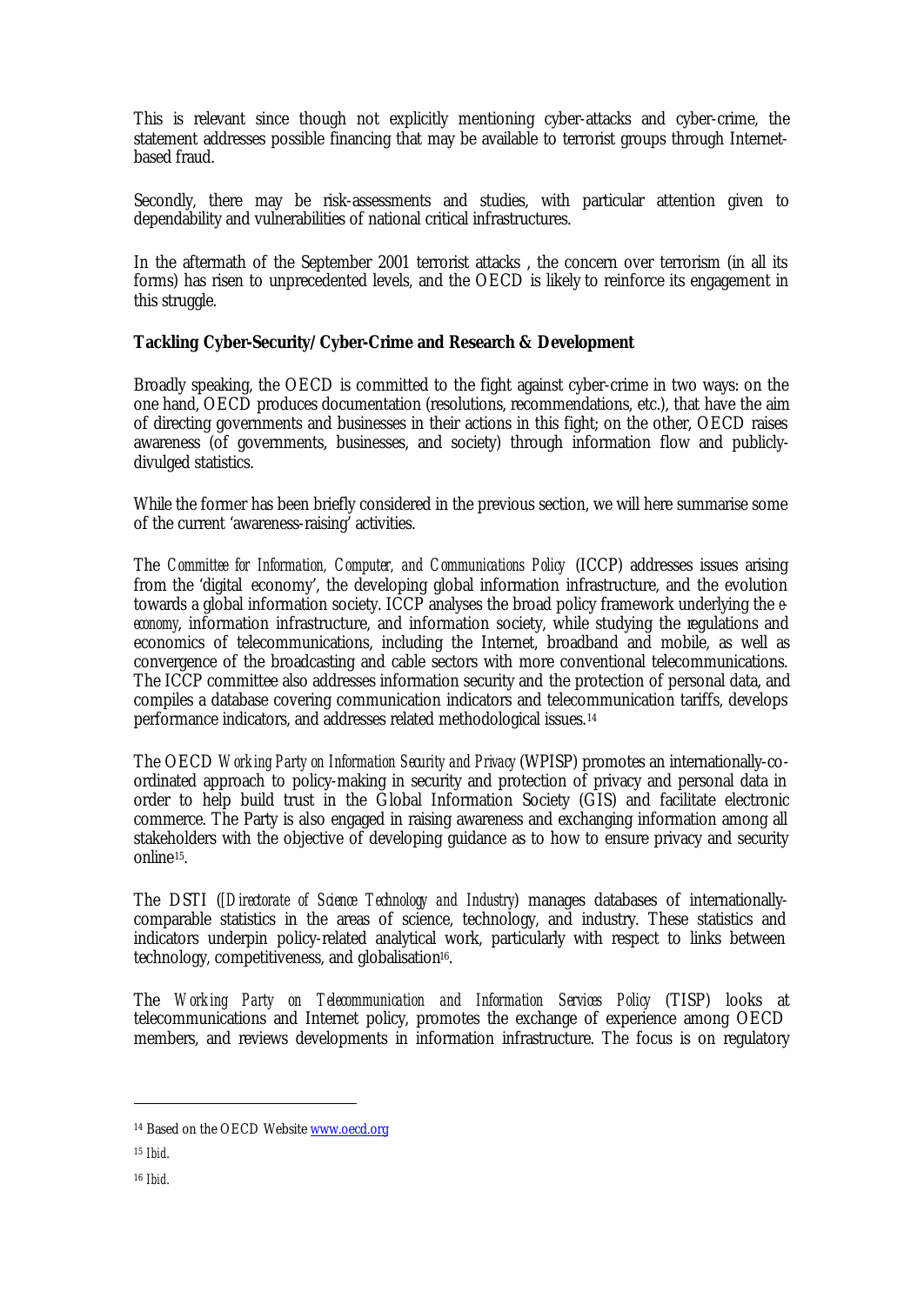This is relevant since though not explicitly mentioning cyber-attacks and cyber-crime, the statement addresses possible financing that may be available to terrorist groups through Internet-based fraud.

Secondly, there may be risk-assessments and studies, with particular attention given to dependability and vulnerabilities of national critical infrastructures.

In the aftermath of the September 2001 terrorist attacks , the concern over terrorism (in all its forms) has risen to unprecedented levels, and the OECD is likely to reinforce its engagement in this struggle.

**Tackling Cyber-Security/Cyber-Crime and Research & Development**

Broadly speaking, the OECD is committed to the fight against cyber-crime in two ways: on the one hand, OECD produces documentation (resolutions, recommendations, etc.), that have the aim of directing governments and businesses in their actions in this fight; on the other, OECD raises awareness (of governments, businesses, and society) through information flow and publicly-divulged statistics.

While the former has been briefly considered in the previous section, we will here summarise some of the current 'awareness-raising' activities.

The *Committee for Information, Computer, and Communications Policy* (ICCP) addresses issues arising from the 'digital economy', the developing global information infrastructure, and the evolution towards a global information society. ICCP analyses the broad policy framework underlying the *e-economy*, information infrastructure, and information society, while studying the regulations and economics of telecommunications, including the Internet, broadband and mobile, as well as convergence of the broadcasting and cable sectors with more conventional telecommunications. The ICCP committee also addresses information security and the protection of personal data, and compiles a database covering communication indicators and telecommunication tariffs, develops performance indicators, and addresses related methodological issues.[14]

The OECD *Working Party on Information Security and Privacy* (WPISP) promotes an internationally-co-ordinated approach to policy-making in security and protection of privacy and personal data in order to help build trust in the Global Information Society (GIS) and facilitate electronic commerce. The Party is also engaged in raising awareness and exchanging information among all stakeholders with the objective of developing guidance as to how to ensure privacy and security online[15].

The DSTI ([*Directorate of Science Technology and Industry*) manages databases of internationally-comparable statistics in the areas of science, technology, and industry. These statistics and indicators underpin policy-related analytical work, particularly with respect to links between technology, competitiveness, and globalisation[16].

The *Working Party on Telecommunication and Information Services Policy* (TISP) looks at telecommunications and Internet policy, promotes the exchange of experience among OECD members, and reviews developments in information infrastructure. The focus is on regulatory

---

[14] Based on the OECD Website www.oecd.org

[15] *Ibid.*

[16] *Ibid.*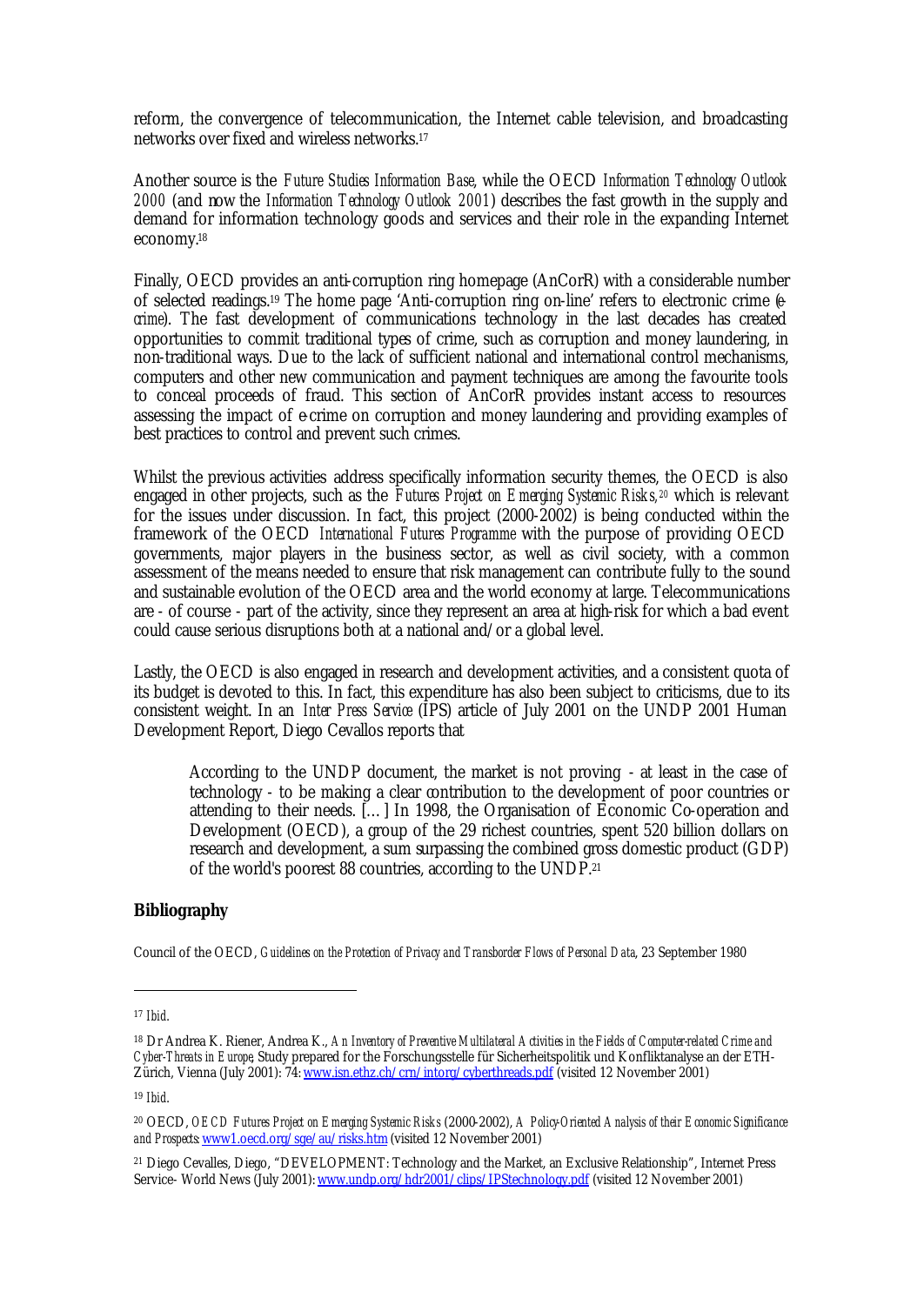reform, the convergence of telecommunication, the Internet cable television, and broadcasting networks over fixed and wireless networks.[17]

Another source is the *Future Studies Information Base*, while the OECD *Information Technology Outlook 2000* (and now the *Information Technology Outlook 2001*) describes the fast growth in the supply and demand for information technology goods and services and their role in the expanding Internet economy.[18]

Finally, OECD provides an anti-corruption ring homepage (AnCorR) with a considerable number of selected readings.[19] The home page 'Anti-corruption ring on-line' refers to electronic crime (*e-crime*). The fast development of communications technology in the last decades has created opportunities to commit traditional types of crime, such as corruption and money laundering, in non-traditional ways. Due to the lack of sufficient national and international control mechanisms, computers and other new communication and payment techniques are among the favourite tools to conceal proceeds of fraud. This section of AnCorR provides instant access to resources assessing the impact of e-crime on corruption and money laundering and providing examples of best practices to control and prevent such crimes.

Whilst the previous activities address specifically information security themes, the OECD is also engaged in other projects, such as the *Futures Project on Emerging Systemic Risks,*[20] which is relevant for the issues under discussion. In fact, this project (2000-2002) is being conducted within the framework of the OECD *International Futures Programme* with the purpose of providing OECD governments, major players in the business sector, as well as civil society, with a common assessment of the means needed to ensure that risk management can contribute fully to the sound and sustainable evolution of the OECD area and the world economy at large. Telecommunications are - of course - part of the activity, since they represent an area at high-risk for which a bad event could cause serious disruptions both at a national and/or a global level.

Lastly, the OECD is also engaged in research and development activities, and a consistent quota of its budget is devoted to this. In fact, this expenditure has also been subject to criticisms, due to its consistent weight. In an *Inter Press Service* (IPS) article of July 2001 on the UNDP 2001 Human Development Report, Diego Cevallos reports that

> According to the UNDP document, the market is not proving - at least in the case of technology - to be making a clear contribution to the development of poor countries or attending to their needs. [...] In 1998, the Organisation of Economic Co-operation and Development (OECD), a group of the 29 richest countries, spent 520 billion dollars on research and development, a sum surpassing the combined gross domestic product (GDP) of the world's poorest 88 countries, according to the UNDP.[21]

## Bibliography

Council of the OECD, *Guidelines on the Protection of Privacy and Transborder Flows of Personal Data*, 23 September 1980

---

[17] *Ibid.*

[18] Dr Andrea K. Riener, Andrea K., *An Inventory of Preventive Multilateral Activities in the Fields of Computer-related Crime and Cyber-Threats in Europe*, Study prepared for the Forschungsstelle für Sicherheitspolitik und Konfliktanalyse an der ETH-Zürich, Vienna (July 2001): 74: www.isn.ethz.ch/crn/intorg/cyberthreads.pdf (visited 12 November 2001)

[19] *Ibid.*

[20] OECD, *OECD Futures Project on Emerging Systemic Risks* (2000-2002), *A Policy-Oriented Analysis of their Economic Significance and Prospects*: www1.oecd.org/sge/au/risks.htm (visited 12 November 2001)

[21] Diego Cevalles, Diego, "DEVELOPMENT: Technology and the Market, an Exclusive Relationship", Internet Press Service- World News (July 2001): www.undp.org/hdr2001/clips/IPStechnology.pdf (visited 12 November 2001)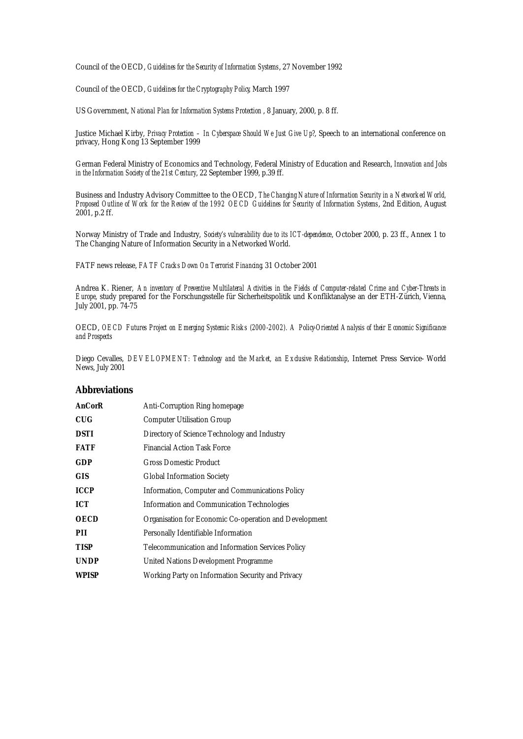Council of the OECD, *Guidelines for the Security of Information Systems*, 27 November 1992

Council of the OECD, *Guidelines for the Cryptography Policy*, March 1997

US Government, *National Plan for Information Systems Protection* , 8 January, 2000, p. 8 ff.

Justice Michael Kirby, *Privacy Protection – In Cyberspace Should We Just Give Up?*, Speech to an international conference on privacy, Hong Kong 13 September 1999

German Federal Ministry of Economics and Technology, Federal Ministry of Education and Research, *Innovation and Jobs in the Information Society of the 21st Century*, 22 September 1999, p.39 ff.

Business and Industry Advisory Committee to the OECD, *The Changing Nature of Information Security in a Networked World, Proposed Outline of Work for the Review of the 1992 OECD Guidelines for Security of Information Systems*, 2nd Edition, August 2001, p.2 ff.

Norway Ministry of Trade and Industry, *Society's vulnerability due to its ICT-dependence*, October 2000, p. 23 ff., Annex 1 to The Changing Nature of Information Security in a Networked World.

FATF news release, *FATF Cracks Down On Terrorist Financing*, 31 October 2001

Andrea K. Riener, *An inventory of Preventive Multilateral Activities in the Fields of Computer-related Crime and Cyber-Threats in Europe*, study prepared for the Forschungsstelle für Sicherheitspolitik und Konfliktanalyse an der ETH-Zürich, Vienna, July 2001, pp. 74-75

OECD, *OECD Futures Project on Emerging Systemic Risks (2000-2002). A Policy-Oriented Analysis of their Economic Significance and Prospects*

Diego Cevalles, *DEVELOPMENT: Technology and the Market, an Exclusive Relationship*, Internet Press Service- World News, July 2001

## Abbreviations

| | |
|---|---|
| **AnCorR** | Anti-Corruption Ring homepage |
| **CUG** | Computer Utilisation Group |
| **DSTI** | Directory of Science Technology and Industry |
| **FATF** | Financial Action Task Force |
| **GDP** | Gross Domestic Product |
| **GIS** | Global Information Society |
| **ICCP** | Information, Computer and Communications Policy |
| **ICT** | Information and Communication Technologies |
| **OECD** | Organisation for Economic Co-operation and Development |
| **PII** | Personally Identifiable Information |
| **TISP** | Telecommunication and Information Services Policy |
| **UNDP** | United Nations Development Programme |
| **WPISP** | Working Party on Information Security and Privacy |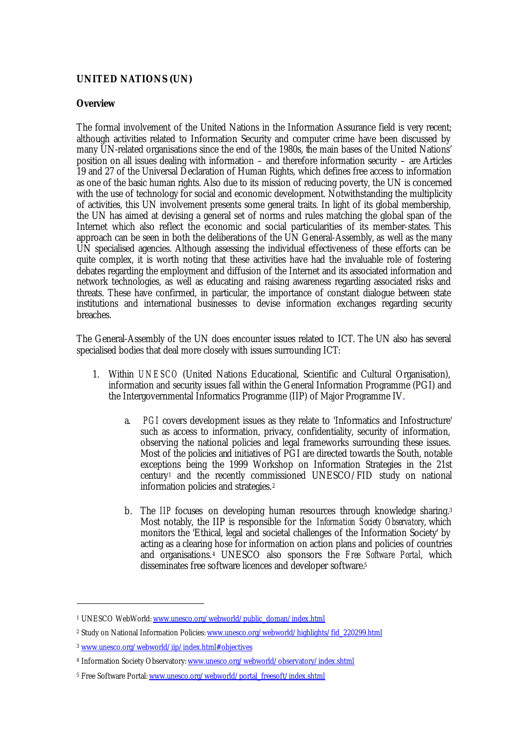**UNITED NATIONS (UN)**

**Overview**

The formal involvement of the United Nations in the Information Assurance field is very recent; although activities related to Information Security and computer crime have been discussed by many UN-related organisations since the end of the 1980s, the main bases of the United Nations' position on all issues dealing with information – and therefore information security – are Articles 19 and 27 of the Universal Declaration of Human Rights, which defines free access to information as one of the basic human rights. Also due to its mission of reducing poverty, the UN is concerned with the use of technology for social and economic development. Notwithstanding the multiplicity of activities, this UN involvement presents some general traits. In light of its global membership, the UN has aimed at devising a general set of norms and rules matching the global span of the Internet which also reflect the economic and social particularities of its member-states. This approach can be seen in both the deliberations of the UN General-Assembly, as well as the many UN specialised agencies. Although assessing the individual effectiveness of these efforts can be quite complex, it is worth noting that these activities have had the invaluable role of fostering debates regarding the employment and diffusion of the Internet and its associated information and network technologies, as well as educating and raising awareness regarding associated risks and threats. These have confirmed, in particular, the importance of constant dialogue between state institutions and international businesses to devise information exchanges regarding security breaches.

The General-Assembly of the UN does encounter issues related to ICT. The UN also has several specialised bodies that deal more closely with issues surrounding ICT:

1. Within *UNESCO* (United Nations Educational, Scientific and Cultural Organisation), information and security issues fall within the General Information Programme (PGI) and the Intergovernmental Informatics Programme (IIP) of Major Programme IV.

    a. *PGI* covers development issues as they relate to 'Informatics and Infostructure' such as access to information, privacy, confidentiality, security of information, observing the national policies and legal frameworks surrounding these issues. Most of the policies and initiatives of PGI are directed towards the South, notable exceptions being the 1999 Workshop on Information Strategies in the 21st century[1] and the recently commissioned UNESCO/FID study on national information policies and strategies.[2]

    b. The *IIP* focuses on developing human resources through knowledge sharing.[3] Most notably, the IIP is responsible for the *Information Society Observatory*, which monitors the 'Ethical, legal and societal challenges of the Information Society' by acting as a clearing hose for information on action plans and policies of countries and organisations.[4] UNESCO also sponsors the *Free Software Portal*, which disseminates free software licences and developer software.[5]

---

[1] UNESCO WebWorld: www.unesco.org/webworld/public_doman/index.html

[2] Study on National Information Policies: www.unesco.org/webworld/highlights/fid_220299.html

[3] www.unesco.org/webworld/iip/index.html#objectives

[4] Information Society Observatory: www.unesco.org/webworld/observatory/index.shtml

[5] Free Software Portal: www.unesco.org/webworld/portal_freesoft/index.shtml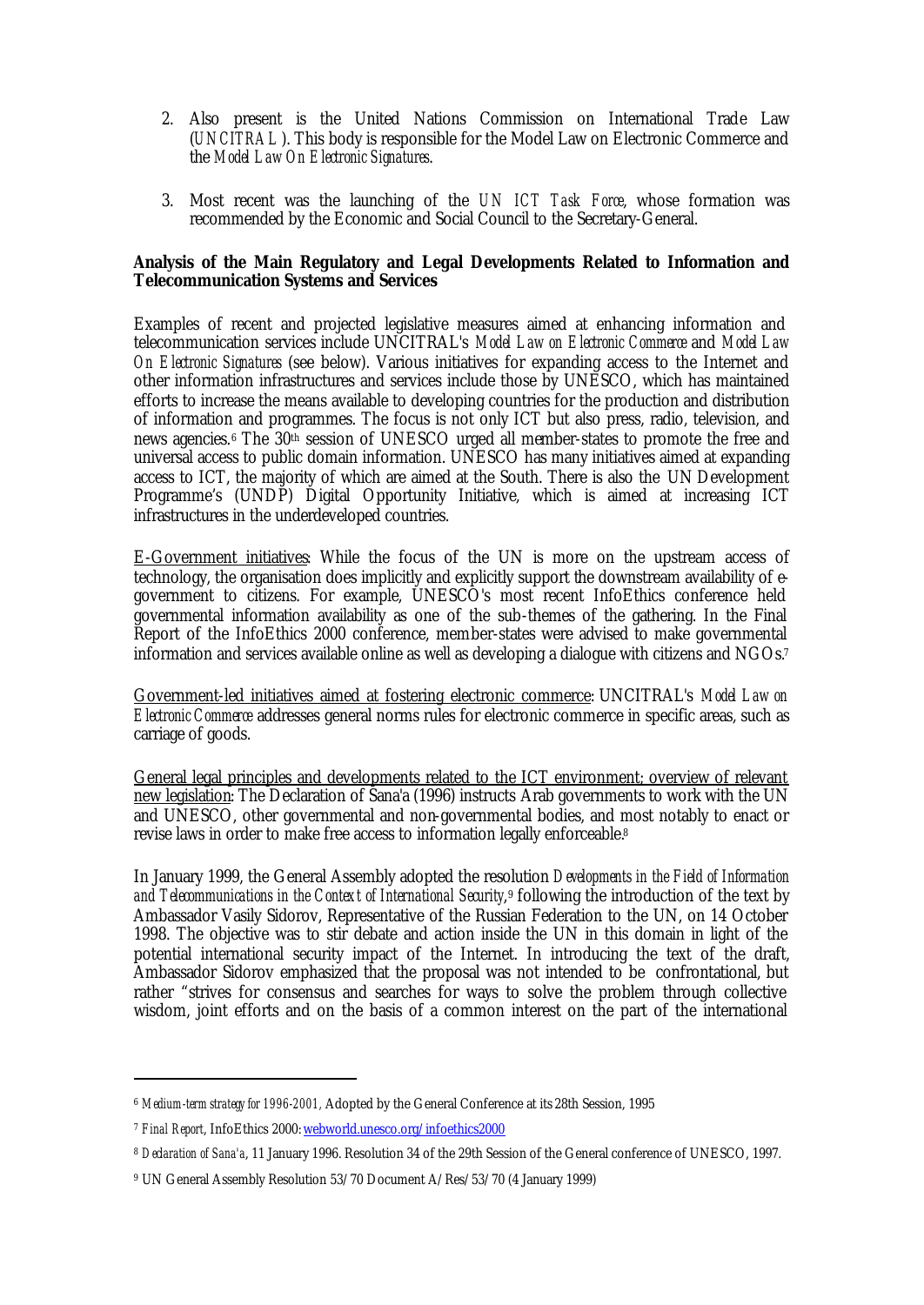2. Also present is the United Nations Commission on International Trade Law (*UNCITRAL*). This body is responsible for the Model Law on Electronic Commerce and the *Model Law On Electronic Signatures*.

3. Most recent was the launching of the *UN ICT Task Force*, whose formation was recommended by the Economic and Social Council to the Secretary-General.

**Analysis of the Main Regulatory and Legal Developments Related to Information and Telecommunication Systems and Services**

Examples of recent and projected legislative measures aimed at enhancing information and telecommunication services include UNCITRAL's *Model Law on Electronic Commerce* and *Model Law On Electronic Signatures* (see below). Various initiatives for expanding access to the Internet and other information infrastructures and services include those by UNESCO, which has maintained efforts to increase the means available to developing countries for the production and distribution of information and programmes. The focus is not only ICT but also press, radio, television, and news agencies.[6] The 30th session of UNESCO urged all member-states to promote the free and universal access to public domain information. UNESCO has many initiatives aimed at expanding access to ICT, the majority of which are aimed at the South. There is also the UN Development Programme's (UNDP) Digital Opportunity Initiative, which is aimed at increasing ICT infrastructures in the underdeveloped countries.

<u>E-Government initiatives</u>: While the focus of the UN is more on the upstream access of technology, the organisation does implicitly and explicitly support the downstream availability of e-government to citizens. For example, UNESCO's most recent InfoEthics conference held governmental information availability as one of the sub-themes of the gathering. In the Final Report of the InfoEthics 2000 conference, member-states were advised to make governmental information and services available online as well as developing a dialogue with citizens and NGOs.[7]

<u>Government-led initiatives aimed at fostering electronic commerce</u>: UNCITRAL's *Model Law on Electronic Commerce* addresses general norms rules for electronic commerce in specific areas, such as carriage of goods.

<u>General legal principles and developments related to the ICT environment; overview of relevant new legislation</u>: The Declaration of Sana'a (1996) instructs Arab governments to work with the UN and UNESCO, other governmental and non-governmental bodies, and most notably to enact or revise laws in order to make free access to information legally enforceable.[8]

In January 1999, the General Assembly adopted the resolution *Developments in the Field of Information and Telecommunications in the Context of International Security*,[9] following the introduction of the text by Ambassador Vasily Sidorov, Representative of the Russian Federation to the UN, on 14 October 1998. The objective was to stir debate and action inside the UN in this domain in light of the potential international security impact of the Internet. In introducing the text of the draft, Ambassador Sidorov emphasized that the proposal was not intended to be confrontational, but rather "strives for consensus and searches for ways to solve the problem through collective wisdom, joint efforts and on the basis of a common interest on the part of the international

---

[6] *Medium-term strategy for 1996-2001*, Adopted by the General Conference at its 28th Session, 1995

[7] *Final Report*, InfoEthics 2000: webworld.unesco.org/infoethics2000

[8] *Declaration of Sana'a*, 11 January 1996. Resolution 34 of the 29th Session of the General conference of UNESCO, 1997.

[9] UN General Assembly Resolution 53/70 Document A/Res/53/70 (4 January 1999)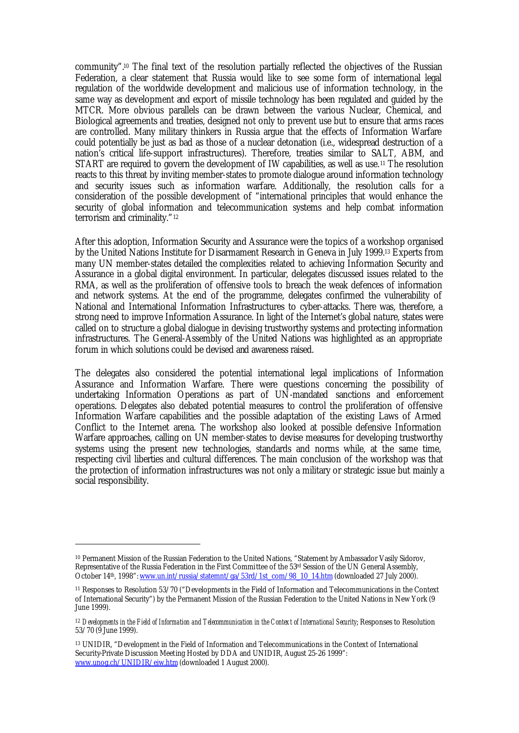community".[10] The final text of the resolution partially reflected the objectives of the Russian Federation, a clear statement that Russia would like to see some form of international legal regulation of the worldwide development and malicious use of information technology, in the same way as development and export of missile technology has been regulated and guided by the MTCR. More obvious parallels can be drawn between the various Nuclear, Chemical, and Biological agreements and treaties, designed not only to prevent use but to ensure that arms races are controlled. Many military thinkers in Russia argue that the effects of Information Warfare could potentially be just as bad as those of a nuclear detonation (i.e., widespread destruction of a nation's critical life-support infrastructures). Therefore, treaties similar to SALT, ABM, and START are required to govern the development of IW capabilities, as well as use.[11] The resolution reacts to this threat by inviting member-states to promote dialogue around information technology and security issues such as information warfare. Additionally, the resolution calls for a consideration of the possible development of "international principles that would enhance the security of global information and telecommunication systems and help combat information terrorism and criminality."[12]

After this adoption, Information Security and Assurance were the topics of a workshop organised by the United Nations Institute for Disarmament Research in Geneva in July 1999.[13] Experts from many UN member-states detailed the complexities related to achieving Information Security and Assurance in a global digital environment. In particular, delegates discussed issues related to the RMA, as well as the proliferation of offensive tools to breach the weak defences of information and network systems. At the end of the programme, delegates confirmed the vulnerability of National and International Information Infrastructures to cyber-attacks. There was, therefore, a strong need to improve Information Assurance. In light of the Internet's global nature, states were called on to structure a global dialogue in devising trustworthy systems and protecting information infrastructures. The General-Assembly of the United Nations was highlighted as an appropriate forum in which solutions could be devised and awareness raised.

The delegates also considered the potential international legal implications of Information Assurance and Information Warfare. There were questions concerning the possibility of undertaking Information Operations as part of UN-mandated sanctions and enforcement operations. Delegates also debated potential measures to control the proliferation of offensive Information Warfare capabilities and the possible adaptation of the existing Laws of Armed Conflict to the Internet arena. The workshop also looked at possible defensive Information Warfare approaches, calling on UN member-states to devise measures for developing trustworthy systems using the present new technologies, standards and norms while, at the same time, respecting civil liberties and cultural differences. The main conclusion of the workshop was that the protection of information infrastructures was not only a military or strategic issue but mainly a social responsibility.

---

[10] Permanent Mission of the Russian Federation to the United Nations, "Statement by Ambassador Vasily Sidorov, Representative of the Russia Federation in the First Committee of the 53rd Session of the UN General Assembly, October 14th, 1998": www.un.int/russia/statemnt/ga/53rd/1st_com/98_10_14.htm (downloaded 27 July 2000).

[11] Responses to Resolution 53/70 ("Developments in the Field of Information and Telecommunications in the Context of International Security") by the Permanent Mission of the Russian Federation to the United Nations in New York (9 June 1999).

[12] *Developments in the Field of Information and Telecommunication in the Context of International Security*; Responses to Resolution 53/70 (9 June 1999).

[13] UNIDIR, "Development in the Field of Information and Telecommunications in the Context of International Security-Private Discussion Meeting Hosted by DDA and UNIDIR, August 25-26 1999": www.unog.ch/UNIDIR/eiw.htm (downloaded 1 August 2000).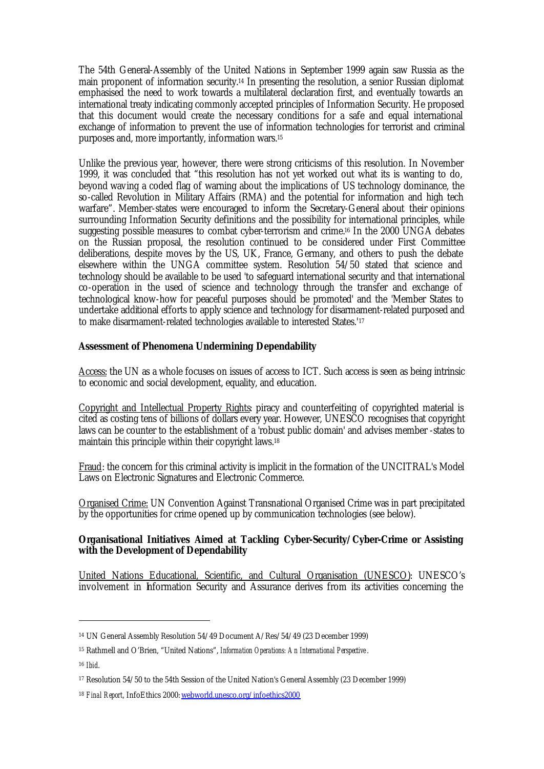The 54th General-Assembly of the United Nations in September 1999 again saw Russia as the main proponent of information security.[14] In presenting the resolution, a senior Russian diplomat emphasised the need to work towards a multilateral declaration first, and eventually towards an international treaty indicating commonly accepted principles of Information Security. He proposed that this document would create the necessary conditions for a safe and equal international exchange of information to prevent the use of information technologies for terrorist and criminal purposes and, more importantly, information wars.[15]

Unlike the previous year, however, there were strong criticisms of this resolution. In November 1999, it was concluded that "this resolution has not yet worked out what its is wanting to do, beyond waving a coded flag of warning about the implications of US technology dominance, the so-called Revolution in Military Affairs (RMA) and the potential for information and high tech warfare". Member-states were encouraged to inform the Secretary-General about their opinions surrounding Information Security definitions and the possibility for international principles, while suggesting possible measures to combat cyber-terrorism and crime.[16] In the 2000 UNGA debates on the Russian proposal, the resolution continued to be considered under First Committee deliberations, despite moves by the US, UK, France, Germany, and others to push the debate elsewhere within the UNGA committee system. Resolution 54/50 stated that science and technology should be available to be used 'to safeguard international security and that international co-operation in the used of science and technology through the transfer and exchange of technological know-how for peaceful purposes should be promoted' and the 'Member States to undertake additional efforts to apply science and technology for disarmament-related purposed and to make disarmament-related technologies available to interested States.'[17]

**Assessment of Phenomena Undermining Dependability**

Access: the UN as a whole focuses on issues of access to ICT. Such access is seen as being intrinsic to economic and social development, equality, and education.

Copyright and Intellectual Property Rights: piracy and counterfeiting of copyrighted material is cited as costing tens of billions of dollars every year. However, UNESCO recognises that copyright laws can be counter to the establishment of a 'robust public domain' and advises member-states to maintain this principle within their copyright laws.[18]

Fraud: the concern for this criminal activity is implicit in the formation of the UNCITRAL's Model Laws on Electronic Signatures and Electronic Commerce.

Organised Crime: UN Convention Against Transnational Organised Crime was in part precipitated by the opportunities for crime opened up by communication technologies (see below).

**Organisational Initiatives Aimed at Tackling Cyber-Security/Cyber-Crime or Assisting with the Development of Dependability**

United Nations Educational, Scientific, and Cultural Organisation (UNESCO): UNESCO's involvement in Information Security and Assurance derives from its activities concerning the

---

[14] UN General Assembly Resolution 54/49 Document A/Res/54/49 (23 December 1999)

[15] Rathmell and O'Brien, "United Nations", *Information Operations: An International Perspective*.

[16] *Ibid.*

[17] Resolution 54/50 to the 54th Session of the United Nation's General Assembly (23 December 1999)

[18] *Final Report*, InfoEthics 2000: webworld.unesco.org/infoethics2000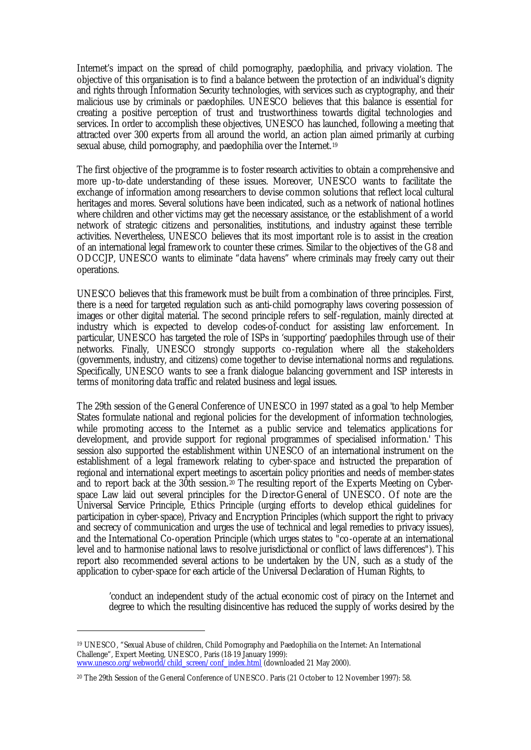Internet's impact on the spread of child pornography, paedophilia, and privacy violation. The objective of this organisation is to find a balance between the protection of an individual's dignity and rights through Information Security technologies, with services such as cryptography, and their malicious use by criminals or paedophiles. UNESCO believes that this balance is essential for creating a positive perception of trust and trustworthiness towards digital technologies and services. In order to accomplish these objectives, UNESCO has launched, following a meeting that attracted over 300 experts from all around the world, an action plan aimed primarily at curbing sexual abuse, child pornography, and paedophilia over the Internet.[19]

The first objective of the programme is to foster research activities to obtain a comprehensive and more up-to-date understanding of these issues. Moreover, UNESCO wants to facilitate the exchange of information among researchers to devise common solutions that reflect local cultural heritages and mores. Several solutions have been indicated, such as a network of national hotlines where children and other victims may get the necessary assistance, or the establishment of a world network of strategic citizens and personalities, institutions, and industry against these terrible activities. Nevertheless, UNESCO believes that its most important role is to assist in the creation of an international legal framework to counter these crimes. Similar to the objectives of the G8 and ODCCJP, UNESCO wants to eliminate "data havens" where criminals may freely carry out their operations.

UNESCO believes that this framework must be built from a combination of three principles. First, there is a need for targeted regulation such as anti-child pornography laws covering possession of images or other digital material. The second principle refers to self-regulation, mainly directed at industry which is expected to develop codes-of-conduct for assisting law enforcement. In particular, UNESCO has targeted the role of ISPs in 'supporting' paedophiles through use of their networks. Finally, UNESCO strongly supports co-regulation where all the stakeholders (governments, industry, and citizens) come together to devise international norms and regulations. Specifically, UNESCO wants to see a frank dialogue balancing government and ISP interests in terms of monitoring data traffic and related business and legal issues.

The 29th session of the General Conference of UNESCO in 1997 stated as a goal 'to help Member States formulate national and regional policies for the development of information technologies, while promoting access to the Internet as a public service and telematics applications for development, and provide support for regional programmes of specialised information.' This session also supported the establishment within UNESCO of an international instrument on the establishment of a legal framework relating to cyber-space and instructed the preparation of regional and international expert meetings to ascertain policy priorities and needs of member-states and to report back at the 30th session.[20] The resulting report of the Experts Meeting on Cyber-space Law laid out several principles for the Director-General of UNESCO. Of note are the Universal Service Principle, Ethics Principle (urging efforts to develop ethical guidelines for participation in cyber-space), Privacy and Encryption Principles (which support the right to privacy and secrecy of communication and urges the use of technical and legal remedies to privacy issues), and the International Co-operation Principle (which urges states to "co-operate at an international level and to harmonise national laws to resolve jurisdictional or conflict of laws differences"). This report also recommended several actions to be undertaken by the UN, such as a study of the application to cyber-space for each article of the Universal Declaration of Human Rights, to

> 'conduct an independent study of the actual economic cost of piracy on the Internet and degree to which the resulting disincentive has reduced the supply of works desired by the

---

[19] UNESCO, "Sexual Abuse of children, Child Pornography and Paedophilia on the Internet: An International Challenge", Expert Meeting, UNESCO, Paris (18-19 January 1999): www.unesco.org/webworld/child_screen/conf_index.html (downloaded 21 May 2000).

[20] The 29th Session of the General Conference of UNESCO. Paris (21 October to 12 November 1997): 58.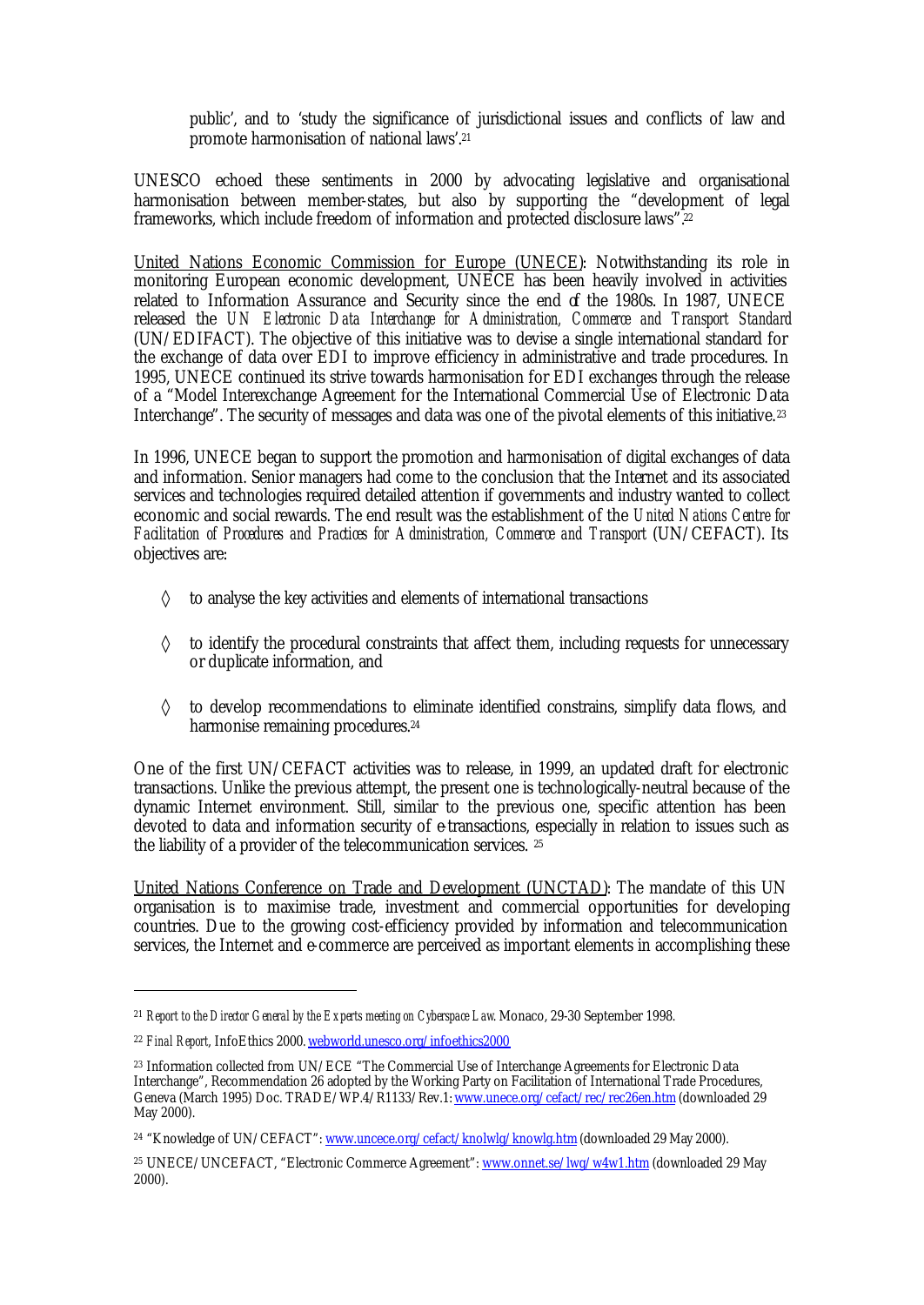public', and to 'study the significance of jurisdictional issues and conflicts of law and promote harmonisation of national laws'.[21]

UNESCO echoed these sentiments in 2000 by advocating legislative and organisational harmonisation between member-states, but also by supporting the "development of legal frameworks, which include freedom of information and protected disclosure laws".[22]

United Nations Economic Commission for Europe (UNECE): Notwithstanding its role in monitoring European economic development, UNECE has been heavily involved in activities related to Information Assurance and Security since the end of the 1980s. In 1987, UNECE released the *UN Electronic Data Interchange for Administration, Commerce and Transport Standard* (UN/EDIFACT). The objective of this initiative was to devise a single international standard for the exchange of data over EDI to improve efficiency in administrative and trade procedures. In 1995, UNECE continued its strive towards harmonisation for EDI exchanges through the release of a "Model Interexchange Agreement for the International Commercial Use of Electronic Data Interchange". The security of messages and data was one of the pivotal elements of this initiative.[23]

In 1996, UNECE began to support the promotion and harmonisation of digital exchanges of data and information. Senior managers had come to the conclusion that the Internet and its associated services and technologies required detailed attention if governments and industry wanted to collect economic and social rewards. The end result was the establishment of the *United Nations Centre for Facilitation of Procedures and Practices for Administration, Commerce and Transport* (UN/CEFACT). Its objectives are:

- ◊ to analyse the key activities and elements of international transactions
- ◊ to identify the procedural constraints that affect them, including requests for unnecessary or duplicate information, and
- ◊ to develop recommendations to eliminate identified constrains, simplify data flows, and harmonise remaining procedures.[24]

One of the first UN/CEFACT activities was to release, in 1999, an updated draft for electronic transactions. Unlike the previous attempt, the present one is technologically-neutral because of the dynamic Internet environment. Still, similar to the previous one, specific attention has been devoted to data and information security of e-transactions, especially in relation to issues such as the liability of a provider of the telecommunication services. [25]

United Nations Conference on Trade and Development (UNCTAD): The mandate of this UN organisation is to maximise trade, investment and commercial opportunities for developing countries. Due to the growing cost-efficiency provided by information and telecommunication services, the Internet and e-commerce are perceived as important elements in accomplishing these

---

[21] *Report to the Director General by the Experts meeting on Cyberspace Law*. Monaco, 29-30 September 1998.

[22] *Final Report*, InfoEthics 2000. webworld.unesco.org/infoethics2000

[23] Information collected from UN/ECE "The Commercial Use of Interchange Agreements for Electronic Data Interchange", Recommendation 26 adopted by the Working Party on Facilitation of International Trade Procedures, Geneva (March 1995) Doc. TRADE/WP.4/R1133/Rev.1: www.unece.org/cefact/rec/rec26en.htm (downloaded 29 May 2000).

[24] "Knowledge of UN/CEFACT": www.uncece.org/cefact/knolwlg/knowlg.htm (downloaded 29 May 2000).

[25] UNECE/UNCEFACT, "Electronic Commerce Agreement": www.onnet.se/lwg/w4w1.htm (downloaded 29 May 2000).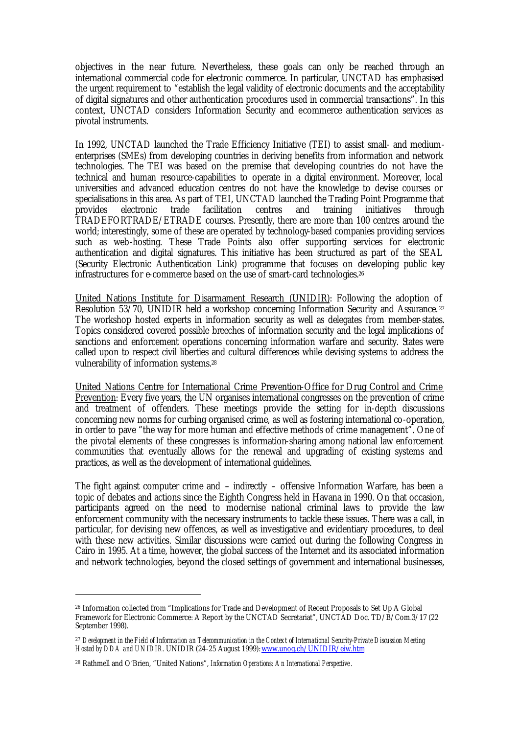objectives in the near future. Nevertheless, these goals can only be reached through an international commercial code for electronic commerce. In particular, UNCTAD has emphasised the urgent requirement to "establish the legal validity of electronic documents and the acceptability of digital signatures and other authentication procedures used in commercial transactions". In this context, UNCTAD considers Information Security and ecommerce authentication services as pivotal instruments.

In 1992, UNCTAD launched the Trade Efficiency Initiative (TEI) to assist small- and medium-enterprises (SMEs) from developing countries in deriving benefits from information and network technologies. The TEI was based on the premise that developing countries do not have the technical and human resource-capabilities to operate in a digital environment. Moreover, local universities and advanced education centres do not have the knowledge to devise courses or specialisations in this area. As part of TEI, UNCTAD launched the Trading Point Programme that provides electronic trade facilitation centres and training initiatives through TRADEFORTRADE/ETRADE courses. Presently, there are more than 100 centres around the world; interestingly, some of these are operated by technology-based companies providing services such as web-hosting. These Trade Points also offer supporting services for electronic authentication and digital signatures. This initiative has been structured as part of the SEAL (Security Electronic Authentication Link) programme that focuses on developing public key infrastructures for e-commerce based on the use of smart-card technologies.[26]

<u>United Nations Institute for Disarmament Research (UNIDIR)</u>: Following the adoption of Resolution 53/70, UNIDIR held a workshop concerning Information Security and Assurance.[27] The workshop hosted experts in information security as well as delegates from member-states. Topics considered covered possible breeches of information security and the legal implications of sanctions and enforcement operations concerning information warfare and security. States were called upon to respect civil liberties and cultural differences while devising systems to address the vulnerability of information systems.[28]

<u>United Nations Centre for International Crime Prevention-Office for Drug Control and Crime Prevention</u>: Every five years, the UN organises international congresses on the prevention of crime and treatment of offenders. These meetings provide the setting for in-depth discussions concerning new norms for curbing organised crime, as well as fostering international co-operation, in order to pave "the way for more human and effective methods of crime management". One of the pivotal elements of these congresses is information-sharing among national law enforcement communities that eventually allows for the renewal and upgrading of existing systems and practices, as well as the development of international guidelines.

The fight against computer crime and – indirectly – offensive Information Warfare, has been a topic of debates and actions since the Eighth Congress held in Havana in 1990. On that occasion, participants agreed on the need to modernise national criminal laws to provide the law enforcement community with the necessary instruments to tackle these issues. There was a call, in particular, for devising new offences, as well as investigative and evidentiary procedures, to deal with these new activities. Similar discussions were carried out during the following Congress in Cairo in 1995. At a time, however, the global success of the Internet and its associated information and network technologies, beyond the closed settings of government and international businesses,

---

[26] Information collected from "Implications for Trade and Development of Recent Proposals to Set Up A Global Framework for Electronic Commerce: A Report by the UNCTAD Secretariat", UNCTAD Doc. TD/B/Com.3/17 (22 September 1998).

[27] *Development in the Field of Information an Telecommunication in the Context of International Security-Private Discussion Meeting Hosted by DDA and UNIDIR*. UNIDIR (24-25 August 1999): www.unog.ch/UNIDIR/eiw.htm

[28] Rathmell and O'Brien, "United Nations", *Information Operations: An International Perspective*.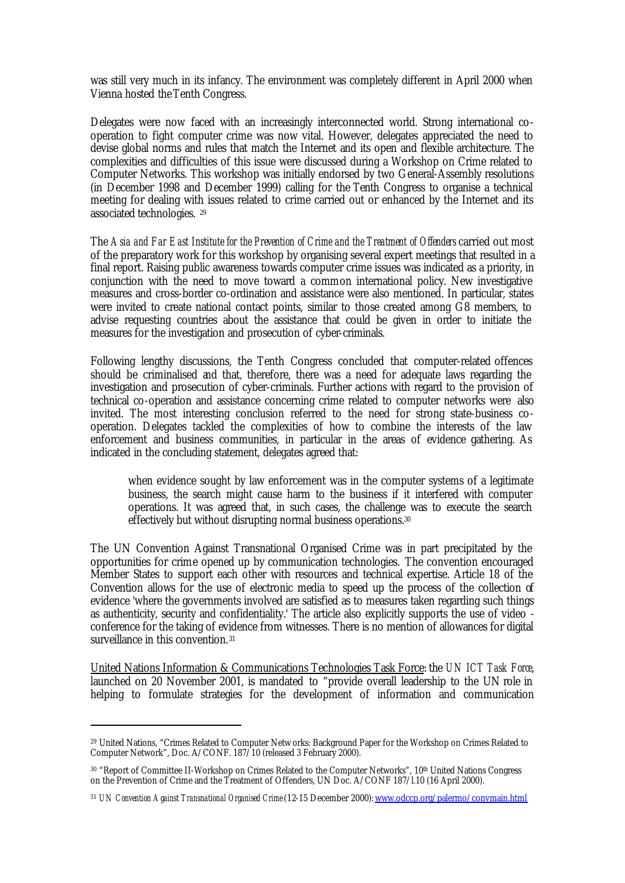was still very much in its infancy. The environment was completely different in April 2000 when Vienna hosted the Tenth Congress.

Delegates were now faced with an increasingly interconnected world. Strong international co-operation to fight computer crime was now vital. However, delegates appreciated the need to devise global norms and rules that match the Internet and its open and flexible architecture. The complexities and difficulties of this issue were discussed during a Workshop on Crime related to Computer Networks. This workshop was initially endorsed by two General-Assembly resolutions (in December 1998 and December 1999) calling for the Tenth Congress to organise a technical meeting for dealing with issues related to crime carried out or enhanced by the Internet and its associated technologies. [29]

The *Asia and Far East Institute for the Prevention of Crime and the Treatment of Offenders* carried out most of the preparatory work for this workshop by organising several expert meetings that resulted in a final report. Raising public awareness towards computer crime issues was indicated as a priority, in conjunction with the need to move toward a common international policy. New investigative measures and cross-border co-ordination and assistance were also mentioned. In particular, states were invited to create national contact points, similar to those created among G8 members, to advise requesting countries about the assistance that could be given in order to initiate the measures for the investigation and prosecution of cyber-criminals.

Following lengthy discussions, the Tenth Congress concluded that computer-related offences should be criminalised and that, therefore, there was a need for adequate laws regarding the investigation and prosecution of cyber-criminals. Further actions with regard to the provision of technical co-operation and assistance concerning crime related to computer networks were also invited. The most interesting conclusion referred to the need for strong state-business co-operation. Delegates tackled the complexities of how to combine the interests of the law enforcement and business communities, in particular in the areas of evidence gathering. As indicated in the concluding statement, delegates agreed that:

> when evidence sought by law enforcement was in the computer systems of a legitimate business, the search might cause harm to the business if it interfered with computer operations. It was agreed that, in such cases, the challenge was to execute the search effectively but without disrupting normal business operations.[30]

The UN Convention Against Transnational Organised Crime was in part precipitated by the opportunities for crime opened up by communication technologies. The convention encouraged Member States to support each other with resources and technical expertise. Article 18 of the Convention allows for the use of electronic media to speed up the process of the collection of evidence 'where the governments involved are satisfied as to measures taken regarding such things as authenticity, security and confidentiality.' The article also explicitly supports the use of video - conference for the taking of evidence from witnesses. There is no mention of allowances for digital surveillance in this convention.[31]

United Nations Information & Communications Technologies Task Force: the *UN ICT Task Force*, launched on 20 November 2001, is mandated to "provide overall leadership to the UN role in helping to formulate strategies for the development of information and communication

---

[29] United Nations, "Crimes Related to Computer Networks: Background Paper for the Workshop on Crimes Related to Computer Network", Doc. A/CONF. 187/10 (released 3 February 2000).

[30] "Report of Committee II-Workshop on Crimes Related to the Computer Networks", 10th United Nations Congress on the Prevention of Crime and the Treatment of Offenders, UN Doc. A/CONF 187/l.10 (16 April 2000).

[31] *UN Convention Against Transnational Organised Crime* (12-15 December 2000): www.odccp.org/palermo/convmain.html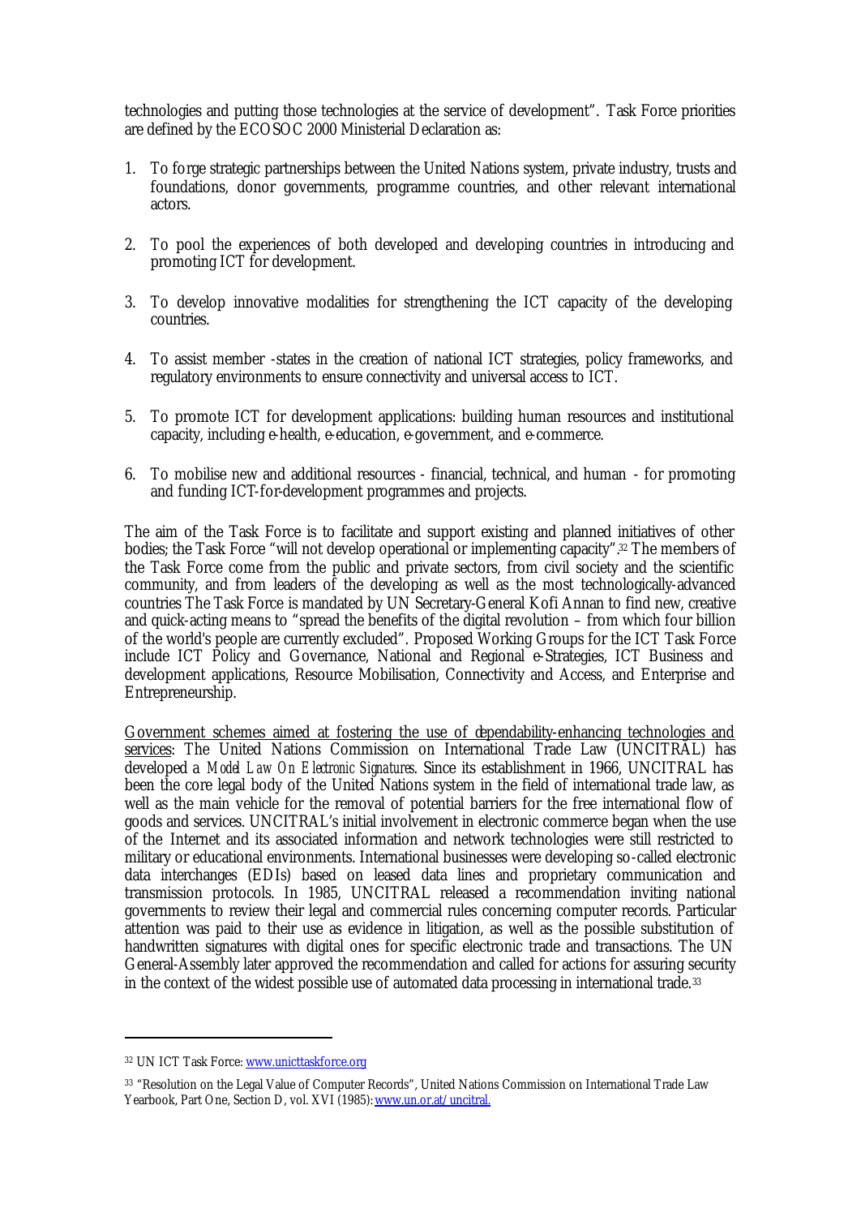technologies and putting those technologies at the service of development". Task Force priorities are defined by the ECOSOC 2000 Ministerial Declaration as:

1. To forge strategic partnerships between the United Nations system, private industry, trusts and foundations, donor governments, programme countries, and other relevant international actors.

2. To pool the experiences of both developed and developing countries in introducing and promoting ICT for development.

3. To develop innovative modalities for strengthening the ICT capacity of the developing countries.

4. To assist member -states in the creation of national ICT strategies, policy frameworks, and regulatory environments to ensure connectivity and universal access to ICT.

5. To promote ICT for development applications: building human resources and institutional capacity, including e-health, e-education, e-government, and e-commerce.

6. To mobilise new and additional resources - financial, technical, and human - for promoting and funding ICT-for-development programmes and projects.

The aim of the Task Force is to facilitate and support existing and planned initiatives of other bodies; the Task Force "will not develop operational or implementing capacity".[32] The members of the Task Force come from the public and private sectors, from civil society and the scientific community, and from leaders of the developing as well as the most technologically-advanced countries The Task Force is mandated by UN Secretary-General Kofi Annan to find new, creative and quick-acting means to "spread the benefits of the digital revolution – from which four billion of the world's people are currently excluded". Proposed Working Groups for the ICT Task Force include ICT Policy and Governance, National and Regional e-Strategies, ICT Business and development applications, Resource Mobilisation, Connectivity and Access, and Enterprise and Entrepreneurship.

<u>Government schemes aimed at fostering the use of dependability-enhancing technologies and services</u>: The United Nations Commission on International Trade Law (UNCITRAL) has developed a *Model Law On Electronic Signatures*. Since its establishment in 1966, UNCITRAL has been the core legal body of the United Nations system in the field of international trade law, as well as the main vehicle for the removal of potential barriers for the free international flow of goods and services. UNCITRAL's initial involvement in electronic commerce began when the use of the Internet and its associated information and network technologies were still restricted to military or educational environments. International businesses were developing so-called electronic data interchanges (EDIs) based on leased data lines and proprietary communication and transmission protocols. In 1985, UNCITRAL released a recommendation inviting national governments to review their legal and commercial rules concerning computer records. Particular attention was paid to their use as evidence in litigation, as well as the possible substitution of handwritten signatures with digital ones for specific electronic trade and transactions. The UN General-Assembly later approved the recommendation and called for actions for assuring security in the context of the widest possible use of automated data processing in international trade.[33]

---

[32] UN ICT Task Force: www.unicttaskforce.org

[33] "Resolution on the Legal Value of Computer Records", United Nations Commission on International Trade Law Yearbook, Part One, Section D, vol. XVI (1985): www.un.or.at/uncitral.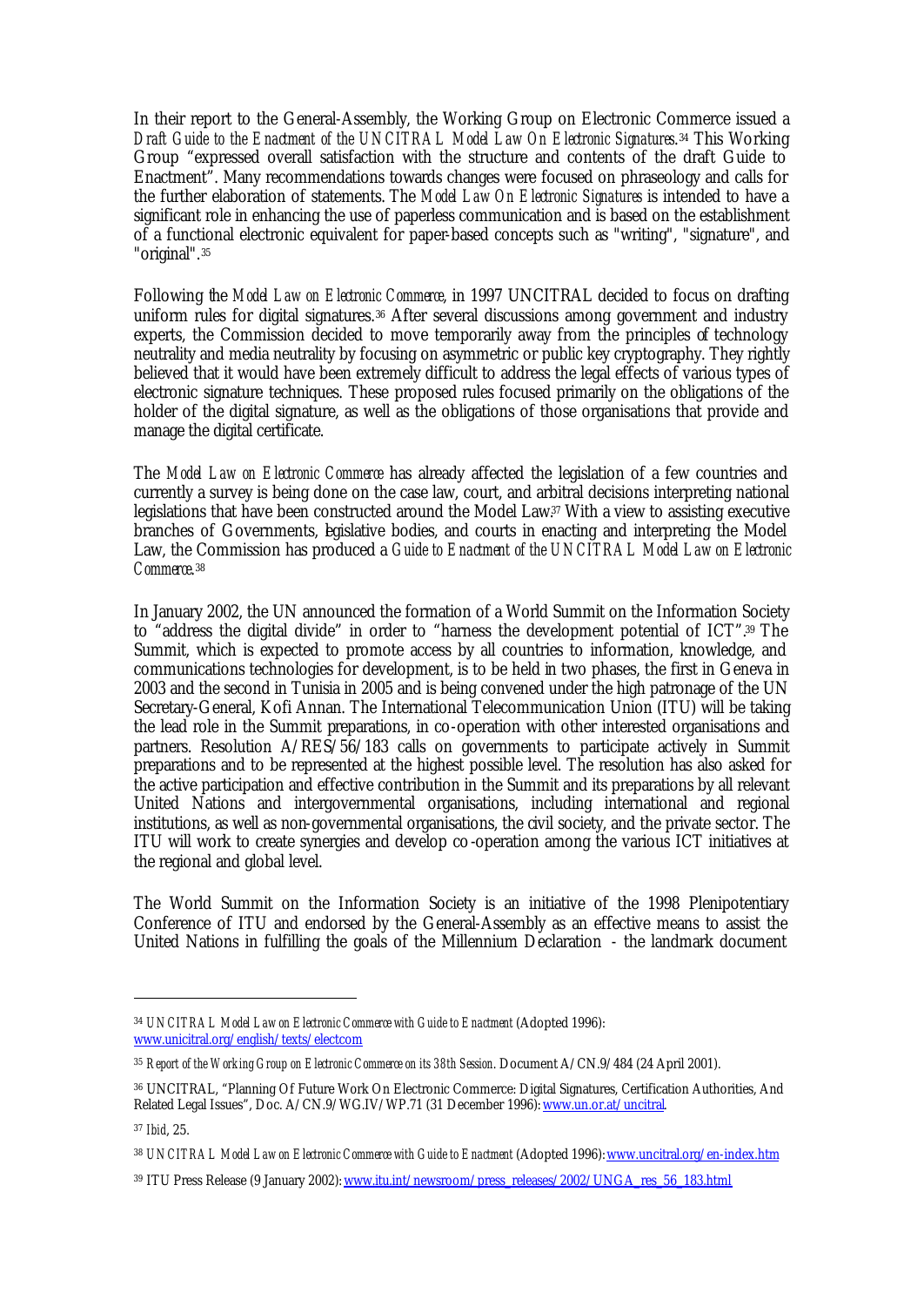In their report to the General-Assembly, the Working Group on Electronic Commerce issued a *Draft Guide to the Enactment of the UNCITRAL Model Law On Electronic Signatures*.[34] This Working Group "expressed overall satisfaction with the structure and contents of the draft Guide to Enactment". Many recommendations towards changes were focused on phraseology and calls for the further elaboration of statements. The *Model Law On Electronic Signatures* is intended to have a significant role in enhancing the use of paperless communication and is based on the establishment of a functional electronic equivalent for paper-based concepts such as "writing", "signature", and "original".[35]

Following the *Model Law on Electronic Commerce*, in 1997 UNCITRAL decided to focus on drafting uniform rules for digital signatures.[36] After several discussions among government and industry experts, the Commission decided to move temporarily away from the principles of technology neutrality and media neutrality by focusing on asymmetric or public key cryptography. They rightly believed that it would have been extremely difficult to address the legal effects of various types of electronic signature techniques. These proposed rules focused primarily on the obligations of the holder of the digital signature, as well as the obligations of those organisations that provide and manage the digital certificate.

The *Model Law on Electronic Commerce* has already affected the legislation of a few countries and currently a survey is being done on the case law, court, and arbitral decisions interpreting national legislations that have been constructed around the Model Law.[37] With a view to assisting executive branches of Governments, legislative bodies, and courts in enacting and interpreting the Model Law, the Commission has produced a *Guide to Enactment of the UNCITRAL Model Law on Electronic Commerce*.[38]

In January 2002, the UN announced the formation of a World Summit on the Information Society to "address the digital divide" in order to "harness the development potential of ICT".[39] The Summit, which is expected to promote access by all countries to information, knowledge, and communications technologies for development, is to be held in two phases, the first in Geneva in 2003 and the second in Tunisia in 2005 and is being convened under the high patronage of the UN Secretary-General, Kofi Annan. The International Telecommunication Union (ITU) will be taking the lead role in the Summit preparations, in co-operation with other interested organisations and partners. Resolution A/RES/56/183 calls on governments to participate actively in Summit preparations and to be represented at the highest possible level. The resolution has also asked for the active participation and effective contribution in the Summit and its preparations by all relevant United Nations and intergovernmental organisations, including international and regional institutions, as well as non-governmental organisations, the civil society, and the private sector. The ITU will work to create synergies and develop co-operation among the various ICT initiatives at the regional and global level.

The World Summit on the Information Society is an initiative of the 1998 Plenipotentiary Conference of ITU and endorsed by the General-Assembly as an effective means to assist the United Nations in fulfilling the goals of the Millennium Declaration - the landmark document

---

[34] *UNCITRAL Model Law on Electronic Commerce with Guide to Enactment* (Adopted 1996): www.unicitral.org/english/texts/electcom

[35] *Report of the Working Group on Electronic Commerce on its 38th Session*. Document A/CN.9/484 (24 April 2001).

[36] UNCITRAL, "Planning Of Future Work On Electronic Commerce: Digital Signatures, Certification Authorities, And Related Legal Issues", Doc. A/CN.9/WG.IV/WP.71 (31 December 1996): www.un.or.at/uncitral.

[37] *Ibid*, 25.

[38] *UNCITRAL Model Law on Electronic Commerce with Guide to Enactment* (Adopted 1996): www.uncitral.org/en-index.htm

[39] ITU Press Release (9 January 2002): www.itu.int/newsroom/press_releases/2002/UNGA_res_56_183.html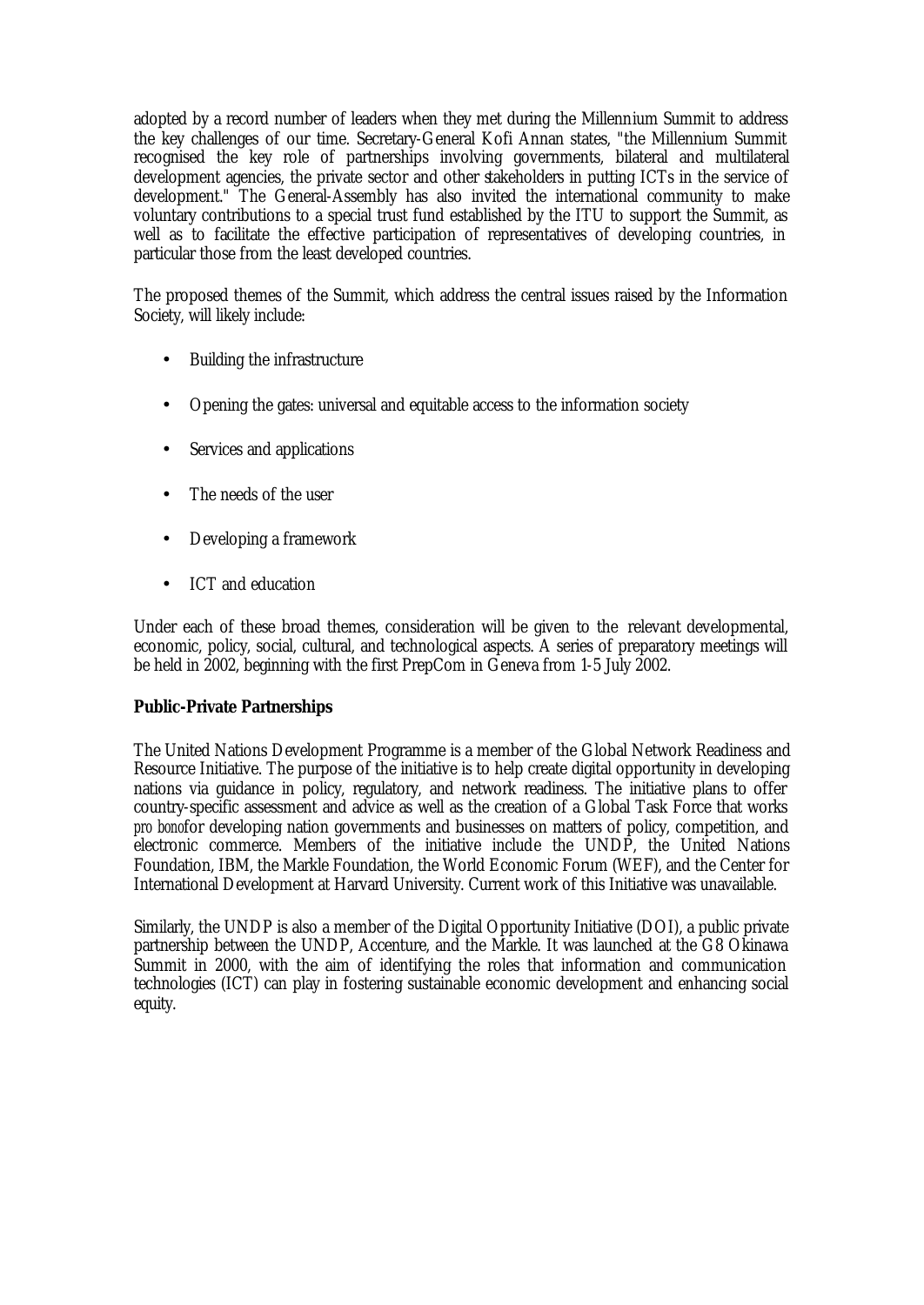adopted by a record number of leaders when they met during the Millennium Summit to address the key challenges of our time. Secretary-General Kofi Annan states, "the Millennium Summit recognised the key role of partnerships involving governments, bilateral and multilateral development agencies, the private sector and other stakeholders in putting ICTs in the service of development." The General-Assembly has also invited the international community to make voluntary contributions to a special trust fund established by the ITU to support the Summit, as well as to facilitate the effective participation of representatives of developing countries, in particular those from the least developed countries.

The proposed themes of the Summit, which address the central issues raised by the Information Society, will likely include:

- Building the infrastructure
- Opening the gates: universal and equitable access to the information society
- Services and applications
- The needs of the user
- Developing a framework
- ICT and education

Under each of these broad themes, consideration will be given to the relevant developmental, economic, policy, social, cultural, and technological aspects. A series of preparatory meetings will be held in 2002, beginning with the first PrepCom in Geneva from 1-5 July 2002.

**Public-Private Partnerships**

The United Nations Development Programme is a member of the Global Network Readiness and Resource Initiative. The purpose of the initiative is to help create digital opportunity in developing nations via guidance in policy, regulatory, and network readiness. The initiative plans to offer country-specific assessment and advice as well as the creation of a Global Task Force that works *pro bono* for developing nation governments and businesses on matters of policy, competition, and electronic commerce. Members of the initiative include the UNDP, the United Nations Foundation, IBM, the Markle Foundation, the World Economic Forum (WEF), and the Center for International Development at Harvard University. Current work of this Initiative was unavailable.

Similarly, the UNDP is also a member of the Digital Opportunity Initiative (DOI), a public private partnership between the UNDP, Accenture, and the Markle. It was launched at the G8 Okinawa Summit in 2000, with the aim of identifying the roles that information and communication technologies (ICT) can play in fostering sustainable economic development and enhancing social equity.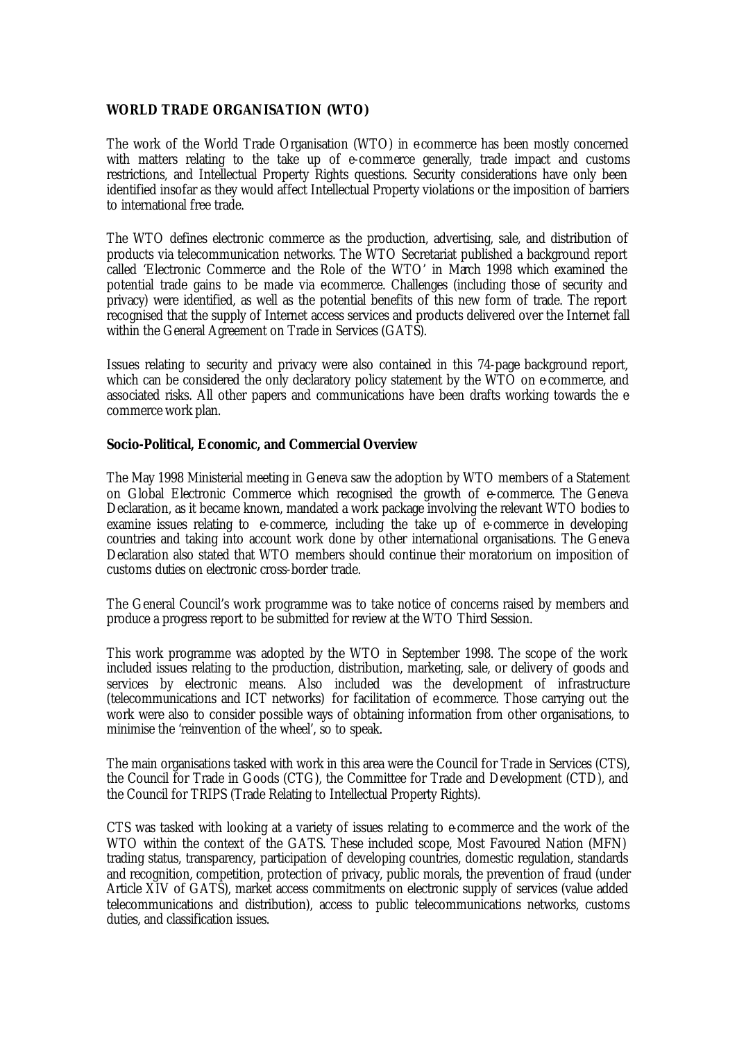### WORLD TRADE ORGANISATION (WTO)

The work of the World Trade Organisation (WTO) in e-commerce has been mostly concerned with matters relating to the take up of e-commerce generally, trade impact and customs restrictions, and Intellectual Property Rights questions. Security considerations have only been identified insofar as they would affect Intellectual Property violations or the imposition of barriers to international free trade.

The WTO defines electronic commerce as the production, advertising, sale, and distribution of products via telecommunication networks. The WTO Secretariat published a background report called 'Electronic Commerce and the Role of the WTO' in March 1998 which examined the potential trade gains to be made via e-commerce. Challenges (including those of security and privacy) were identified, as well as the potential benefits of this new form of trade. The report recognised that the supply of Internet access services and products delivered over the Internet fall within the General Agreement on Trade in Services (GATS).

Issues relating to security and privacy were also contained in this 74-page background report, which can be considered the only declaratory policy statement by the WTO on e-commerce, and associated risks. All other papers and communications have been drafts working towards the e commerce work plan.

#### Socio-Political, Economic, and Commercial Overview

The May 1998 Ministerial meeting in Geneva saw the adoption by WTO members of a Statement on Global Electronic Commerce which recognised the growth of e-commerce. The Geneva Declaration, as it became known, mandated a work package involving the relevant WTO bodies to examine issues relating to e-commerce, including the take up of e-commerce in developing countries and taking into account work done by other international organisations. The Geneva Declaration also stated that WTO members should continue their moratorium on imposition of customs duties on electronic cross-border trade.

The General Council's work programme was to take notice of concerns raised by members and produce a progress report to be submitted for review at the WTO Third Session.

This work programme was adopted by the WTO in September 1998. The scope of the work included issues relating to the production, distribution, marketing, sale, or delivery of goods and services by electronic means. Also included was the development of infrastructure (telecommunications and ICT networks) for facilitation of e-commerce. Those carrying out the work were also to consider possible ways of obtaining information from other organisations, to minimise the 'reinvention of the wheel', so to speak.

The main organisations tasked with work in this area were the Council for Trade in Services (CTS), the Council for Trade in Goods (CTG), the Committee for Trade and Development (CTD), and the Council for TRIPS (Trade Relating to Intellectual Property Rights).

CTS was tasked with looking at a variety of issues relating to e-commerce and the work of the WTO within the context of the GATS. These included scope, Most Favoured Nation (MFN) trading status, transparency, participation of developing countries, domestic regulation, standards and recognition, competition, protection of privacy, public morals, the prevention of fraud (under Article XIV of GATS), market access commitments on electronic supply of services (value added telecommunications and distribution), access to public telecommunications networks, customs duties, and classification issues.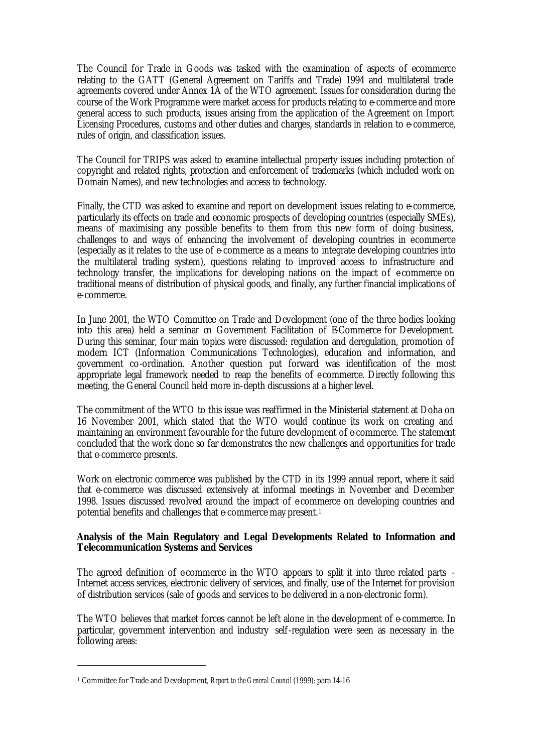The Council for Trade in Goods was tasked with the examination of aspects of ecommerce relating to the GATT (General Agreement on Tariffs and Trade) 1994 and multilateral trade agreements covered under Annex 1A of the WTO agreement. Issues for consideration during the course of the Work Programme were market access for products relating to e-commerce and more general access to such products, issues arising from the application of the Agreement on Import Licensing Procedures, customs and other duties and charges, standards in relation to e-commerce, rules of origin, and classification issues.

The Council for TRIPS was asked to examine intellectual property issues including protection of copyright and related rights, protection and enforcement of trademarks (which included work on Domain Names), and new technologies and access to technology.

Finally, the CTD was asked to examine and report on development issues relating to e-commerce, particularly its effects on trade and economic prospects of developing countries (especially SMEs), means of maximising any possible benefits to them from this new form of doing business, challenges to and ways of enhancing the involvement of developing countries in ecommerce (especially as it relates to the use of e-commerce as a means to integrate developing countries into the multilateral trading system), questions relating to improved access to infrastructure and technology transfer, the implications for developing nations on the impact of e-commerce on traditional means of distribution of physical goods, and finally, any further financial implications of e-commerce.

In June 2001, the WTO Committee on Trade and Development (one of the three bodies looking into this area) held a seminar on Government Facilitation of E-Commerce for Development. During this seminar, four main topics were discussed: regulation and deregulation, promotion of modern ICT (Information Communications Technologies), education and information, and government co-ordination. Another question put forward was identification of the most appropriate legal framework needed to reap the benefits of e-commerce. Directly following this meeting, the General Council held more in-depth discussions at a higher level.

The commitment of the WTO to this issue was reaffirmed in the Ministerial statement at Doha on 16 November 2001, which stated that the WTO would continue its work on creating and maintaining an environment favourable for the future development of e-commerce. The statement concluded that the work done so far demonstrates the new challenges and opportunities for trade that e-commerce presents.

Work on electronic commerce was published by the CTD in its 1999 annual report, where it said that e-commerce was discussed extensively at informal meetings in November and December 1998. Issues discussed revolved around the impact of e-commerce on developing countries and potential benefits and challenges that e-commerce may present.[1]

**Analysis of the Main Regulatory and Legal Developments Related to Information and Telecommunication Systems and Services**

The agreed definition of e-commerce in the WTO appears to split it into three related parts - Internet access services, electronic delivery of services, and finally, use of the Internet for provision of distribution services (sale of goods and services to be delivered in a non-electronic form).

The WTO believes that market forces cannot be left alone in the development of e-commerce. In particular, government intervention and industry self-regulation were seen as necessary in the following areas:

---

[1] Committee for Trade and Development, *Report to the General Council* (1999): para 14-16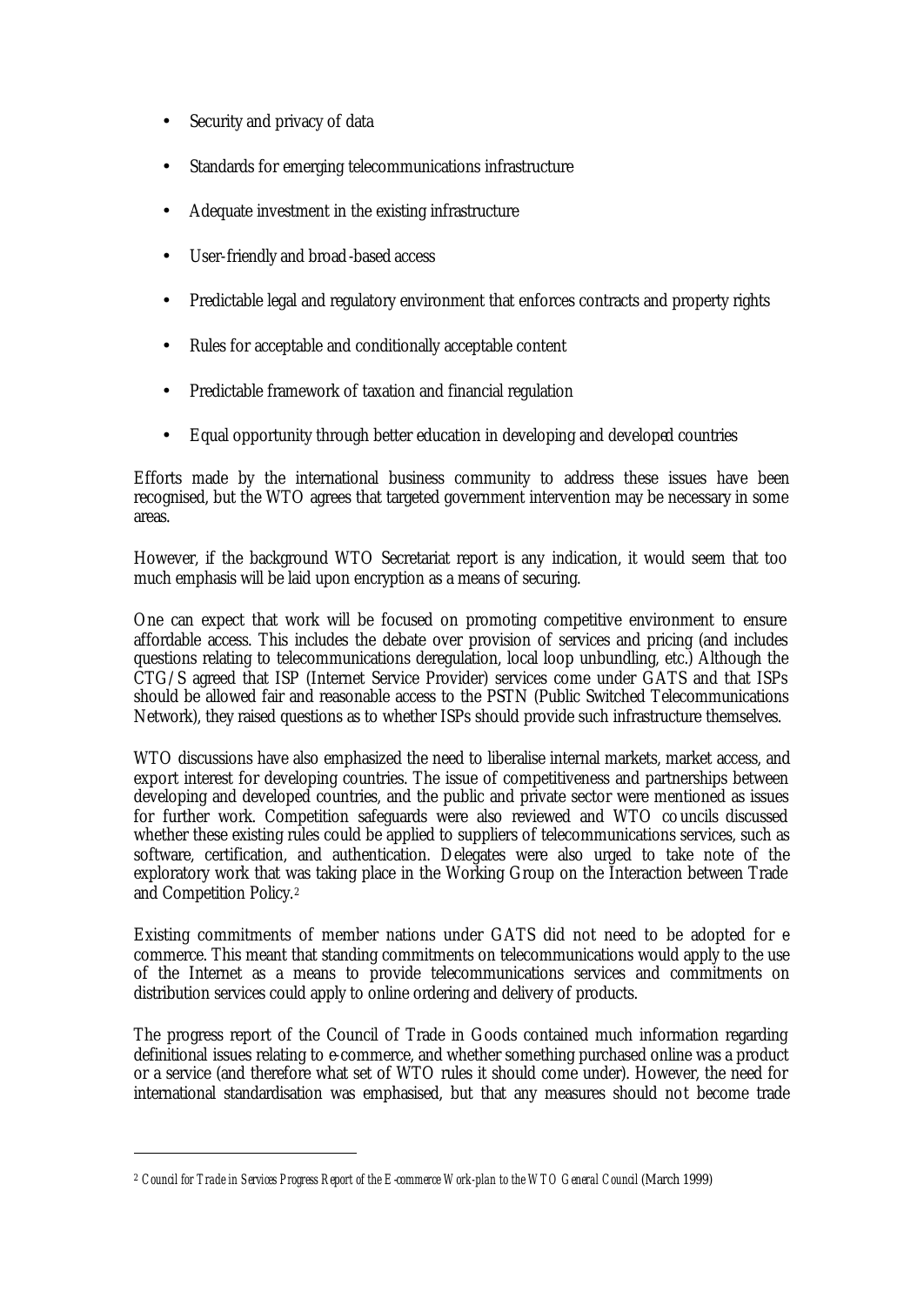- Security and privacy of data
- Standards for emerging telecommunications infrastructure
- Adequate investment in the existing infrastructure
- User-friendly and broad-based access
- Predictable legal and regulatory environment that enforces contracts and property rights
- Rules for acceptable and conditionally acceptable content
- Predictable framework of taxation and financial regulation
- Equal opportunity through better education in developing and developed countries

Efforts made by the international business community to address these issues have been recognised, but the WTO agrees that targeted government intervention may be necessary in some areas.

However, if the background WTO Secretariat report is any indication, it would seem that too much emphasis will be laid upon encryption as a means of securing.

One can expect that work will be focused on promoting competitive environment to ensure affordable access. This includes the debate over provision of services and pricing (and includes questions relating to telecommunications deregulation, local loop unbundling, etc.) Although the CTG/S agreed that ISP (Internet Service Provider) services come under GATS and that ISPs should be allowed fair and reasonable access to the PSTN (Public Switched Telecommunications Network), they raised questions as to whether ISPs should provide such infrastructure themselves.

WTO discussions have also emphasized the need to liberalise internal markets, market access, and export interest for developing countries. The issue of competitiveness and partnerships between developing and developed countries, and the public and private sector were mentioned as issues for further work. Competition safeguards were also reviewed and WTO councils discussed whether these existing rules could be applied to suppliers of telecommunications services, such as software, certification, and authentication. Delegates were also urged to take note of the exploratory work that was taking place in the Working Group on the Interaction between Trade and Competition Policy.[2]

Existing commitments of member nations under GATS did not need to be adopted for e commerce. This meant that standing commitments on telecommunications would apply to the use of the Internet as a means to provide telecommunications services and commitments on distribution services could apply to online ordering and delivery of products.

The progress report of the Council of Trade in Goods contained much information regarding definitional issues relating to e-commerce, and whether something purchased online was a product or a service (and therefore what set of WTO rules it should come under). However, the need for international standardisation was emphasised, but that any measures should not become trade

---

[2] *Council for Trade in Services Progress Report of the E-commerce Work-plan to the WTO General Council* (March 1999)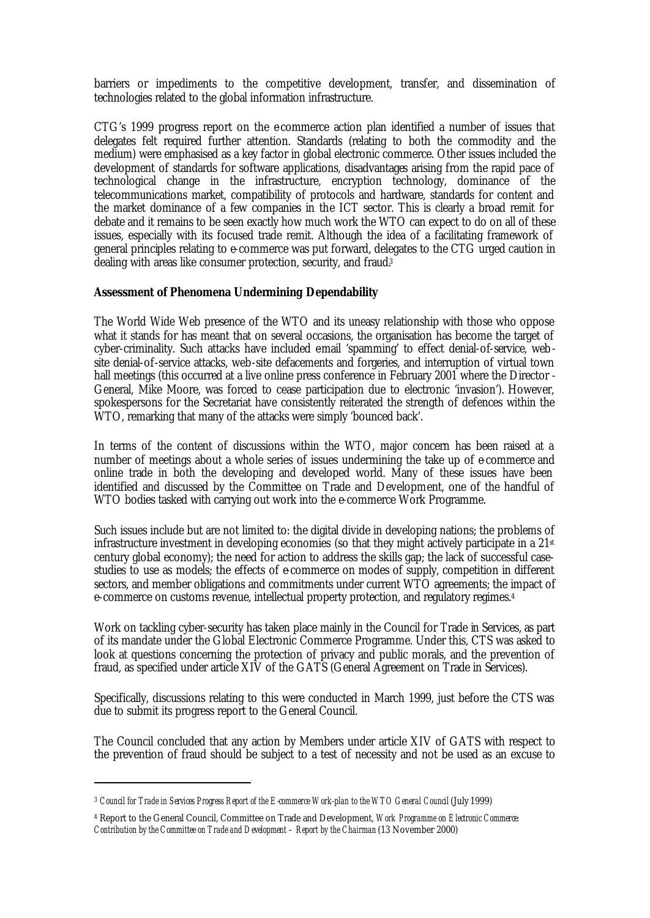barriers or impediments to the competitive development, transfer, and dissemination of technologies related to the global information infrastructure.

CTG's 1999 progress report on the e-commerce action plan identified a number of issues that delegates felt required further attention. Standards (relating to both the commodity and the medium) were emphasised as a key factor in global electronic commerce. Other issues included the development of standards for software applications, disadvantages arising from the rapid pace of technological change in the infrastructure, encryption technology, dominance of the telecommunications market, compatibility of protocols and hardware, standards for content and the market dominance of a few companies in the ICT sector. This is clearly a broad remit for debate and it remains to be seen exactly how much work the WTO can expect to do on all of these issues, especially with its focused trade remit. Although the idea of a facilitating framework of general principles relating to e-commerce was put forward, delegates to the CTG urged caution in dealing with areas like consumer protection, security, and fraud.[3]

**Assessment of Phenomena Undermining Dependability**

The World Wide Web presence of the WTO and its uneasy relationship with those who oppose what it stands for has meant that on several occasions, the organisation has become the target of cyber-criminality. Such attacks have included email 'spamming' to effect denial-of-service, web-site denial-of-service attacks, web-site defacements and forgeries, and interruption of virtual town hall meetings (this occurred at a live online press conference in February 2001 where the Director-General, Mike Moore, was forced to cease participation due to electronic 'invasion'). However, spokespersons for the Secretariat have consistently reiterated the strength of defences within the WTO, remarking that many of the attacks were simply 'bounced back'.

In terms of the content of discussions within the WTO, major concern has been raised at a number of meetings about a whole series of issues undermining the take up of e-commerce and online trade in both the developing and developed world. Many of these issues have been identified and discussed by the Committee on Trade and Development, one of the handful of WTO bodies tasked with carrying out work into the e-commerce Work Programme.

Such issues include but are not limited to: the digital divide in developing nations; the problems of infrastructure investment in developing economies (so that they might actively participate in a 21st century global economy); the need for action to address the skills gap; the lack of successful case-studies to use as models; the effects of e-commerce on modes of supply, competition in different sectors, and member obligations and commitments under current WTO agreements; the impact of e-commerce on customs revenue, intellectual property protection, and regulatory regimes.[4]

Work on tackling cyber-security has taken place mainly in the Council for Trade in Services, as part of its mandate under the Global Electronic Commerce Programme. Under this, CTS was asked to look at questions concerning the protection of privacy and public morals, and the prevention of fraud, as specified under article XIV of the GATS (General Agreement on Trade in Services).

Specifically, discussions relating to this were conducted in March 1999, just before the CTS was due to submit its progress report to the General Council.

The Council concluded that any action by Members under article XIV of GATS with respect to the prevention of fraud should be subject to a test of necessity and not be used as an excuse to

---

[3] *Council for Trade in Services Progress Report of the E-commerce Work-plan to the WTO General Council* (July 1999)

[4] Report to the General Council, Committee on Trade and Development, *Work Programme on Electronic Commerce: Contribution by the Committee on Trade and Development – Report by the Chairman* (13 November 2000)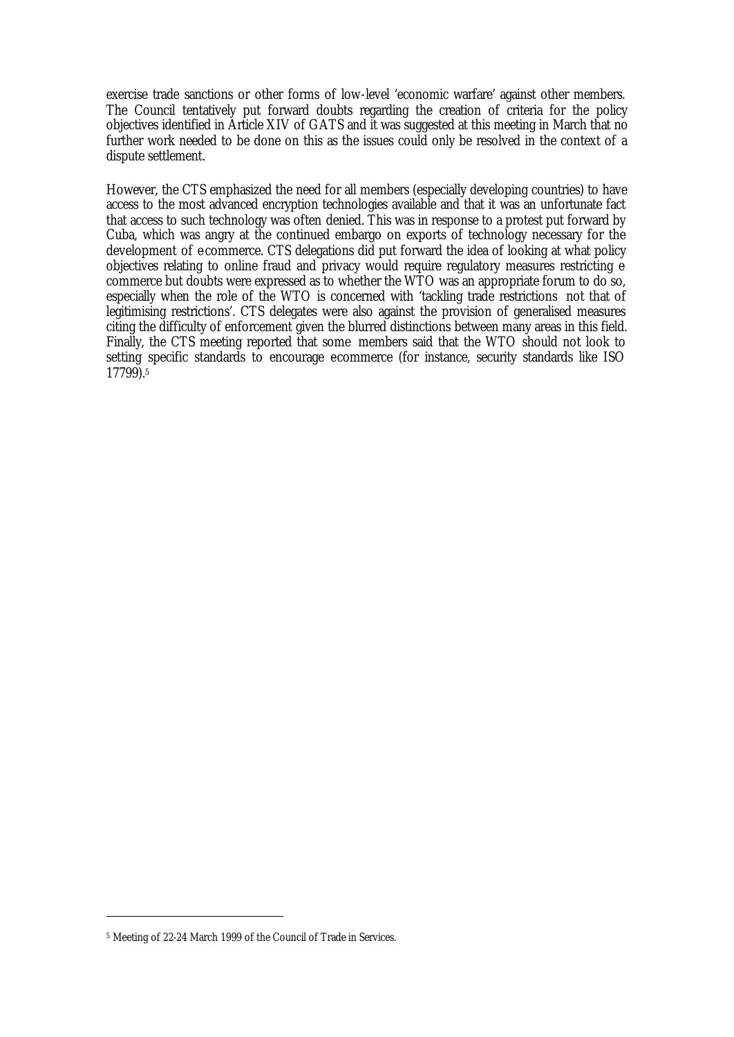exercise trade sanctions or other forms of low-level 'economic warfare' against other members. The Council tentatively put forward doubts regarding the creation of criteria for the policy objectives identified in Article XIV of GATS and it was suggested at this meeting in March that no further work needed to be done on this as the issues could only be resolved in the context of a dispute settlement.

However, the CTS emphasized the need for all members (especially developing countries) to have access to the most advanced encryption technologies available and that it was an unfortunate fact that access to such technology was often denied. This was in response to a protest put forward by Cuba, which was angry at the continued embargo on exports of technology necessary for the development of ecommerce. CTS delegations did put forward the idea of looking at what policy objectives relating to online fraud and privacy would require regulatory measures restricting e commerce but doubts were expressed as to whether the WTO was an appropriate forum to do so, especially when the role of the WTO is concerned with 'tackling trade restrictions not that of legitimising restrictions'. CTS delegates were also against the provision of generalised measures citing the difficulty of enforcement given the blurred distinctions between many areas in this field. Finally, the CTS meeting reported that some members said that the WTO should not look to setting specific standards to encourage ecommerce (for instance, security standards like ISO 17799).[5]

[5] Meeting of 22-24 March 1999 of the Council of Trade in Services.